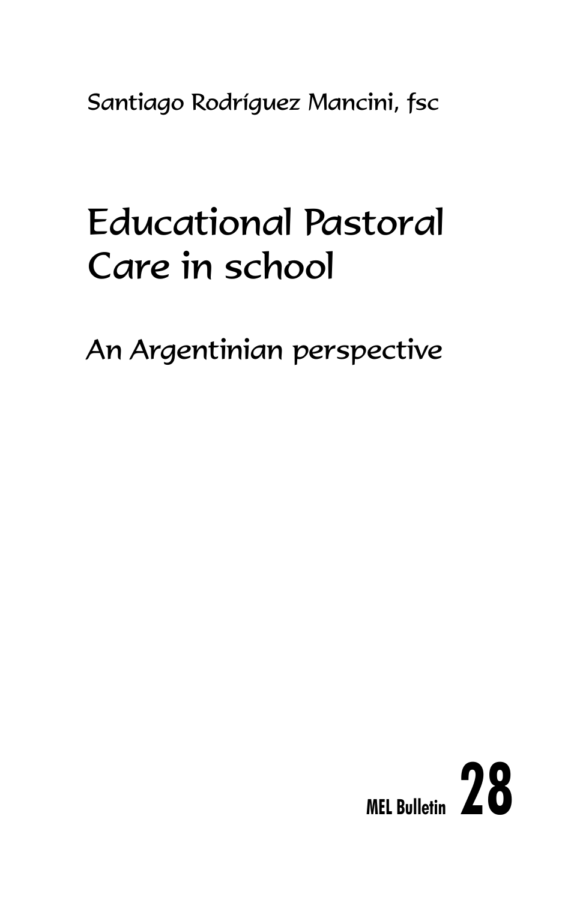Santiago Rodríguez Mancini, fsc

# Educational Pastoral Care in school

## An Argentinian perspective

**MEL Bulletin 28**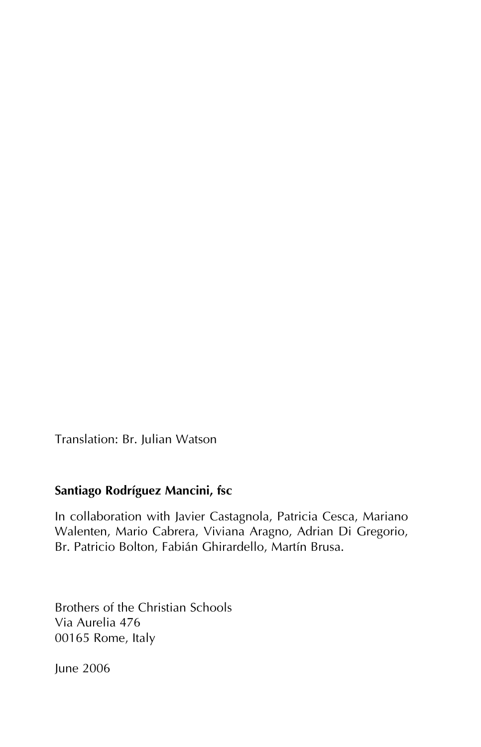Translation: Br. Julian Watson

**Santiago Rodríguez Mancini, fsc**

In collaboration with Javier Castagnola, Patricia Cesca, Mariano Walenten, Mario Cabrera, Viviana Aragno, Adrian Di Gregorio, Br. Patricio Bolton, Fabián Ghirardello, Martín Brusa.

Brothers of the Christian Schools
Via Aurelia 476
00165 Rome, Italy

June 2006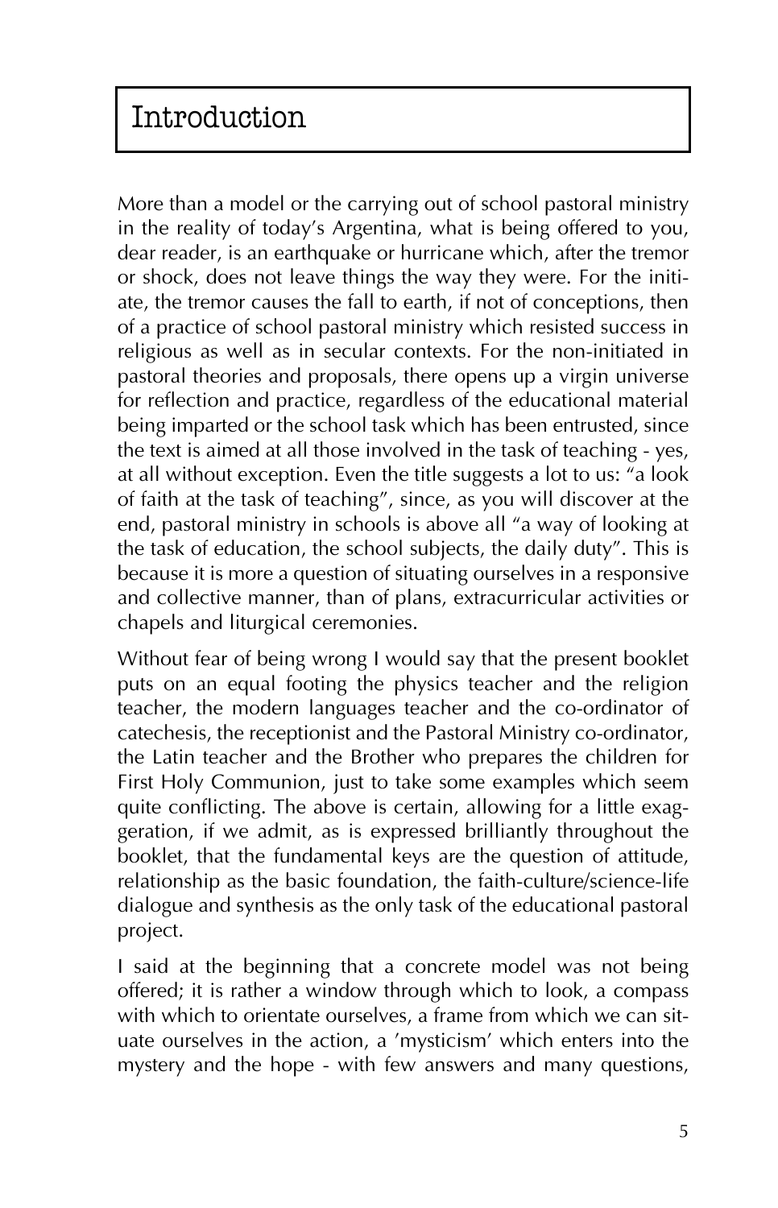# Introduction

More than a model or the carrying out of school pastoral ministry in the reality of today's Argentina, what is being offered to you, dear reader, is an earthquake or hurricane which, after the tremor or shock, does not leave things the way they were. For the initiate, the tremor causes the fall to earth, if not of conceptions, then of a practice of school pastoral ministry which resisted success in religious as well as in secular contexts. For the non-initiated in pastoral theories and proposals, there opens up a virgin universe for reflection and practice, regardless of the educational material being imparted or the school task which has been entrusted, since the text is aimed at all those involved in the task of teaching - yes, at all without exception. Even the title suggests a lot to us: "a look of faith at the task of teaching", since, as you will discover at the end, pastoral ministry in schools is above all "a way of looking at the task of education, the school subjects, the daily duty". This is because it is more a question of situating ourselves in a responsive and collective manner, than of plans, extracurricular activities or chapels and liturgical ceremonies.

Without fear of being wrong I would say that the present booklet puts on an equal footing the physics teacher and the religion teacher, the modern languages teacher and the co-ordinator of catechesis, the receptionist and the Pastoral Ministry co-ordinator, the Latin teacher and the Brother who prepares the children for First Holy Communion, just to take some examples which seem quite conflicting. The above is certain, allowing for a little exaggeration, if we admit, as is expressed brilliantly throughout the booklet, that the fundamental keys are the question of attitude, relationship as the basic foundation, the faith-culture/science-life dialogue and synthesis as the only task of the educational pastoral project.

I said at the beginning that a concrete model was not being offered; it is rather a window through which to look, a compass with which to orientate ourselves, a frame from which we can situate ourselves in the action, a 'mysticism' which enters into the mystery and the hope - with few answers and many questions,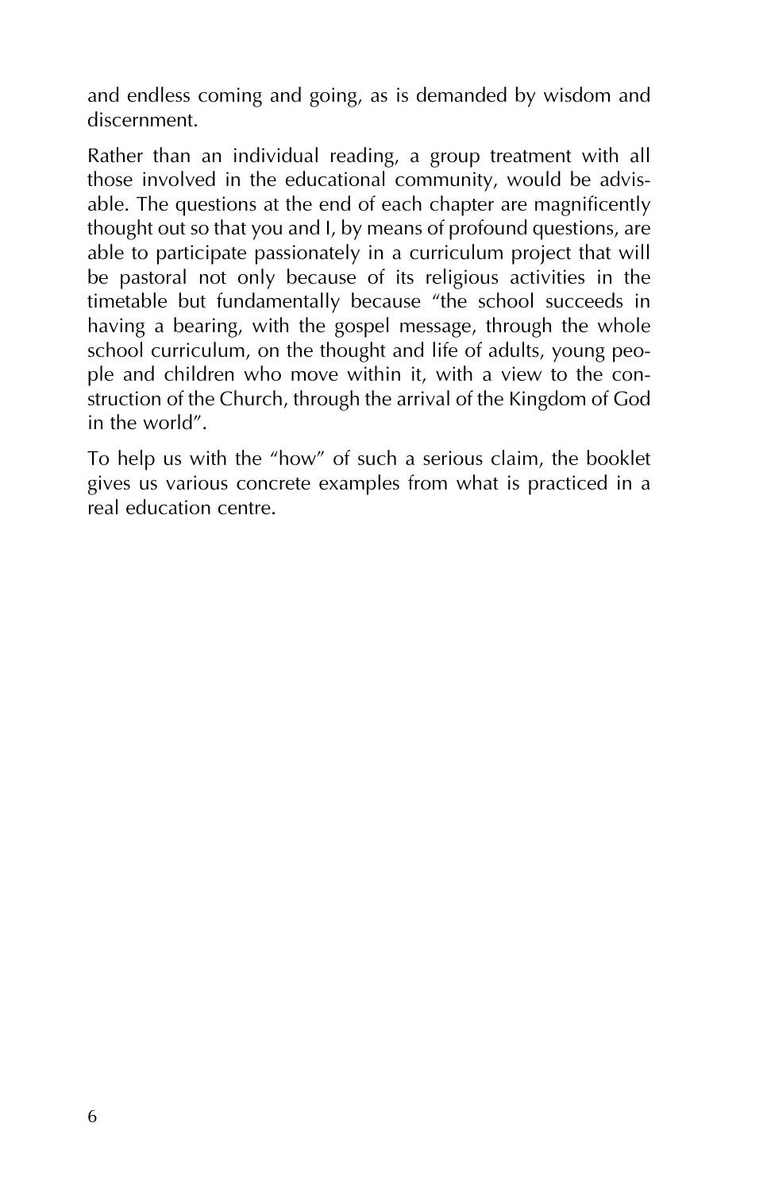and endless coming and going, as is demanded by wisdom and discernment.

Rather than an individual reading, a group treatment with all those involved in the educational community, would be advisable. The questions at the end of each chapter are magnificently thought out so that you and I, by means of profound questions, are able to participate passionately in a curriculum project that will be pastoral not only because of its religious activities in the timetable but fundamentally because "the school succeeds in having a bearing, with the gospel message, through the whole school curriculum, on the thought and life of adults, young people and children who move within it, with a view to the construction of the Church, through the arrival of the Kingdom of God in the world".

To help us with the "how" of such a serious claim, the booklet gives us various concrete examples from what is practiced in a real education centre.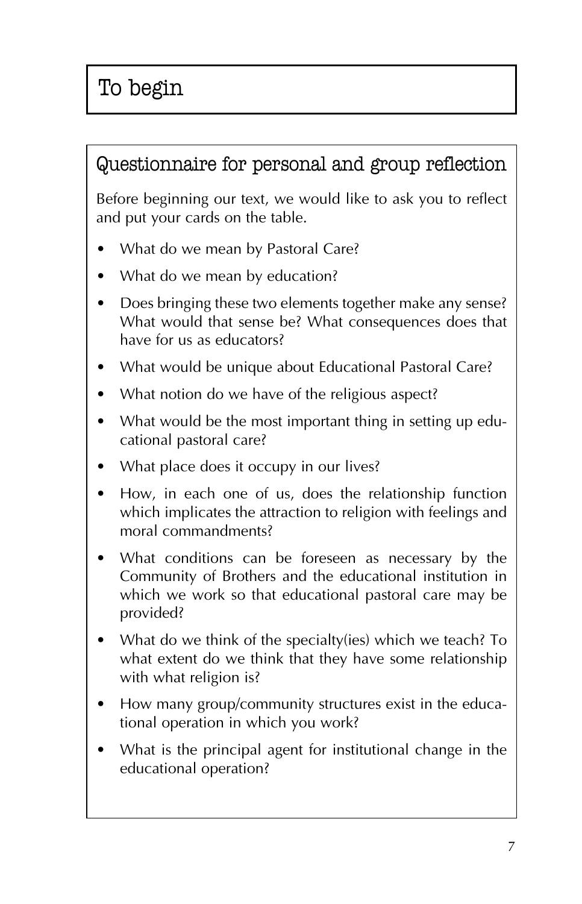# To begin

## Questionnaire for personal and group reflection

Before beginning our text, we would like to ask you to reflect and put your cards on the table.

- What do we mean by Pastoral Care?
- What do we mean by education?
- Does bringing these two elements together make any sense? What would that sense be? What consequences does that have for us as educators?
- What would be unique about Educational Pastoral Care?
- What notion do we have of the religious aspect?
- What would be the most important thing in setting up educational pastoral care?
- What place does it occupy in our lives?
- How, in each one of us, does the relationship function which implicates the attraction to religion with feelings and moral commandments?
- What conditions can be foreseen as necessary by the Community of Brothers and the educational institution in which we work so that educational pastoral care may be provided?
- What do we think of the specialty(ies) which we teach? To what extent do we think that they have some relationship with what religion is?
- How many group/community structures exist in the educational operation in which you work?
- What is the principal agent for institutional change in the educational operation?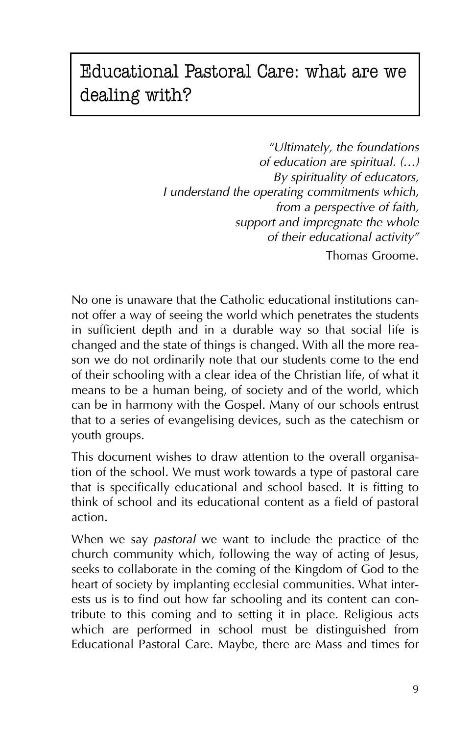# Educational Pastoral Care: what are we dealing with?

*"Ultimately, the foundations of education are spiritual. (…) By spirituality of educators, I understand the operating commitments which, from a perspective of faith, support and impregnate the whole of their educational activity"*

Thomas Groome.

No one is unaware that the Catholic educational institutions cannot offer a way of seeing the world which penetrates the students in sufficient depth and in a durable way so that social life is changed and the state of things is changed. With all the more reason we do not ordinarily note that our students come to the end of their schooling with a clear idea of the Christian life, of what it means to be a human being, of society and of the world, which can be in harmony with the Gospel. Many of our schools entrust that to a series of evangelising devices, such as the catechism or youth groups.

This document wishes to draw attention to the overall organisation of the school. We must work towards a type of pastoral care that is specifically educational and school based. It is fitting to think of school and its educational content as a field of pastoral action.

When we say *pastoral* we want to include the practice of the church community which, following the way of acting of Jesus, seeks to collaborate in the coming of the Kingdom of God to the heart of society by implanting ecclesial communities. What interests us is to find out how far schooling and its content can contribute to this coming and to setting it in place. Religious acts which are performed in school must be distinguished from Educational Pastoral Care. Maybe, there are Mass and times for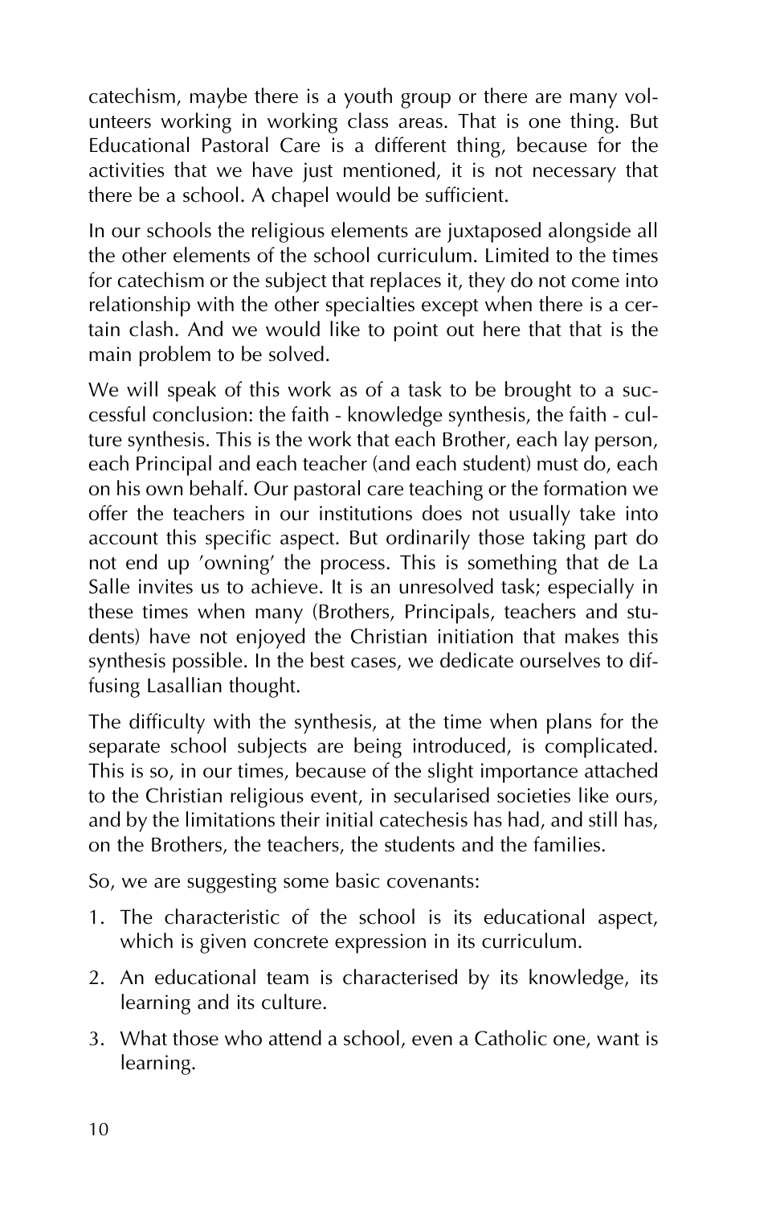catechism, maybe there is a youth group or there are many volunteers working in working class areas. That is one thing. But Educational Pastoral Care is a different thing, because for the activities that we have just mentioned, it is not necessary that there be a school. A chapel would be sufficient.

In our schools the religious elements are juxtaposed alongside all the other elements of the school curriculum. Limited to the times for catechism or the subject that replaces it, they do not come into relationship with the other specialties except when there is a certain clash. And we would like to point out here that that is the main problem to be solved.

We will speak of this work as of a task to be brought to a successful conclusion: the faith - knowledge synthesis, the faith - culture synthesis. This is the work that each Brother, each lay person, each Principal and each teacher (and each student) must do, each on his own behalf. Our pastoral care teaching or the formation we offer the teachers in our institutions does not usually take into account this specific aspect. But ordinarily those taking part do not end up 'owning' the process. This is something that de La Salle invites us to achieve. It is an unresolved task; especially in these times when many (Brothers, Principals, teachers and students) have not enjoyed the Christian initiation that makes this synthesis possible. In the best cases, we dedicate ourselves to diffusing Lasallian thought.

The difficulty with the synthesis, at the time when plans for the separate school subjects are being introduced, is complicated. This is so, in our times, because of the slight importance attached to the Christian religious event, in secularised societies like ours, and by the limitations their initial catechesis has had, and still has, on the Brothers, the teachers, the students and the families.

So, we are suggesting some basic covenants:

1. The characteristic of the school is its educational aspect, which is given concrete expression in its curriculum.
2. An educational team is characterised by its knowledge, its learning and its culture.
3. What those who attend a school, even a Catholic one, want is learning.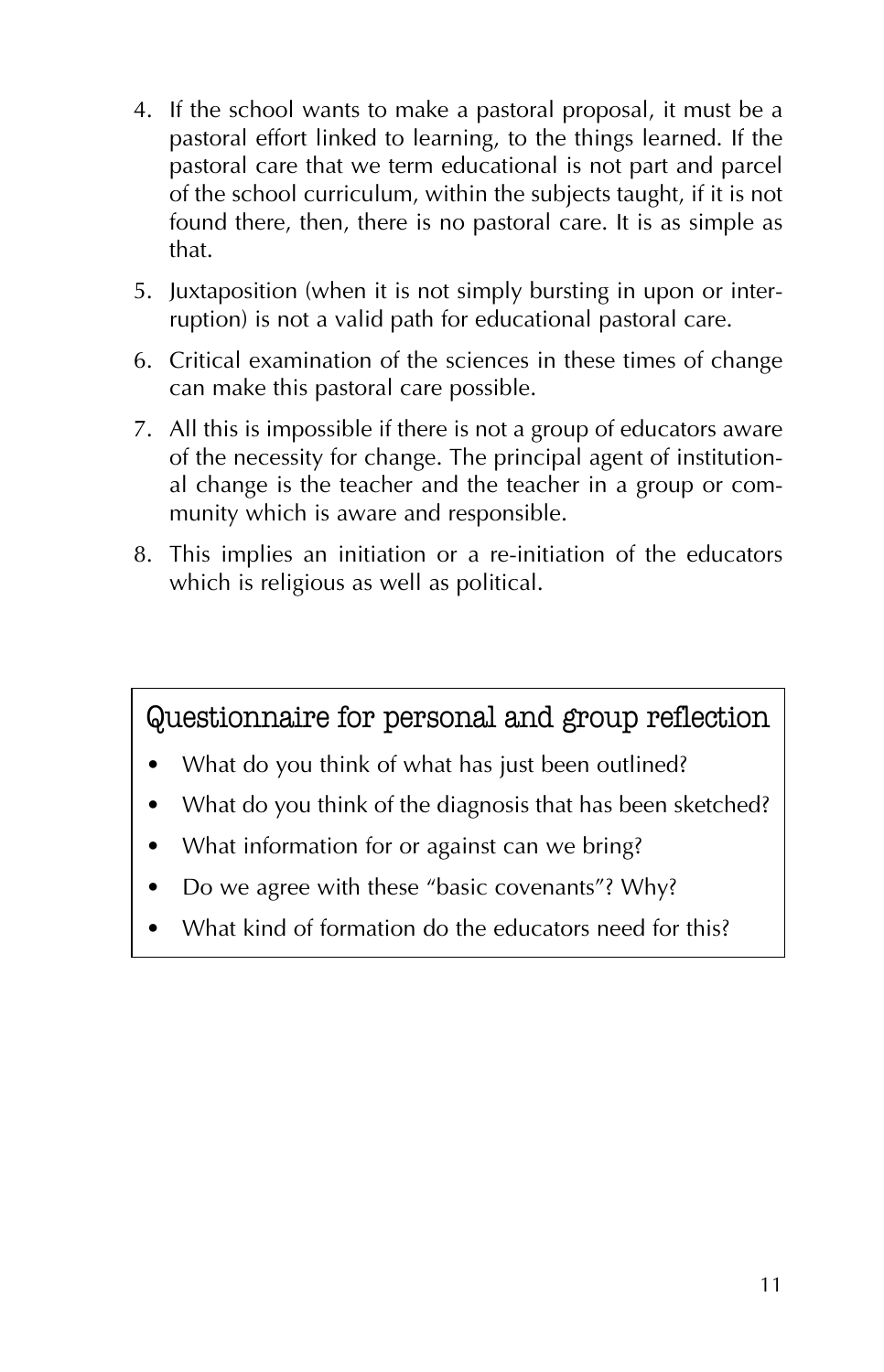4. If the school wants to make a pastoral proposal, it must be a pastoral effort linked to learning, to the things learned. If the pastoral care that we term educational is not part and parcel of the school curriculum, within the subjects taught, if it is not found there, then, there is no pastoral care. It is as simple as that.
5. Juxtaposition (when it is not simply bursting in upon or interruption) is not a valid path for educational pastoral care.
6. Critical examination of the sciences in these times of change can make this pastoral care possible.
7. All this is impossible if there is not a group of educators aware of the necessity for change. The principal agent of institutional change is the teacher and the teacher in a group or community which is aware and responsible.
8. This implies an initiation or a re-initiation of the educators which is religious as well as political.

## Questionnaire for personal and group reflection

- What do you think of what has just been outlined?
- What do you think of the diagnosis that has been sketched?
- What information for or against can we bring?
- Do we agree with these "basic covenants"? Why?
- What kind of formation do the educators need for this?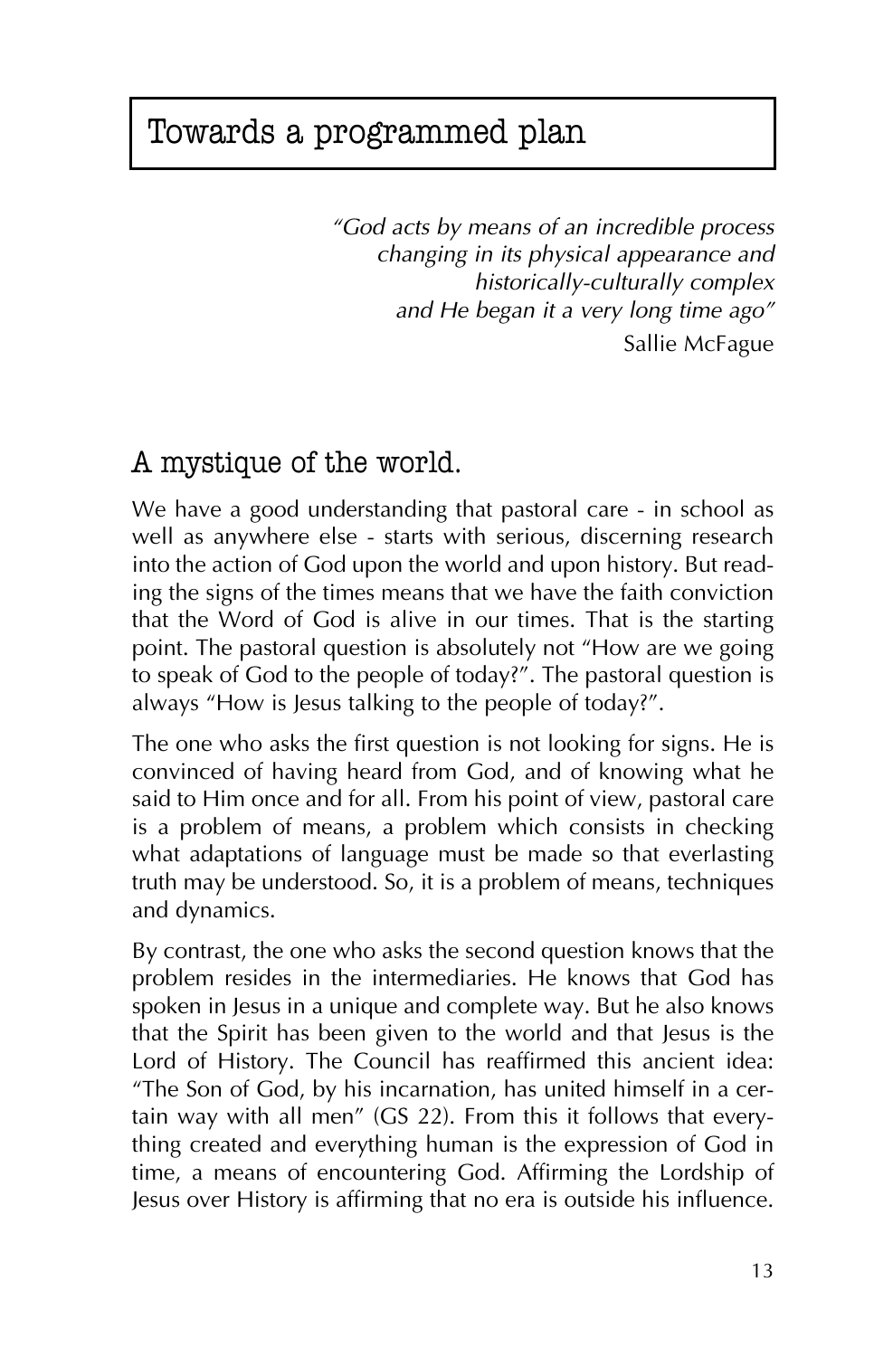# Towards a programmed plan

*"God acts by means of an incredible process changing in its physical appearance and historically-culturally complex and He began it a very long time ago"*
Sallie McFague

## A mystique of the world.

We have a good understanding that pastoral care - in school as well as anywhere else - starts with serious, discerning research into the action of God upon the world and upon history. But reading the signs of the times means that we have the faith conviction that the Word of God is alive in our times. That is the starting point. The pastoral question is absolutely not "How are we going to speak of God to the people of today?". The pastoral question is always "How is Jesus talking to the people of today?".

The one who asks the first question is not looking for signs. He is convinced of having heard from God, and of knowing what he said to Him once and for all. From his point of view, pastoral care is a problem of means, a problem which consists in checking what adaptations of language must be made so that everlasting truth may be understood. So, it is a problem of means, techniques and dynamics.

By contrast, the one who asks the second question knows that the problem resides in the intermediaries. He knows that God has spoken in Jesus in a unique and complete way. But he also knows that the Spirit has been given to the world and that Jesus is the Lord of History. The Council has reaffirmed this ancient idea: "The Son of God, by his incarnation, has united himself in a certain way with all men" (GS 22). From this it follows that everything created and everything human is the expression of God in time, a means of encountering God. Affirming the Lordship of Jesus over History is affirming that no era is outside his influence.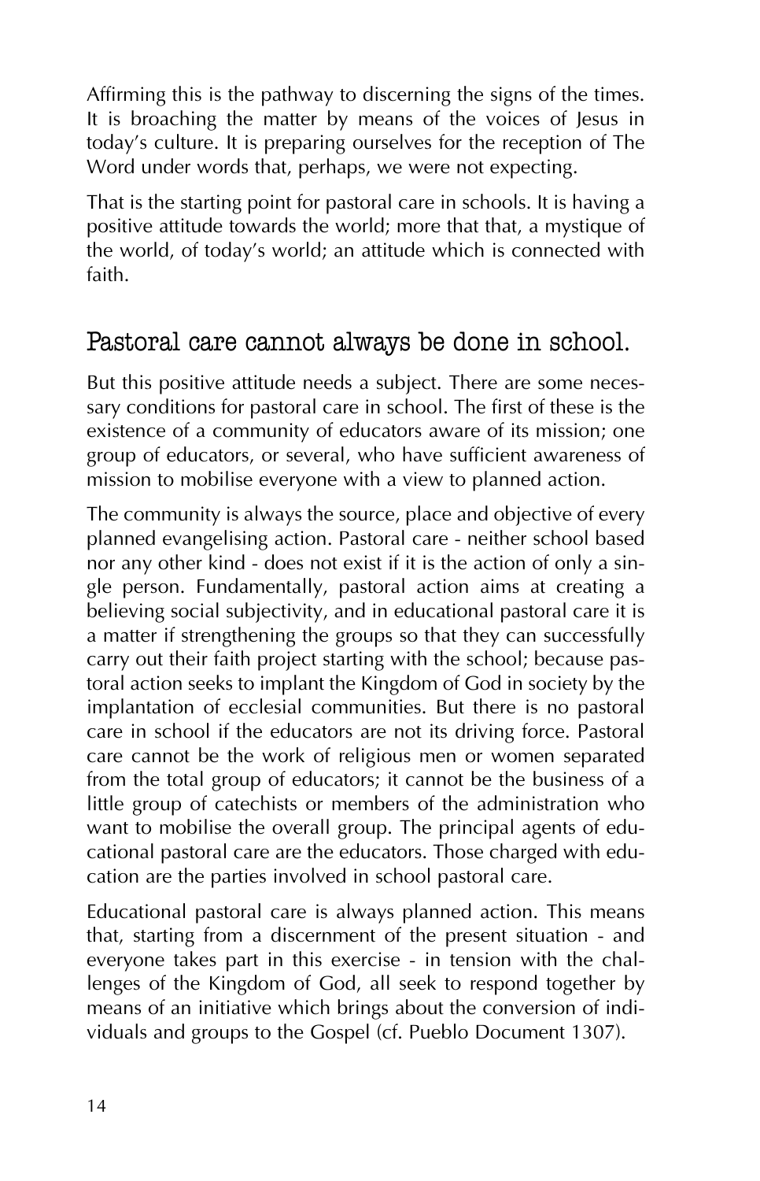Affirming this is the pathway to discerning the signs of the times. It is broaching the matter by means of the voices of Jesus in today's culture. It is preparing ourselves for the reception of The Word under words that, perhaps, we were not expecting.

That is the starting point for pastoral care in schools. It is having a positive attitude towards the world; more that that, a mystique of the world, of today's world; an attitude which is connected with faith.

## Pastoral care cannot always be done in school.

But this positive attitude needs a subject. There are some necessary conditions for pastoral care in school. The first of these is the existence of a community of educators aware of its mission; one group of educators, or several, who have sufficient awareness of mission to mobilise everyone with a view to planned action.

The community is always the source, place and objective of every planned evangelising action. Pastoral care - neither school based nor any other kind - does not exist if it is the action of only a single person. Fundamentally, pastoral action aims at creating a believing social subjectivity, and in educational pastoral care it is a matter if strengthening the groups so that they can successfully carry out their faith project starting with the school; because pastoral action seeks to implant the Kingdom of God in society by the implantation of ecclesial communities. But there is no pastoral care in school if the educators are not its driving force. Pastoral care cannot be the work of religious men or women separated from the total group of educators; it cannot be the business of a little group of catechists or members of the administration who want to mobilise the overall group. The principal agents of educational pastoral care are the educators. Those charged with education are the parties involved in school pastoral care.

Educational pastoral care is always planned action. This means that, starting from a discernment of the present situation - and everyone takes part in this exercise - in tension with the challenges of the Kingdom of God, all seek to respond together by means of an initiative which brings about the conversion of individuals and groups to the Gospel (cf. Pueblo Document 1307).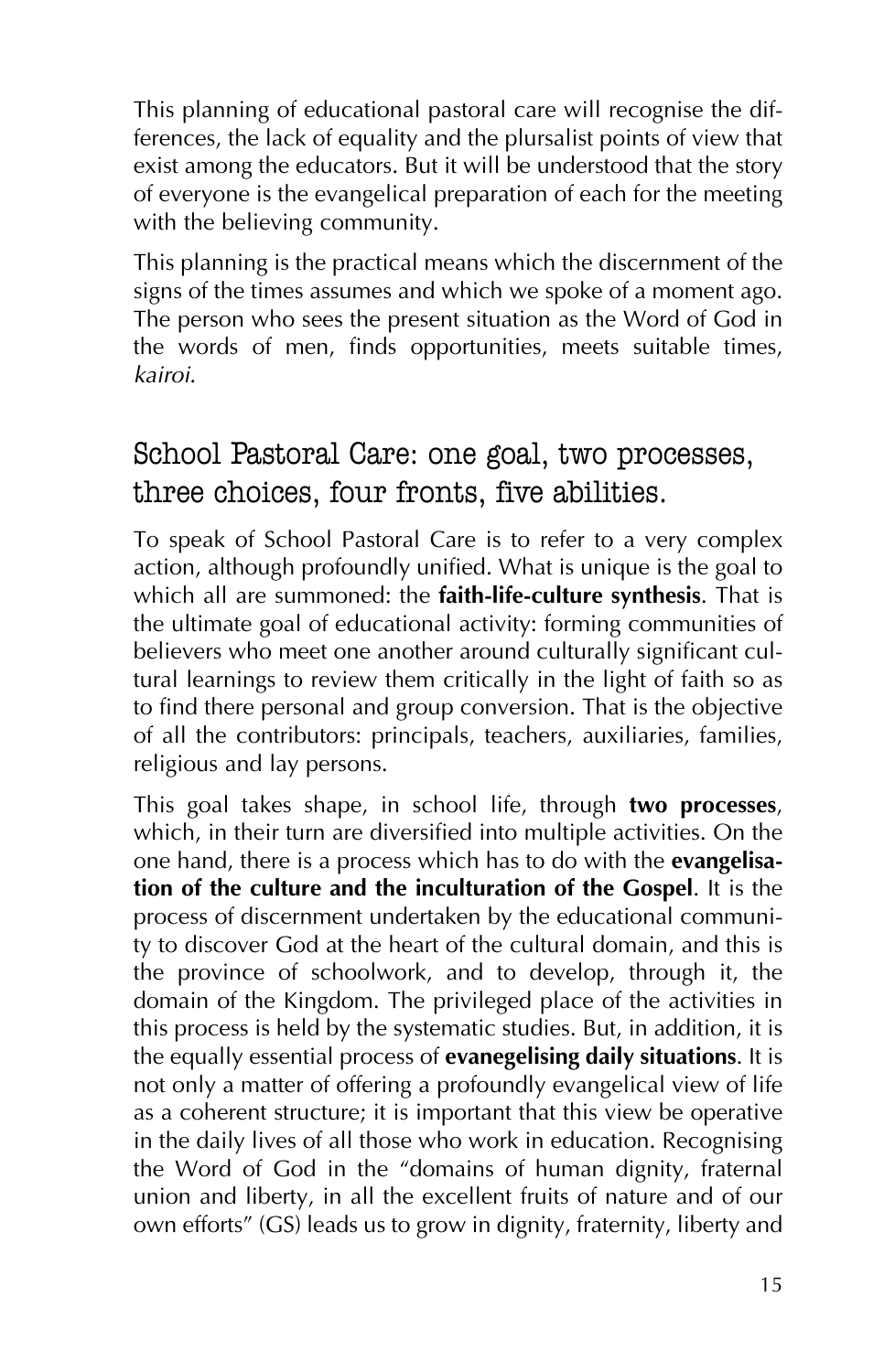This planning of educational pastoral care will recognise the differences, the lack of equality and the plursalist points of view that exist among the educators. But it will be understood that the story of everyone is the evangelical preparation of each for the meeting with the believing community.

This planning is the practical means which the discernment of the signs of the times assumes and which we spoke of a moment ago. The person who sees the present situation as the Word of God in the words of men, finds opportunities, meets suitable times, *kairoi*.

## School Pastoral Care: one goal, two processes, three choices, four fronts, five abilities.

To speak of School Pastoral Care is to refer to a very complex action, although profoundly unified. What is unique is the goal to which all are summoned: the **faith-life-culture synthesis**. That is the ultimate goal of educational activity: forming communities of believers who meet one another around culturally significant cultural learnings to review them critically in the light of faith so as to find there personal and group conversion. That is the objective of all the contributors: principals, teachers, auxiliaries, families, religious and lay persons.

This goal takes shape, in school life, through **two processes**, which, in their turn are diversified into multiple activities. On the one hand, there is a process which has to do with the **evangelisation of the culture and the inculturation of the Gospel**. It is the process of discernment undertaken by the educational community to discover God at the heart of the cultural domain, and this is the province of schoolwork, and to develop, through it, the domain of the Kingdom. The privileged place of the activities in this process is held by the systematic studies. But, in addition, it is the equally essential process of **evanegelising daily situations**. It is not only a matter of offering a profoundly evangelical view of life as a coherent structure; it is important that this view be operative in the daily lives of all those who work in education. Recognising the Word of God in the "domains of human dignity, fraternal union and liberty, in all the excellent fruits of nature and of our own efforts" (GS) leads us to grow in dignity, fraternity, liberty and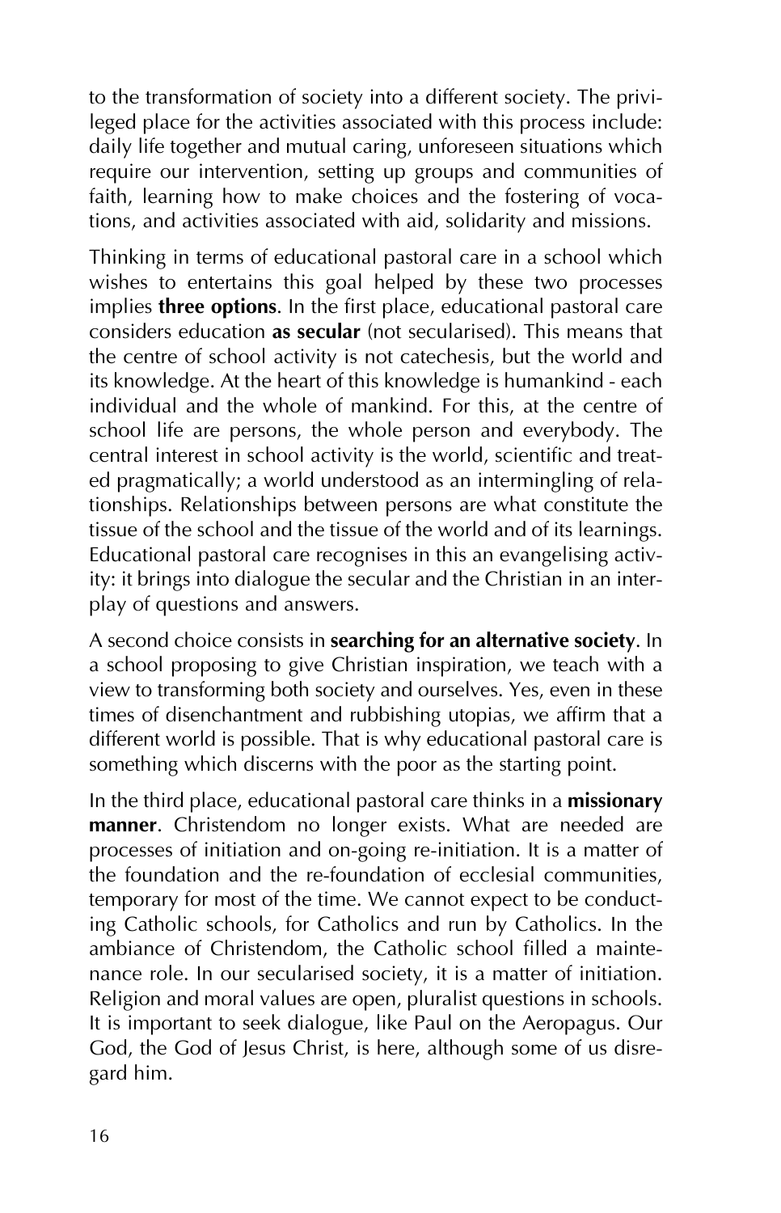to the transformation of society into a different society. The privileged place for the activities associated with this process include: daily life together and mutual caring, unforeseen situations which require our intervention, setting up groups and communities of faith, learning how to make choices and the fostering of vocations, and activities associated with aid, solidarity and missions.

Thinking in terms of educational pastoral care in a school which wishes to entertains this goal helped by these two processes implies **three options**. In the first place, educational pastoral care considers education **as secular** (not secularised). This means that the centre of school activity is not catechesis, but the world and its knowledge. At the heart of this knowledge is humankind - each individual and the whole of mankind. For this, at the centre of school life are persons, the whole person and everybody. The central interest in school activity is the world, scientific and treated pragmatically; a world understood as an intermingling of relationships. Relationships between persons are what constitute the tissue of the school and the tissue of the world and of its learnings. Educational pastoral care recognises in this an evangelising activity: it brings into dialogue the secular and the Christian in an interplay of questions and answers.

A second choice consists in **searching for an alternative society**. In a school proposing to give Christian inspiration, we teach with a view to transforming both society and ourselves. Yes, even in these times of disenchantment and rubbishing utopias, we affirm that a different world is possible. That is why educational pastoral care is something which discerns with the poor as the starting point.

In the third place, educational pastoral care thinks in a **missionary manner**. Christendom no longer exists. What are needed are processes of initiation and on-going re-initiation. It is a matter of the foundation and the re-foundation of ecclesial communities, temporary for most of the time. We cannot expect to be conducting Catholic schools, for Catholics and run by Catholics. In the ambiance of Christendom, the Catholic school filled a maintenance role. In our secularised society, it is a matter of initiation. Religion and moral values are open, pluralist questions in schools. It is important to seek dialogue, like Paul on the Aeropagus. Our God, the God of Jesus Christ, is here, although some of us disregard him.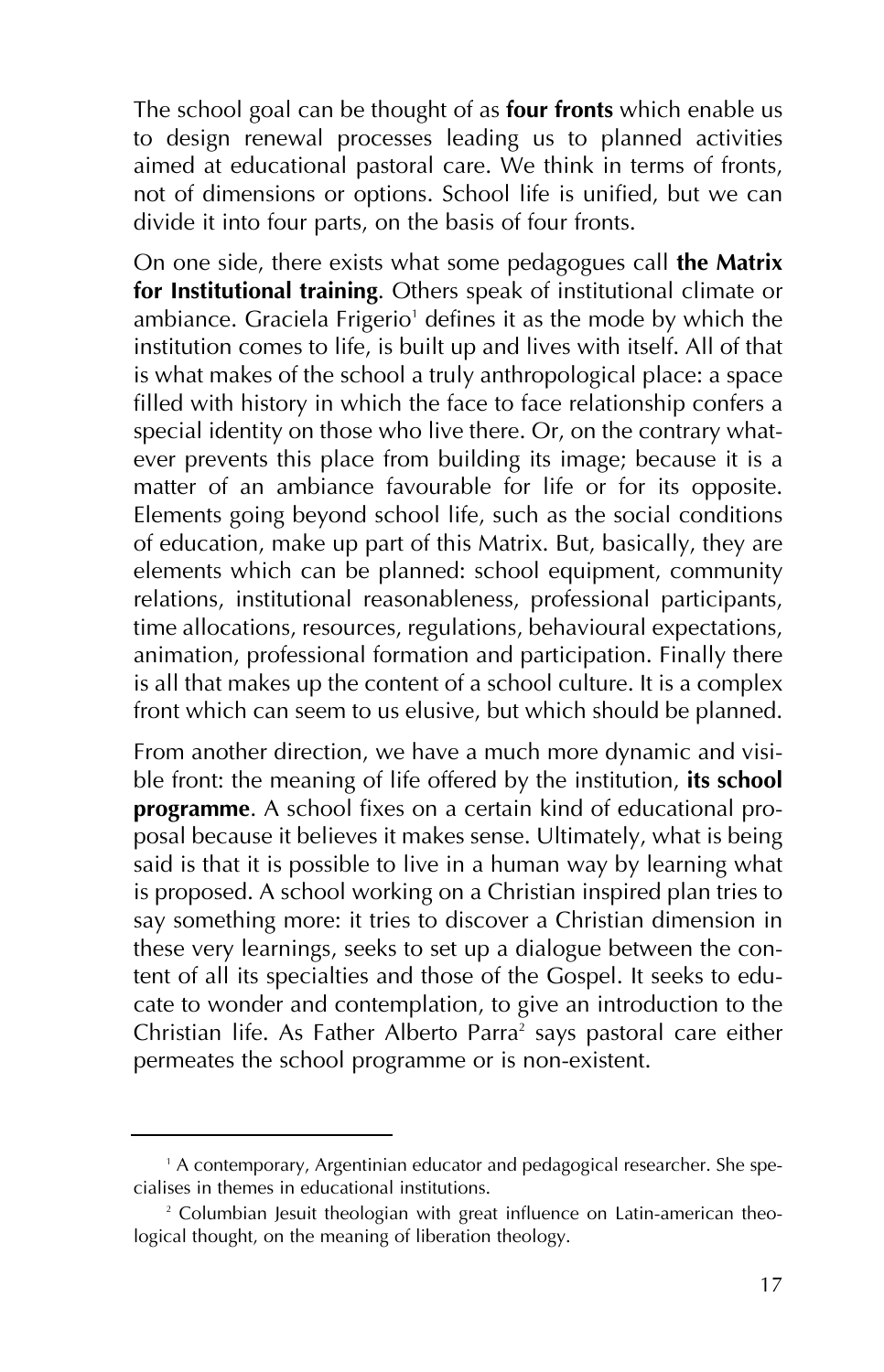The school goal can be thought of as **four fronts** which enable us to design renewal processes leading us to planned activities aimed at educational pastoral care. We think in terms of fronts, not of dimensions or options. School life is unified, but we can divide it into four parts, on the basis of four fronts.

On one side, there exists what some pedagogues call **the Matrix for Institutional training**. Others speak of institutional climate or ambiance. Graciela Frigerio[1] defines it as the mode by which the institution comes to life, is built up and lives with itself. All of that is what makes of the school a truly anthropological place: a space filled with history in which the face to face relationship confers a special identity on those who live there. Or, on the contrary whatever prevents this place from building its image; because it is a matter of an ambiance favourable for life or for its opposite. Elements going beyond school life, such as the social conditions of education, make up part of this Matrix. But, basically, they are elements which can be planned: school equipment, community relations, institutional reasonableness, professional participants, time allocations, resources, regulations, behavioural expectations, animation, professional formation and participation. Finally there is all that makes up the content of a school culture. It is a complex front which can seem to us elusive, but which should be planned.

From another direction, we have a much more dynamic and visible front: the meaning of life offered by the institution, **its school programme**. A school fixes on a certain kind of educational proposal because it believes it makes sense. Ultimately, what is being said is that it is possible to live in a human way by learning what is proposed. A school working on a Christian inspired plan tries to say something more: it tries to discover a Christian dimension in these very learnings, seeks to set up a dialogue between the content of all its specialties and those of the Gospel. It seeks to educate to wonder and contemplation, to give an introduction to the Christian life. As Father Alberto Parra[2] says pastoral care either permeates the school programme or is non-existent.

---

[1] A contemporary, Argentinian educator and pedagogical researcher. She specialises in themes in educational institutions.

[2] Columbian Jesuit theologian with great influence on Latin-american theological thought, on the meaning of liberation theology.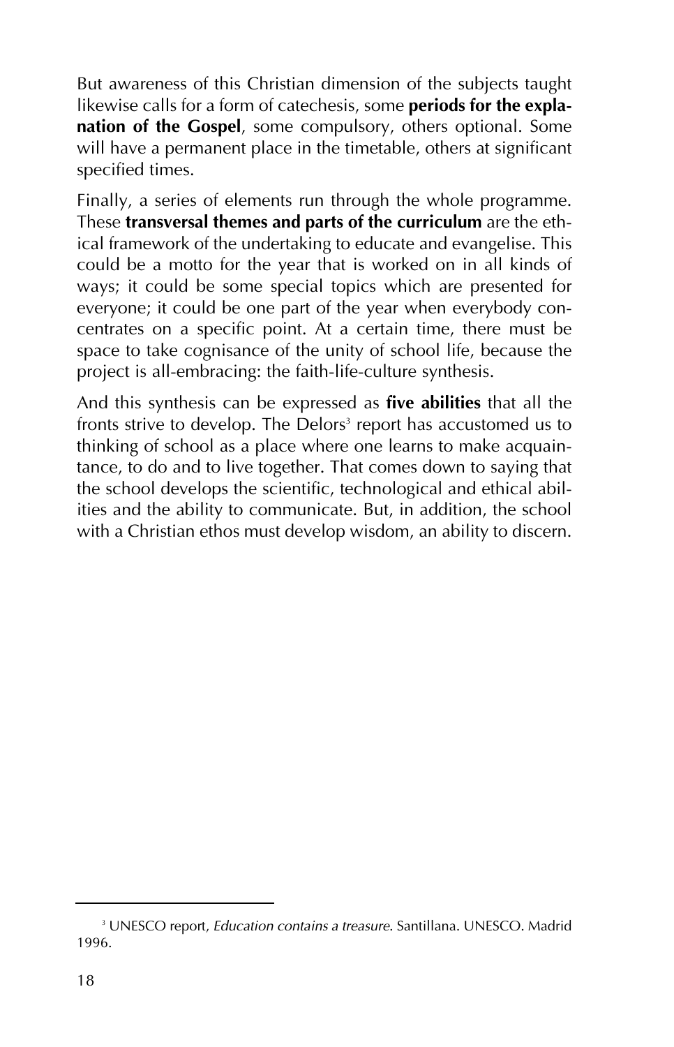But awareness of this Christian dimension of the subjects taught likewise calls for a form of catechesis, some **periods for the explanation of the Gospel**, some compulsory, others optional. Some will have a permanent place in the timetable, others at significant specified times.

Finally, a series of elements run through the whole programme. These **transversal themes and parts of the curriculum** are the ethical framework of the undertaking to educate and evangelise. This could be a motto for the year that is worked on in all kinds of ways; it could be some special topics which are presented for everyone; it could be one part of the year when everybody concentrates on a specific point. At a certain time, there must be space to take cognisance of the unity of school life, because the project is all-embracing: the faith-life-culture synthesis.

And this synthesis can be expressed as **five abilities** that all the fronts strive to develop. The Delors[3] report has accustomed us to thinking of school as a place where one learns to make acquaintance, to do and to live together. That comes down to saying that the school develops the scientific, technological and ethical abilities and the ability to communicate. But, in addition, the school with a Christian ethos must develop wisdom, an ability to discern.

---

[3] UNESCO report, *Education contains a treasure*. Santillana. UNESCO. Madrid 1996.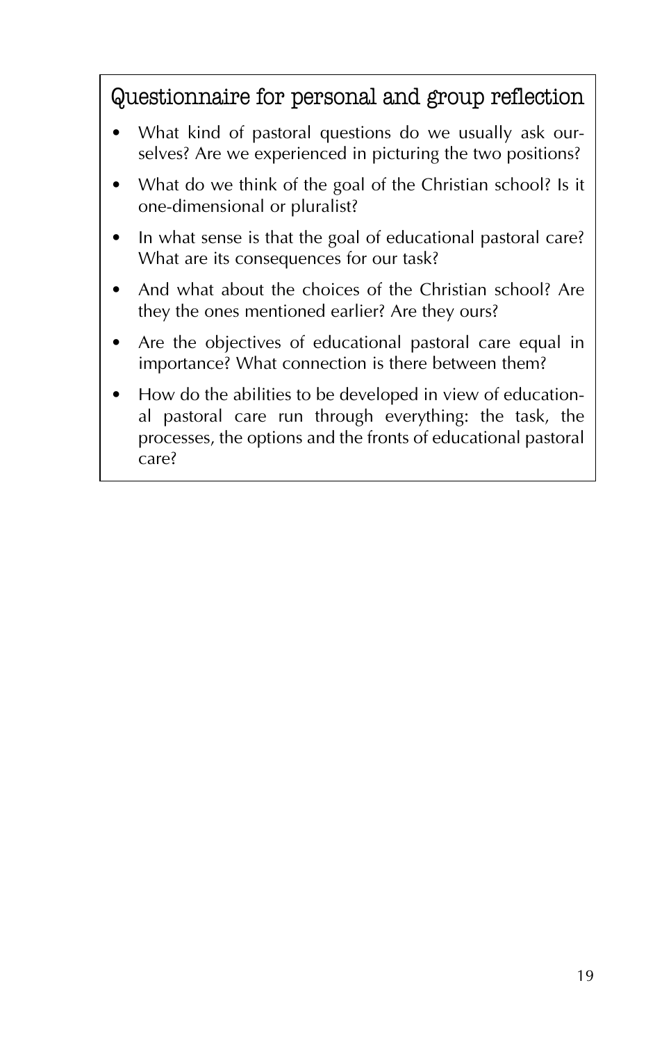## Questionnaire for personal and group reflection

- What kind of pastoral questions do we usually ask ourselves? Are we experienced in picturing the two positions?
- What do we think of the goal of the Christian school? Is it one-dimensional or pluralist?
- In what sense is that the goal of educational pastoral care? What are its consequences for our task?
- And what about the choices of the Christian school? Are they the ones mentioned earlier? Are they ours?
- Are the objectives of educational pastoral care equal in importance? What connection is there between them?
- How do the abilities to be developed in view of educational pastoral care run through everything: the task, the processes, the options and the fronts of educational pastoral care?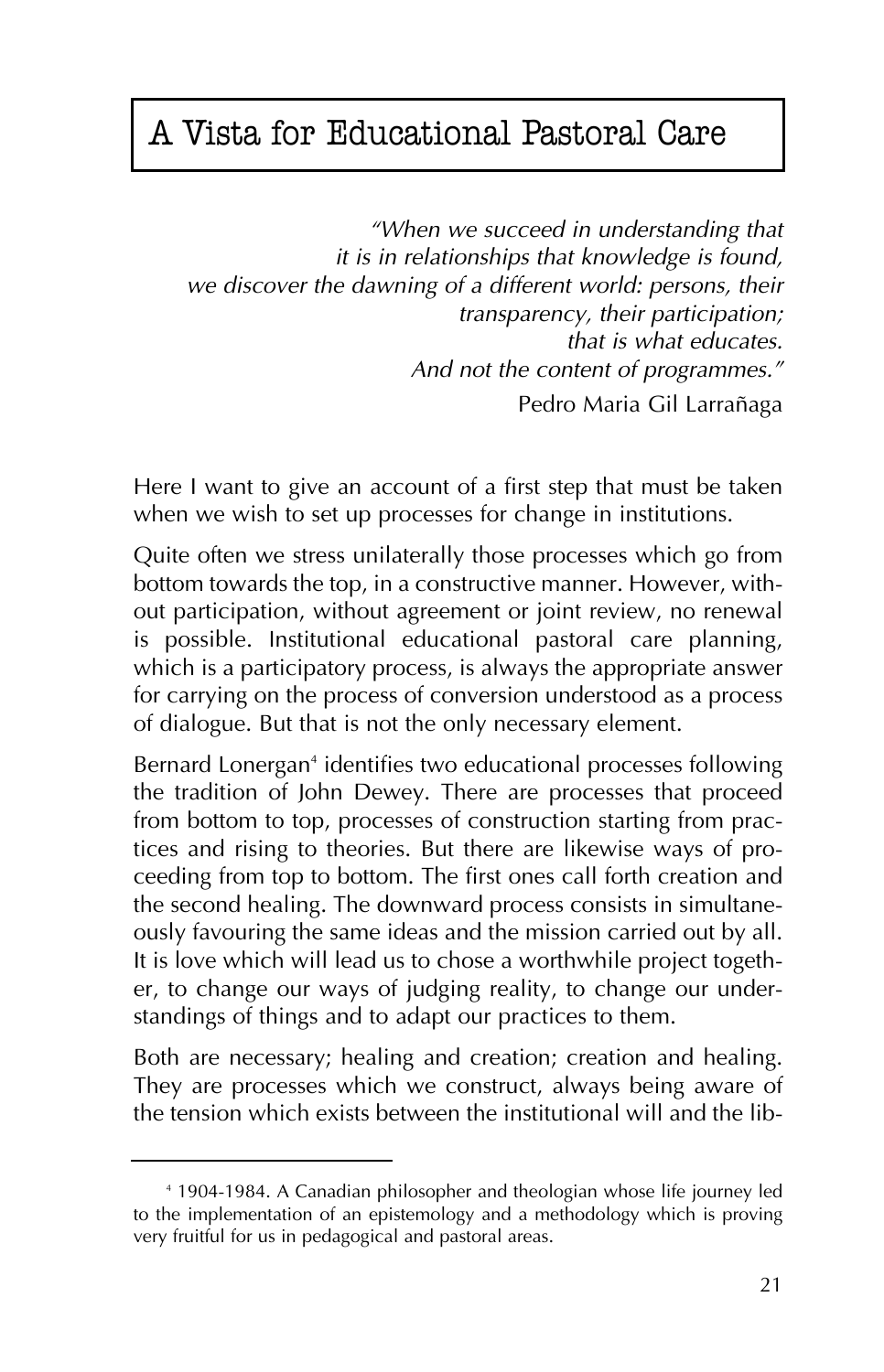# A Vista for Educational Pastoral Care

> *"When we succeed in understanding that*
> *it is in relationships that knowledge is found,*
> *we discover the dawning of a different world: persons, their transparency, their participation;*
> *that is what educates.*
> *And not the content of programmes."*
>
> Pedro Maria Gil Larrañaga

Here I want to give an account of a first step that must be taken when we wish to set up processes for change in institutions.

Quite often we stress unilaterally those processes which go from bottom towards the top, in a constructive manner. However, without participation, without agreement or joint review, no renewal is possible. Institutional educational pastoral care planning, which is a participatory process, is always the appropriate answer for carrying on the process of conversion understood as a process of dialogue. But that is not the only necessary element.

Bernard Lonergan[4] identifies two educational processes following the tradition of John Dewey. There are processes that proceed from bottom to top, processes of construction starting from practices and rising to theories. But there are likewise ways of proceeding from top to bottom. The first ones call forth creation and the second healing. The downward process consists in simultaneously favouring the same ideas and the mission carried out by all. It is love which will lead us to chose a worthwhile project together, to change our ways of judging reality, to change our understandings of things and to adapt our practices to them.

Both are necessary; healing and creation; creation and healing. They are processes which we construct, always being aware of the tension which exists between the institutional will and the lib-

---

[4] 1904-1984. A Canadian philosopher and theologian whose life journey led to the implementation of an epistemology and a methodology which is proving very fruitful for us in pedagogical and pastoral areas.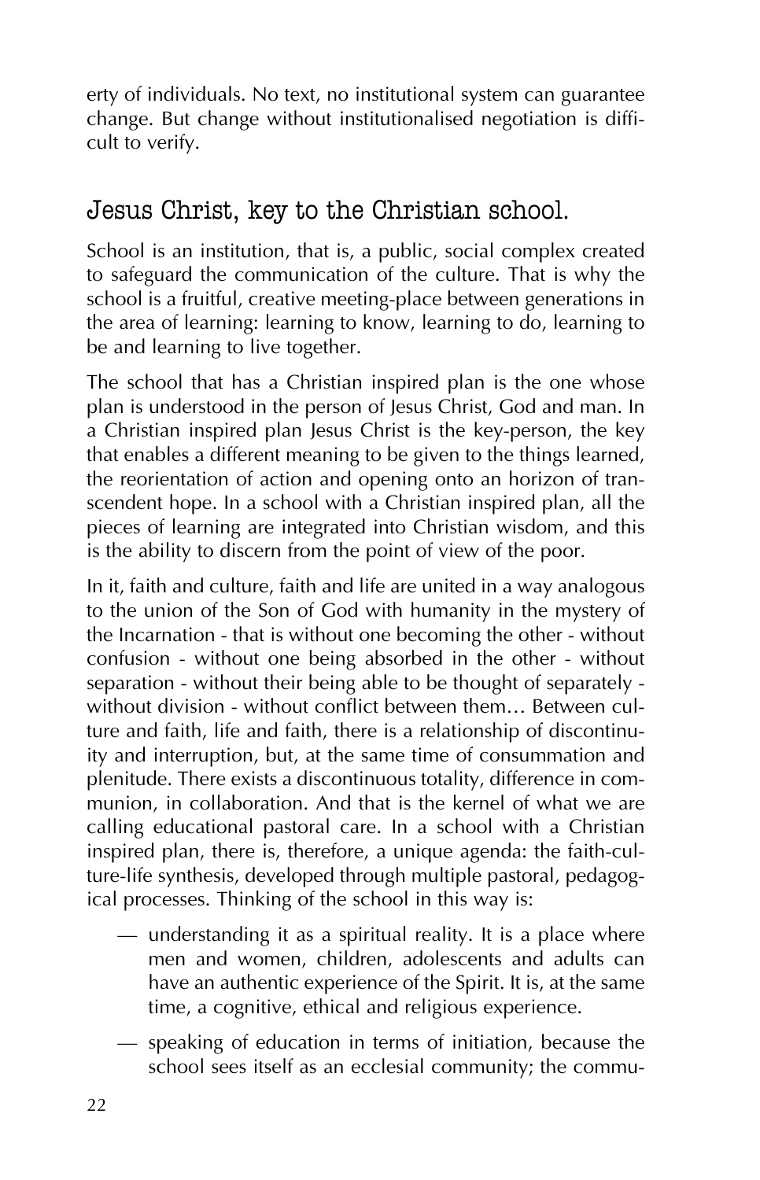erty of individuals. No text, no institutional system can guarantee change. But change without institutionalised negotiation is difficult to verify.

## Jesus Christ, key to the Christian school.

School is an institution, that is, a public, social complex created to safeguard the communication of the culture. That is why the school is a fruitful, creative meeting-place between generations in the area of learning: learning to know, learning to do, learning to be and learning to live together.

The school that has a Christian inspired plan is the one whose plan is understood in the person of Jesus Christ, God and man. In a Christian inspired plan Jesus Christ is the key-person, the key that enables a different meaning to be given to the things learned, the reorientation of action and opening onto an horizon of transcendent hope. In a school with a Christian inspired plan, all the pieces of learning are integrated into Christian wisdom, and this is the ability to discern from the point of view of the poor.

In it, faith and culture, faith and life are united in a way analogous to the union of the Son of God with humanity in the mystery of the Incarnation - that is without one becoming the other - without confusion - without one being absorbed in the other - without separation - without their being able to be thought of separately - without division - without conflict between them… Between culture and faith, life and faith, there is a relationship of discontinuity and interruption, but, at the same time of consummation and plenitude. There exists a discontinuous totality, difference in communion, in collaboration. And that is the kernel of what we are calling educational pastoral care. In a school with a Christian inspired plan, there is, therefore, a unique agenda: the faith-culture-life synthesis, developed through multiple pastoral, pedagogical processes. Thinking of the school in this way is:

- understanding it as a spiritual reality. It is a place where men and women, children, adolescents and adults can have an authentic experience of the Spirit. It is, at the same time, a cognitive, ethical and religious experience.
- speaking of education in terms of initiation, because the school sees itself as an ecclesial community; the commu-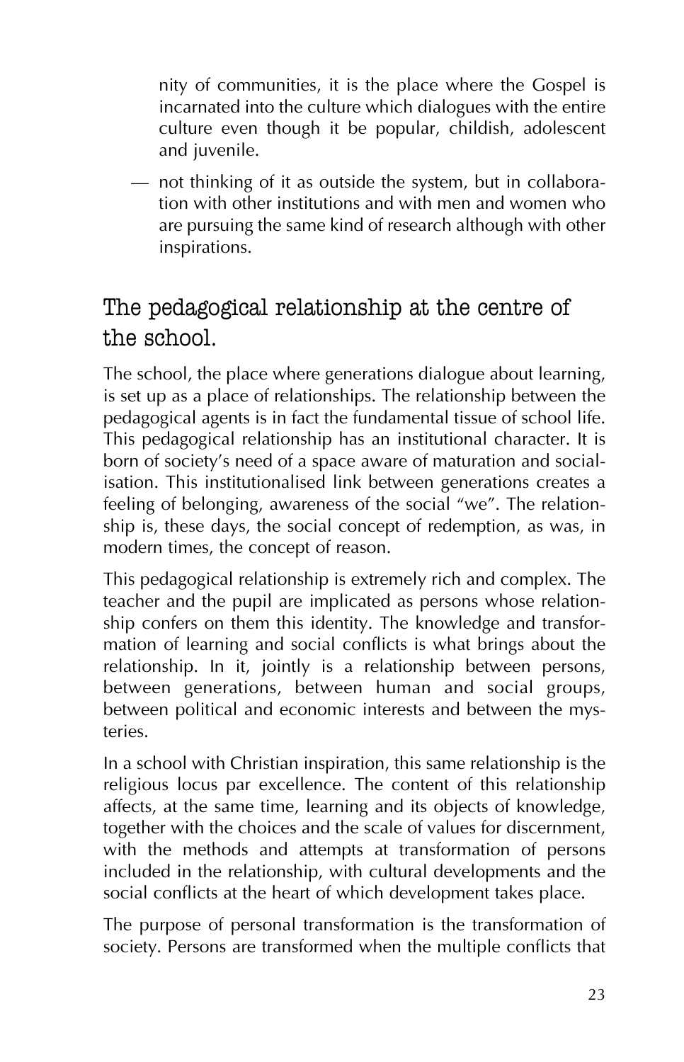nity of communities, it is the place where the Gospel is incarnated into the culture which dialogues with the entire culture even though it be popular, childish, adolescent and juvenile.

— not thinking of it as outside the system, but in collaboration with other institutions and with men and women who are pursuing the same kind of research although with other inspirations.

## The pedagogical relationship at the centre of the school.

The school, the place where generations dialogue about learning, is set up as a place of relationships. The relationship between the pedagogical agents is in fact the fundamental tissue of school life. This pedagogical relationship has an institutional character. It is born of society's need of a space aware of maturation and socialisation. This institutionalised link between generations creates a feeling of belonging, awareness of the social "we". The relationship is, these days, the social concept of redemption, as was, in modern times, the concept of reason.

This pedagogical relationship is extremely rich and complex. The teacher and the pupil are implicated as persons whose relationship confers on them this identity. The knowledge and transformation of learning and social conflicts is what brings about the relationship. In it, jointly is a relationship between persons, between generations, between human and social groups, between political and economic interests and between the mysteries.

In a school with Christian inspiration, this same relationship is the religious locus par excellence. The content of this relationship affects, at the same time, learning and its objects of knowledge, together with the choices and the scale of values for discernment, with the methods and attempts at transformation of persons included in the relationship, with cultural developments and the social conflicts at the heart of which development takes place.

The purpose of personal transformation is the transformation of society. Persons are transformed when the multiple conflicts that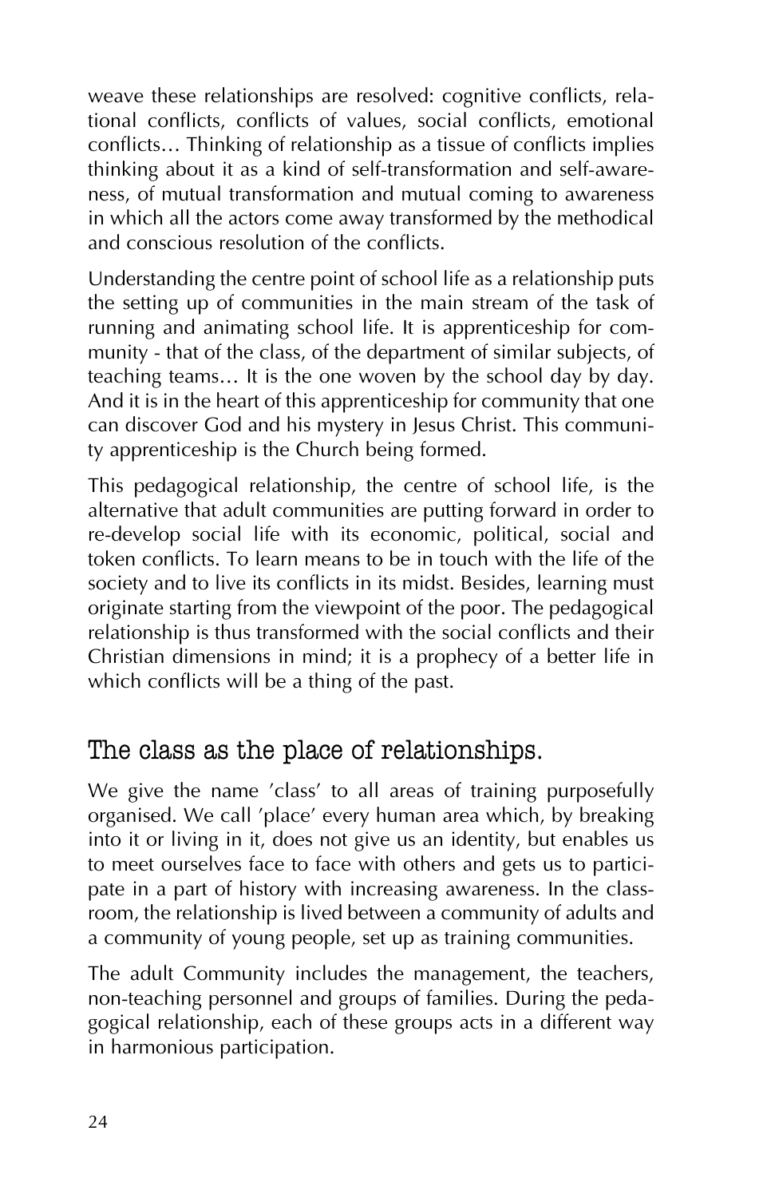weave these relationships are resolved: cognitive conflicts, relational conflicts, conflicts of values, social conflicts, emotional conflicts… Thinking of relationship as a tissue of conflicts implies thinking about it as a kind of self-transformation and self-awareness, of mutual transformation and mutual coming to awareness in which all the actors come away transformed by the methodical and conscious resolution of the conflicts.

Understanding the centre point of school life as a relationship puts the setting up of communities in the main stream of the task of running and animating school life. It is apprenticeship for community - that of the class, of the department of similar subjects, of teaching teams… It is the one woven by the school day by day. And it is in the heart of this apprenticeship for community that one can discover God and his mystery in Jesus Christ. This community apprenticeship is the Church being formed.

This pedagogical relationship, the centre of school life, is the alternative that adult communities are putting forward in order to re-develop social life with its economic, political, social and token conflicts. To learn means to be in touch with the life of the society and to live its conflicts in its midst. Besides, learning must originate starting from the viewpoint of the poor. The pedagogical relationship is thus transformed with the social conflicts and their Christian dimensions in mind; it is a prophecy of a better life in which conflicts will be a thing of the past.

## The class as the place of relationships.

We give the name 'class' to all areas of training purposefully organised. We call 'place' every human area which, by breaking into it or living in it, does not give us an identity, but enables us to meet ourselves face to face with others and gets us to participate in a part of history with increasing awareness. In the classroom, the relationship is lived between a community of adults and a community of young people, set up as training communities.

The adult Community includes the management, the teachers, non-teaching personnel and groups of families. During the pedagogical relationship, each of these groups acts in a different way in harmonious participation.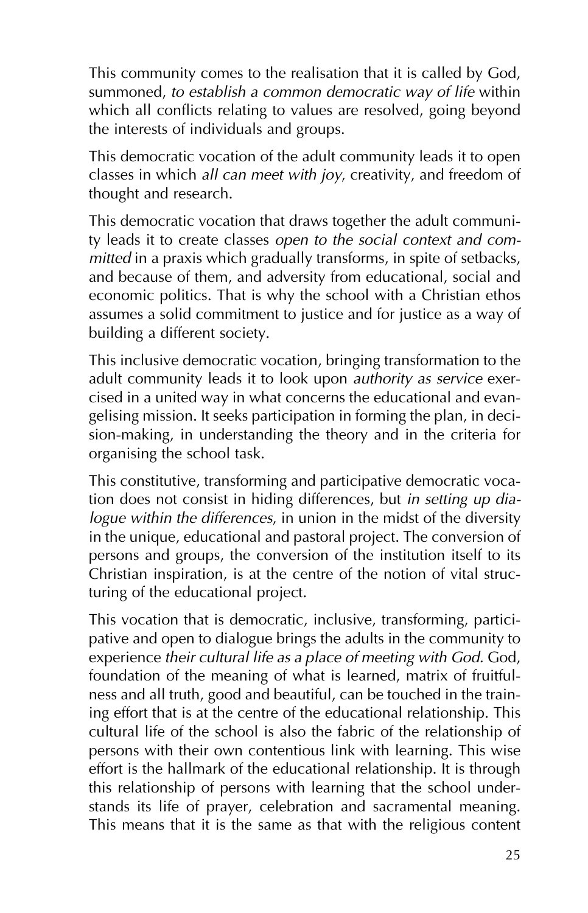This community comes to the realisation that it is called by God, summoned, *to establish a common democratic way of life* within which all conflicts relating to values are resolved, going beyond the interests of individuals and groups.

This democratic vocation of the adult community leads it to open classes in which *all can meet with joy*, creativity, and freedom of thought and research.

This democratic vocation that draws together the adult community leads it to create classes *open to the social context and committed* in a praxis which gradually transforms, in spite of setbacks, and because of them, and adversity from educational, social and economic politics. That is why the school with a Christian ethos assumes a solid commitment to justice and for justice as a way of building a different society.

This inclusive democratic vocation, bringing transformation to the adult community leads it to look upon *authority as service* exercised in a united way in what concerns the educational and evangelising mission. It seeks participation in forming the plan, in decision-making, in understanding the theory and in the criteria for organising the school task.

This constitutive, transforming and participative democratic vocation does not consist in hiding differences, but *in setting up dialogue within the differences*, in union in the midst of the diversity in the unique, educational and pastoral project. The conversion of persons and groups, the conversion of the institution itself to its Christian inspiration, is at the centre of the notion of vital structuring of the educational project.

This vocation that is democratic, inclusive, transforming, participative and open to dialogue brings the adults in the community to experience *their cultural life as a place of meeting with God.* God, foundation of the meaning of what is learned, matrix of fruitfulness and all truth, good and beautiful, can be touched in the training effort that is at the centre of the educational relationship. This cultural life of the school is also the fabric of the relationship of persons with their own contentious link with learning. This wise effort is the hallmark of the educational relationship. It is through this relationship of persons with learning that the school understands its life of prayer, celebration and sacramental meaning. This means that it is the same as that with the religious content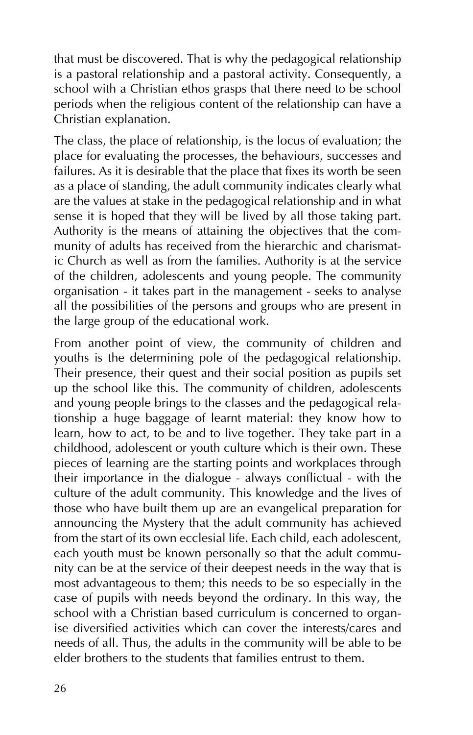that must be discovered. That is why the pedagogical relationship is a pastoral relationship and a pastoral activity. Consequently, a school with a Christian ethos grasps that there need to be school periods when the religious content of the relationship can have a Christian explanation.

The class, the place of relationship, is the locus of evaluation; the place for evaluating the processes, the behaviours, successes and failures. As it is desirable that the place that fixes its worth be seen as a place of standing, the adult community indicates clearly what are the values at stake in the pedagogical relationship and in what sense it is hoped that they will be lived by all those taking part. Authority is the means of attaining the objectives that the community of adults has received from the hierarchic and charismatic Church as well as from the families. Authority is at the service of the children, adolescents and young people. The community organisation - it takes part in the management - seeks to analyse all the possibilities of the persons and groups who are present in the large group of the educational work.

From another point of view, the community of children and youths is the determining pole of the pedagogical relationship. Their presence, their quest and their social position as pupils set up the school like this. The community of children, adolescents and young people brings to the classes and the pedagogical relationship a huge baggage of learnt material: they know how to learn, how to act, to be and to live together. They take part in a childhood, adolescent or youth culture which is their own. These pieces of learning are the starting points and workplaces through their importance in the dialogue - always conflictual - with the culture of the adult community. This knowledge and the lives of those who have built them up are an evangelical preparation for announcing the Mystery that the adult community has achieved from the start of its own ecclesial life. Each child, each adolescent, each youth must be known personally so that the adult community can be at the service of their deepest needs in the way that is most advantageous to them; this needs to be so especially in the case of pupils with needs beyond the ordinary. In this way, the school with a Christian based curriculum is concerned to organise diversified activities which can cover the interests/cares and needs of all. Thus, the adults in the community will be able to be elder brothers to the students that families entrust to them.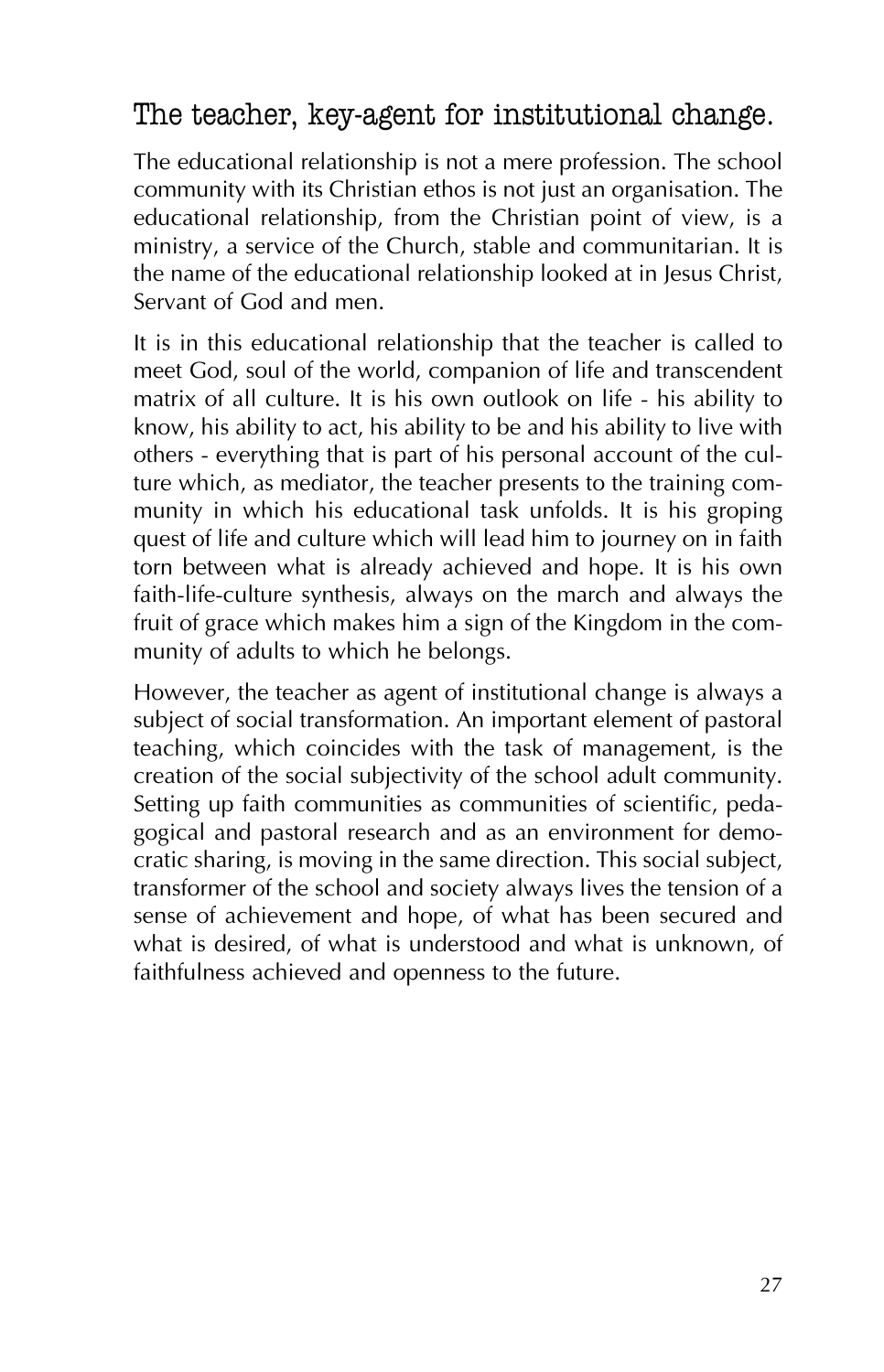## The teacher, key-agent for institutional change.

The educational relationship is not a mere profession. The school community with its Christian ethos is not just an organisation. The educational relationship, from the Christian point of view, is a ministry, a service of the Church, stable and communitarian. It is the name of the educational relationship looked at in Jesus Christ, Servant of God and men.

It is in this educational relationship that the teacher is called to meet God, soul of the world, companion of life and transcendent matrix of all culture. It is his own outlook on life - his ability to know, his ability to act, his ability to be and his ability to live with others - everything that is part of his personal account of the culture which, as mediator, the teacher presents to the training community in which his educational task unfolds. It is his groping quest of life and culture which will lead him to journey on in faith torn between what is already achieved and hope. It is his own faith-life-culture synthesis, always on the march and always the fruit of grace which makes him a sign of the Kingdom in the community of adults to which he belongs.

However, the teacher as agent of institutional change is always a subject of social transformation. An important element of pastoral teaching, which coincides with the task of management, is the creation of the social subjectivity of the school adult community. Setting up faith communities as communities of scientific, pedagogical and pastoral research and as an environment for democratic sharing, is moving in the same direction. This social subject, transformer of the school and society always lives the tension of a sense of achievement and hope, of what has been secured and what is desired, of what is understood and what is unknown, of faithfulness achieved and openness to the future.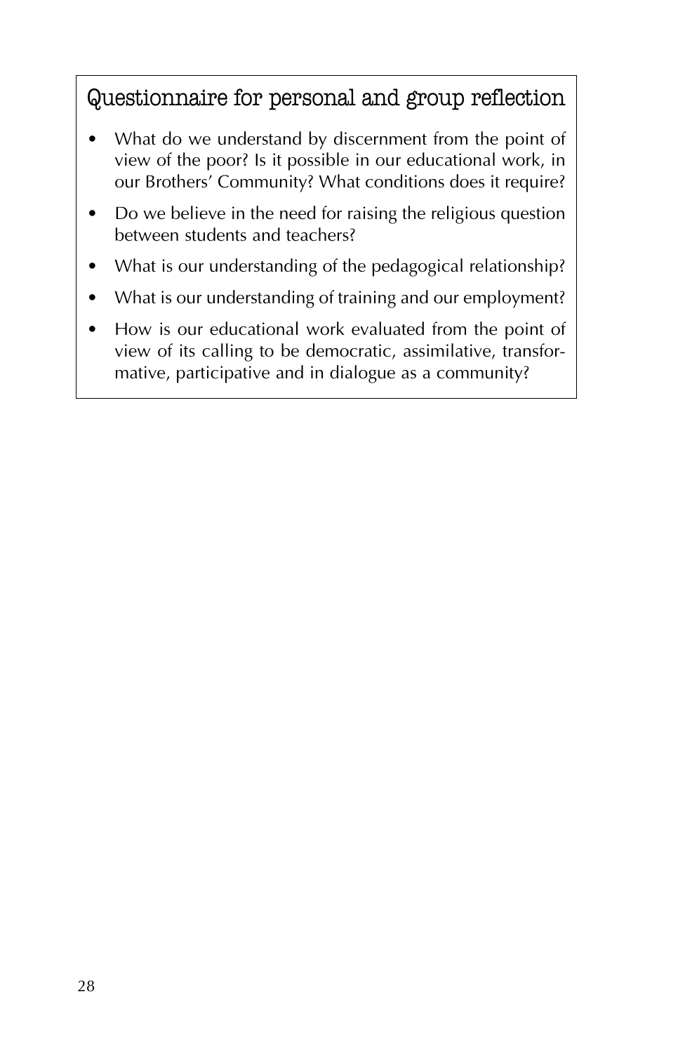### Questionnaire for personal and group reflection

- What do we understand by discernment from the point of view of the poor? Is it possible in our educational work, in our Brothers' Community? What conditions does it require?
- Do we believe in the need for raising the religious question between students and teachers?
- What is our understanding of the pedagogical relationship?
- What is our understanding of training and our employment?
- How is our educational work evaluated from the point of view of its calling to be democratic, assimilative, transformative, participative and in dialogue as a community?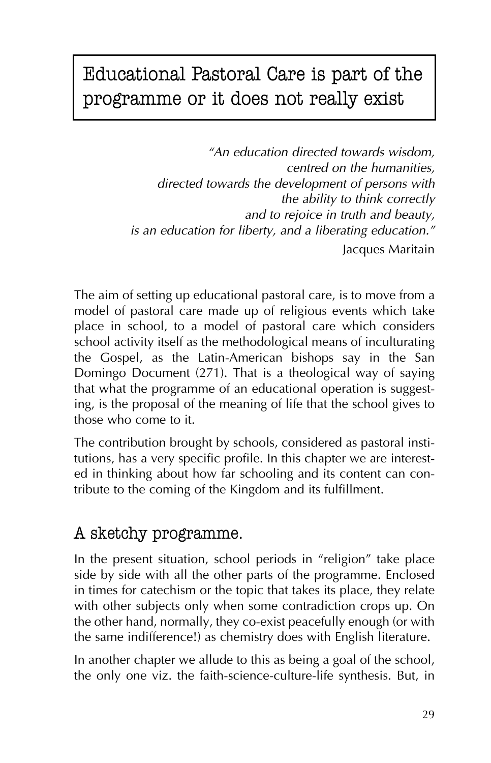# Educational Pastoral Care is part of the programme or it does not really exist

*"An education directed towards wisdom,*
*centred on the humanities,*
*directed towards the development of persons with*
*the ability to think correctly*
*and to rejoice in truth and beauty,*
*is an education for liberty, and a liberating education."*

Jacques Maritain

The aim of setting up educational pastoral care, is to move from a model of pastoral care made up of religious events which take place in school, to a model of pastoral care which considers school activity itself as the methodological means of inculturating the Gospel, as the Latin-American bishops say in the San Domingo Document (271). That is a theological way of saying that what the programme of an educational operation is suggesting, is the proposal of the meaning of life that the school gives to those who come to it.

The contribution brought by schools, considered as pastoral institutions, has a very specific profile. In this chapter we are interested in thinking about how far schooling and its content can contribute to the coming of the Kingdom and its fulfillment.

## A sketchy programme.

In the present situation, school periods in "religion" take place side by side with all the other parts of the programme. Enclosed in times for catechism or the topic that takes its place, they relate with other subjects only when some contradiction crops up. On the other hand, normally, they co-exist peacefully enough (or with the same indifference!) as chemistry does with English literature.

In another chapter we allude to this as being a goal of the school, the only one viz. the faith-science-culture-life synthesis. But, in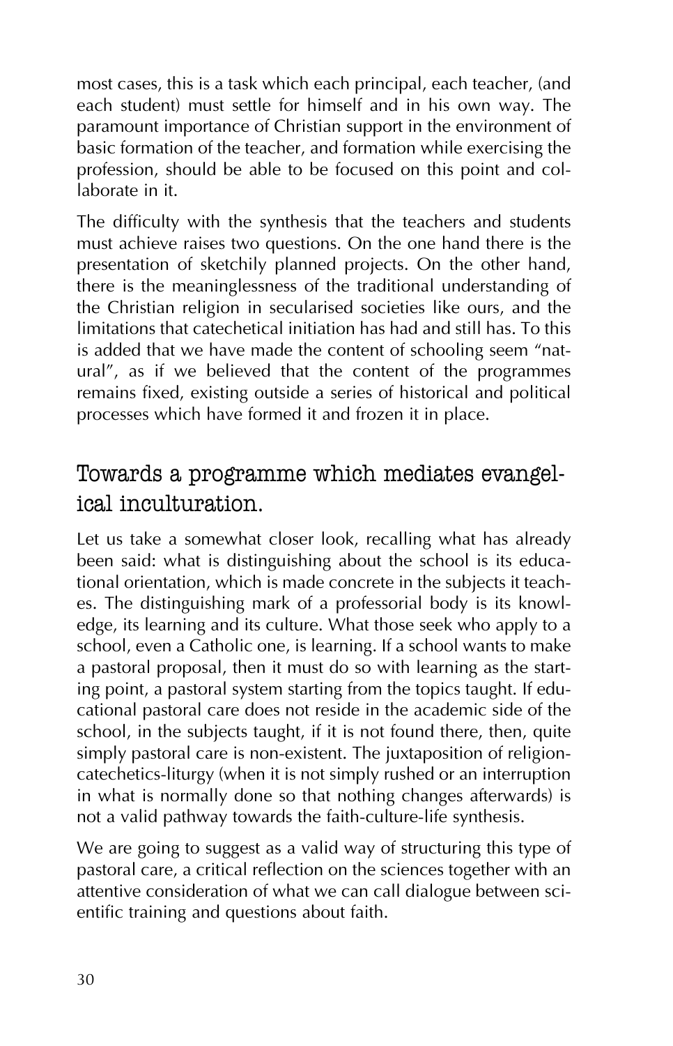most cases, this is a task which each principal, each teacher, (and each student) must settle for himself and in his own way. The paramount importance of Christian support in the environment of basic formation of the teacher, and formation while exercising the profession, should be able to be focused on this point and collaborate in it.

The difficulty with the synthesis that the teachers and students must achieve raises two questions. On the one hand there is the presentation of sketchily planned projects. On the other hand, there is the meaninglessness of the traditional understanding of the Christian religion in secularised societies like ours, and the limitations that catechetical initiation has had and still has. To this is added that we have made the content of schooling seem "natural", as if we believed that the content of the programmes remains fixed, existing outside a series of historical and political processes which have formed it and frozen it in place.

## Towards a programme which mediates evangelical inculturation.

Let us take a somewhat closer look, recalling what has already been said: what is distinguishing about the school is its educational orientation, which is made concrete in the subjects it teaches. The distinguishing mark of a professorial body is its knowledge, its learning and its culture. What those seek who apply to a school, even a Catholic one, is learning. If a school wants to make a pastoral proposal, then it must do so with learning as the starting point, a pastoral system starting from the topics taught. If educational pastoral care does not reside in the academic side of the school, in the subjects taught, if it is not found there, then, quite simply pastoral care is non-existent. The juxtaposition of religion-catechetics-liturgy (when it is not simply rushed or an interruption in what is normally done so that nothing changes afterwards) is not a valid pathway towards the faith-culture-life synthesis.

We are going to suggest as a valid way of structuring this type of pastoral care, a critical reflection on the sciences together with an attentive consideration of what we can call dialogue between scientific training and questions about faith.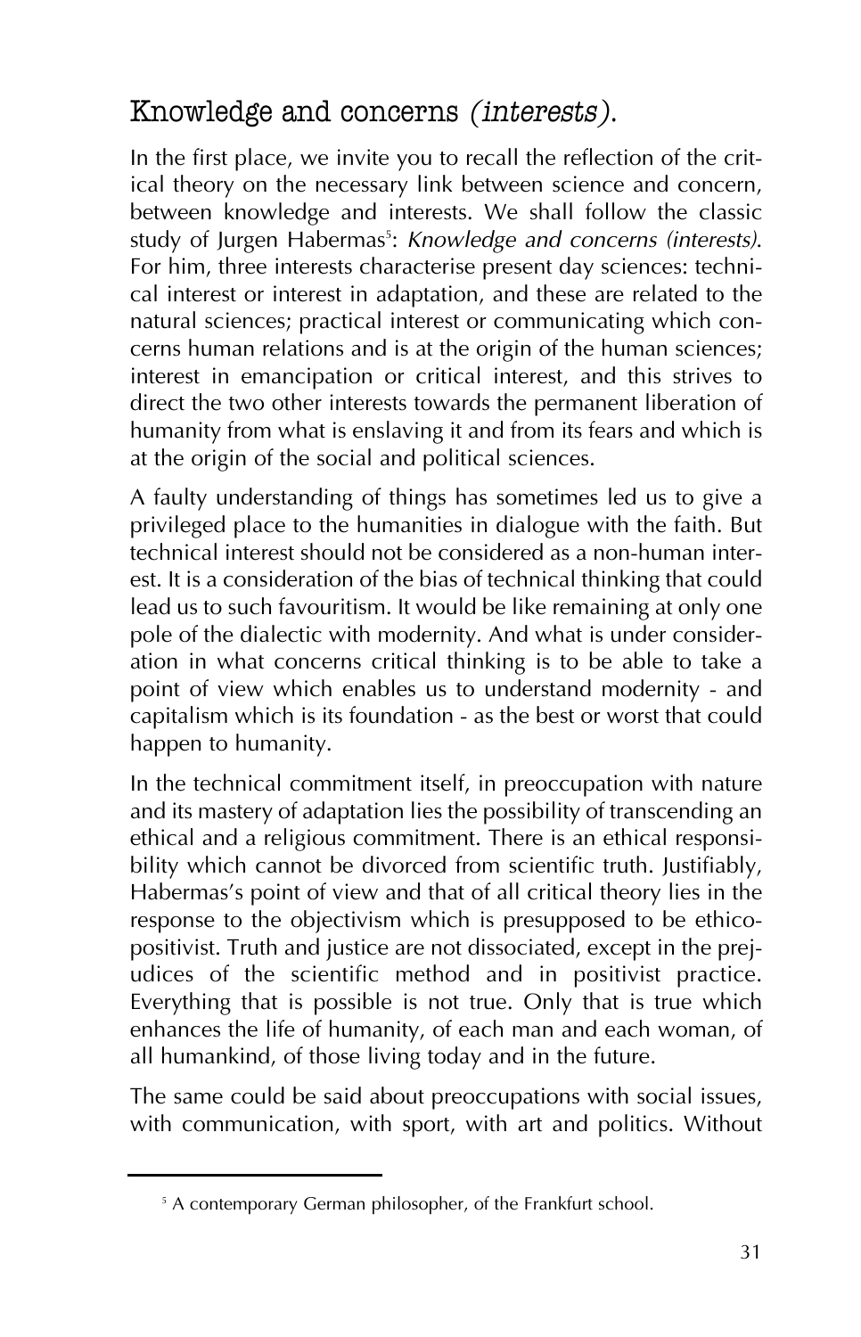## Knowledge and concerns *(interests)*.

In the first place, we invite you to recall the reflection of the critical theory on the necessary link between science and concern, between knowledge and interests. We shall follow the classic study of Jurgen Habermas[5]: *Knowledge and concerns (interests).* For him, three interests characterise present day sciences: technical interest or interest in adaptation, and these are related to the natural sciences; practical interest or communicating which concerns human relations and is at the origin of the human sciences; interest in emancipation or critical interest, and this strives to direct the two other interests towards the permanent liberation of humanity from what is enslaving it and from its fears and which is at the origin of the social and political sciences.

A faulty understanding of things has sometimes led us to give a privileged place to the humanities in dialogue with the faith. But technical interest should not be considered as a non-human interest. It is a consideration of the bias of technical thinking that could lead us to such favouritism. It would be like remaining at only one pole of the dialectic with modernity. And what is under consideration in what concerns critical thinking is to be able to take a point of view which enables us to understand modernity - and capitalism which is its foundation - as the best or worst that could happen to humanity.

In the technical commitment itself, in preoccupation with nature and its mastery of adaptation lies the possibility of transcending an ethical and a religious commitment. There is an ethical responsibility which cannot be divorced from scientific truth. Justifiably, Habermas's point of view and that of all critical theory lies in the response to the objectivism which is presupposed to be ethico-positivist. Truth and justice are not dissociated, except in the prejudices of the scientific method and in positivist practice. Everything that is possible is not true. Only that is true which enhances the life of humanity, of each man and each woman, of all humankind, of those living today and in the future.

The same could be said about preoccupations with social issues, with communication, with sport, with art and politics. Without

---

[5] A contemporary German philosopher, of the Frankfurt school.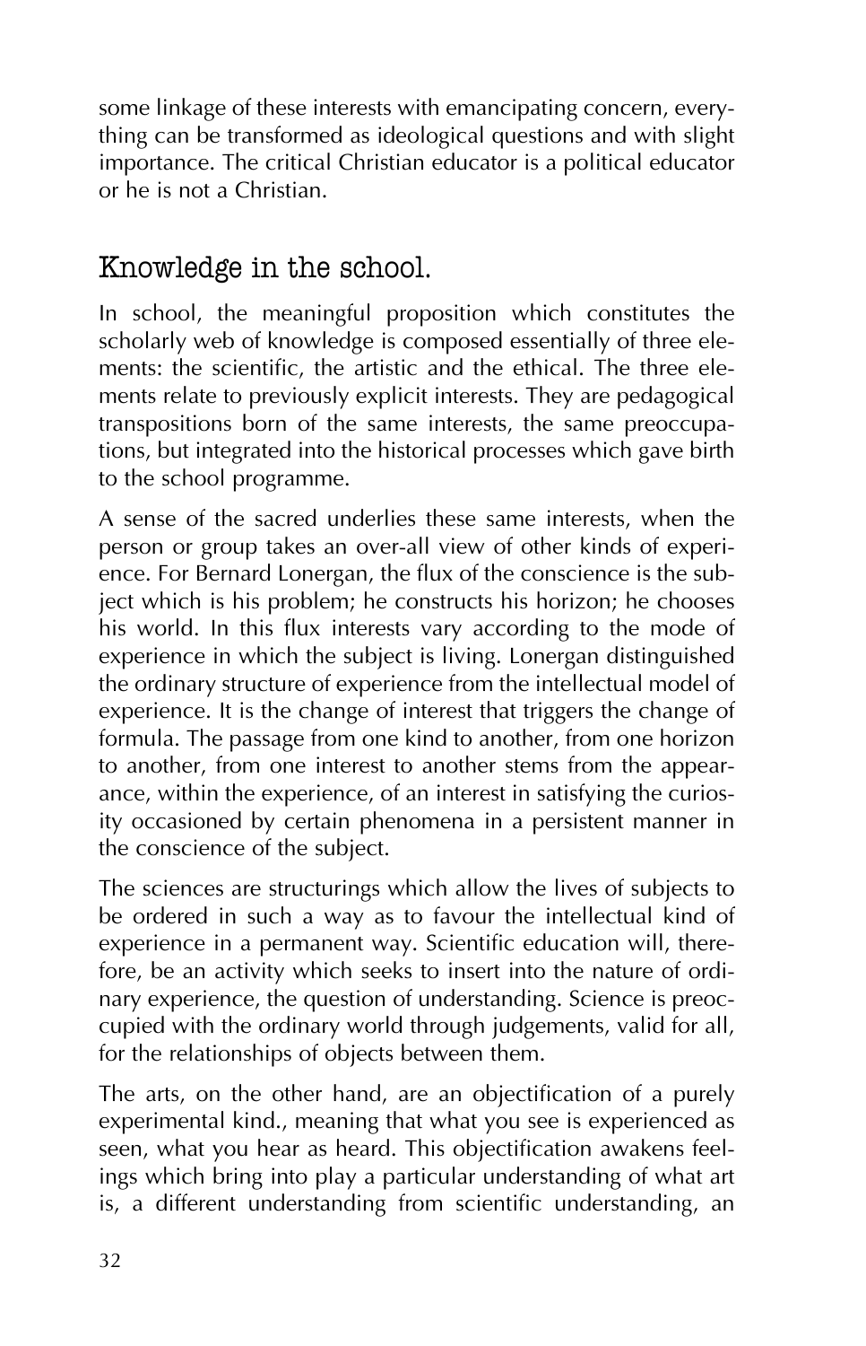some linkage of these interests with emancipating concern, everything can be transformed as ideological questions and with slight importance. The critical Christian educator is a political educator or he is not a Christian.

## Knowledge in the school.

In school, the meaningful proposition which constitutes the scholarly web of knowledge is composed essentially of three elements: the scientific, the artistic and the ethical. The three elements relate to previously explicit interests. They are pedagogical transpositions born of the same interests, the same preoccupations, but integrated into the historical processes which gave birth to the school programme.

A sense of the sacred underlies these same interests, when the person or group takes an over-all view of other kinds of experience. For Bernard Lonergan, the flux of the conscience is the subject which is his problem; he constructs his horizon; he chooses his world. In this flux interests vary according to the mode of experience in which the subject is living. Lonergan distinguished the ordinary structure of experience from the intellectual model of experience. It is the change of interest that triggers the change of formula. The passage from one kind to another, from one horizon to another, from one interest to another stems from the appearance, within the experience, of an interest in satisfying the curiosity occasioned by certain phenomena in a persistent manner in the conscience of the subject.

The sciences are structurings which allow the lives of subjects to be ordered in such a way as to favour the intellectual kind of experience in a permanent way. Scientific education will, therefore, be an activity which seeks to insert into the nature of ordinary experience, the question of understanding. Science is preoccupied with the ordinary world through judgements, valid for all, for the relationships of objects between them.

The arts, on the other hand, are an objectification of a purely experimental kind., meaning that what you see is experienced as seen, what you hear as heard. This objectification awakens feelings which bring into play a particular understanding of what art is, a different understanding from scientific understanding, an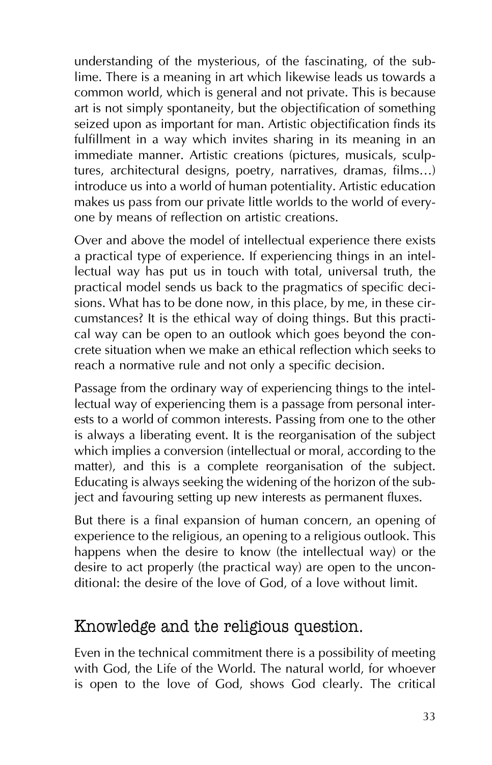understanding of the mysterious, of the fascinating, of the sublime. There is a meaning in art which likewise leads us towards a common world, which is general and not private. This is because art is not simply spontaneity, but the objectification of something seized upon as important for man. Artistic objectification finds its fulfillment in a way which invites sharing in its meaning in an immediate manner. Artistic creations (pictures, musicals, sculptures, architectural designs, poetry, narratives, dramas, films…) introduce us into a world of human potentiality. Artistic education makes us pass from our private little worlds to the world of everyone by means of reflection on artistic creations.

Over and above the model of intellectual experience there exists a practical type of experience. If experiencing things in an intellectual way has put us in touch with total, universal truth, the practical model sends us back to the pragmatics of specific decisions. What has to be done now, in this place, by me, in these circumstances? It is the ethical way of doing things. But this practical way can be open to an outlook which goes beyond the concrete situation when we make an ethical reflection which seeks to reach a normative rule and not only a specific decision.

Passage from the ordinary way of experiencing things to the intellectual way of experiencing them is a passage from personal interests to a world of common interests. Passing from one to the other is always a liberating event. It is the reorganisation of the subject which implies a conversion (intellectual or moral, according to the matter), and this is a complete reorganisation of the subject. Educating is always seeking the widening of the horizon of the subject and favouring setting up new interests as permanent fluxes.

But there is a final expansion of human concern, an opening of experience to the religious, an opening to a religious outlook. This happens when the desire to know (the intellectual way) or the desire to act properly (the practical way) are open to the unconditional: the desire of the love of God, of a love without limit.

## Knowledge and the religious question.

Even in the technical commitment there is a possibility of meeting with God, the Life of the World. The natural world, for whoever is open to the love of God, shows God clearly. The critical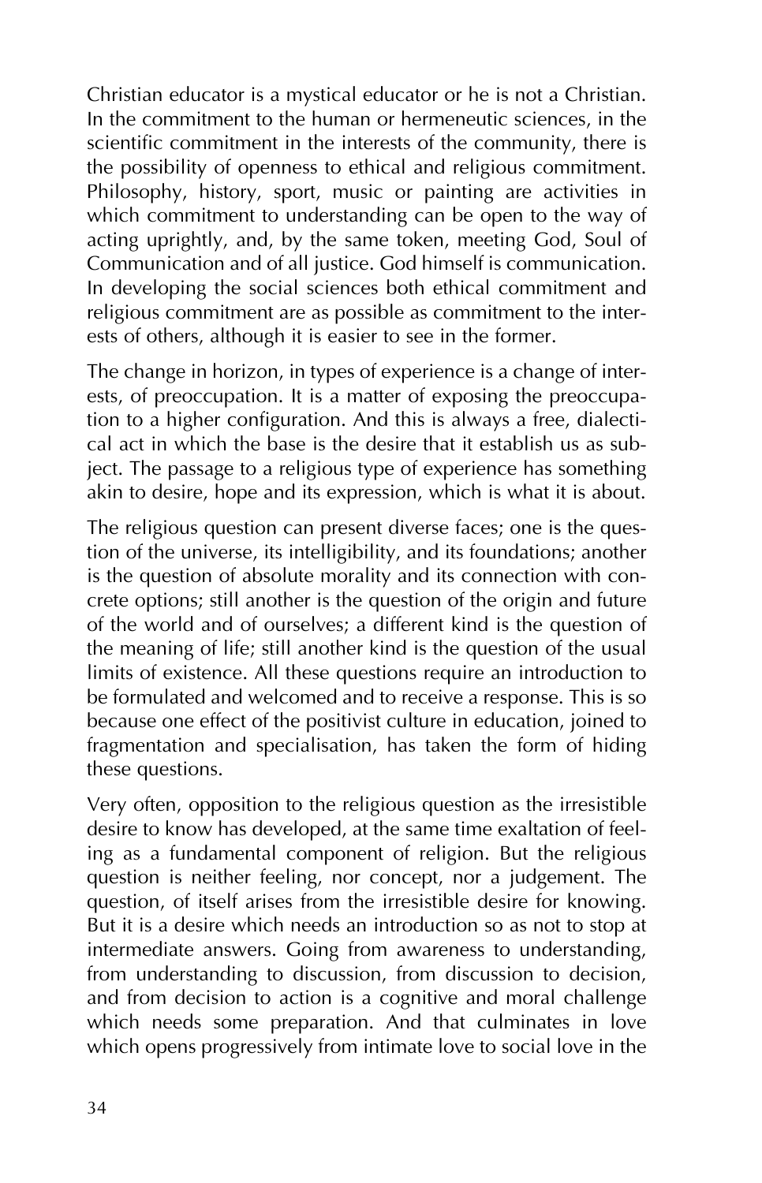Christian educator is a mystical educator or he is not a Christian. In the commitment to the human or hermeneutic sciences, in the scientific commitment in the interests of the community, there is the possibility of openness to ethical and religious commitment. Philosophy, history, sport, music or painting are activities in which commitment to understanding can be open to the way of acting uprightly, and, by the same token, meeting God, Soul of Communication and of all justice. God himself is communication. In developing the social sciences both ethical commitment and religious commitment are as possible as commitment to the interests of others, although it is easier to see in the former.

The change in horizon, in types of experience is a change of interests, of preoccupation. It is a matter of exposing the preoccupation to a higher configuration. And this is always a free, dialectical act in which the base is the desire that it establish us as subject. The passage to a religious type of experience has something akin to desire, hope and its expression, which is what it is about.

The religious question can present diverse faces; one is the question of the universe, its intelligibility, and its foundations; another is the question of absolute morality and its connection with concrete options; still another is the question of the origin and future of the world and of ourselves; a different kind is the question of the meaning of life; still another kind is the question of the usual limits of existence. All these questions require an introduction to be formulated and welcomed and to receive a response. This is so because one effect of the positivist culture in education, joined to fragmentation and specialisation, has taken the form of hiding these questions.

Very often, opposition to the religious question as the irresistible desire to know has developed, at the same time exaltation of feeling as a fundamental component of religion. But the religious question is neither feeling, nor concept, nor a judgement. The question, of itself arises from the irresistible desire for knowing. But it is a desire which needs an introduction so as not to stop at intermediate answers. Going from awareness to understanding, from understanding to discussion, from discussion to decision, and from decision to action is a cognitive and moral challenge which needs some preparation. And that culminates in love which opens progressively from intimate love to social love in the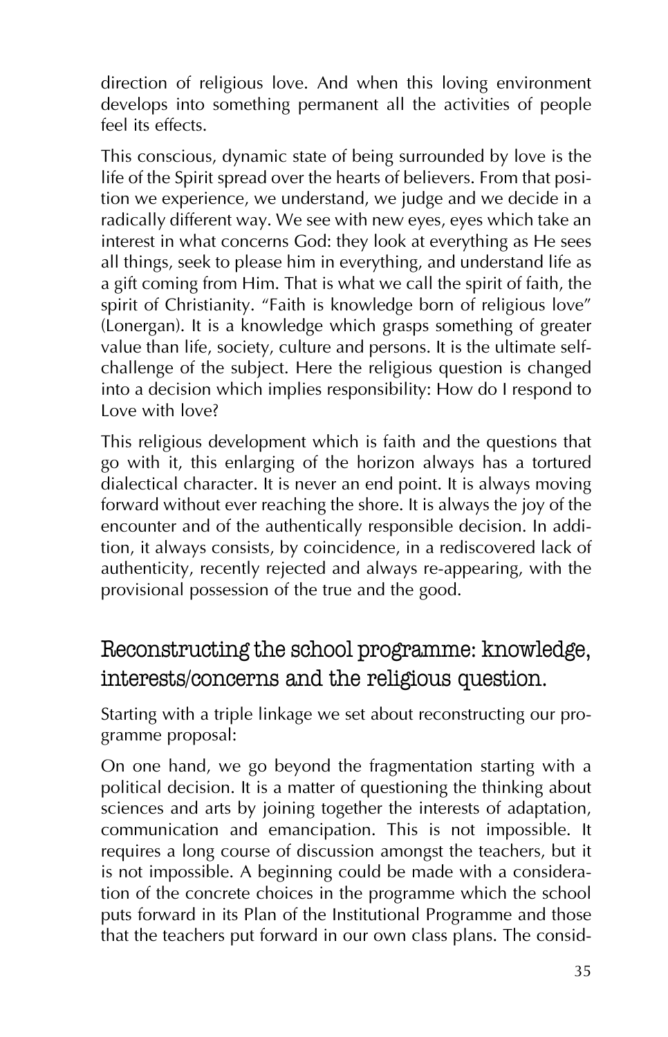direction of religious love. And when this loving environment develops into something permanent all the activities of people feel its effects.

This conscious, dynamic state of being surrounded by love is the life of the Spirit spread over the hearts of believers. From that position we experience, we understand, we judge and we decide in a radically different way. We see with new eyes, eyes which take an interest in what concerns God: they look at everything as He sees all things, seek to please him in everything, and understand life as a gift coming from Him. That is what we call the spirit of faith, the spirit of Christianity. "Faith is knowledge born of religious love" (Lonergan). It is a knowledge which grasps something of greater value than life, society, culture and persons. It is the ultimate self-challenge of the subject. Here the religious question is changed into a decision which implies responsibility: How do I respond to Love with love?

This religious development which is faith and the questions that go with it, this enlarging of the horizon always has a tortured dialectical character. It is never an end point. It is always moving forward without ever reaching the shore. It is always the joy of the encounter and of the authentically responsible decision. In addition, it always consists, by coincidence, in a rediscovered lack of authenticity, recently rejected and always re-appearing, with the provisional possession of the true and the good.

## Reconstructing the school programme: knowledge, interests/concerns and the religious question.

Starting with a triple linkage we set about reconstructing our programme proposal:

On one hand, we go beyond the fragmentation starting with a political decision. It is a matter of questioning the thinking about sciences and arts by joining together the interests of adaptation, communication and emancipation. This is not impossible. It requires a long course of discussion amongst the teachers, but it is not impossible. A beginning could be made with a consideration of the concrete choices in the programme which the school puts forward in its Plan of the Institutional Programme and those that the teachers put forward in our own class plans. The consid-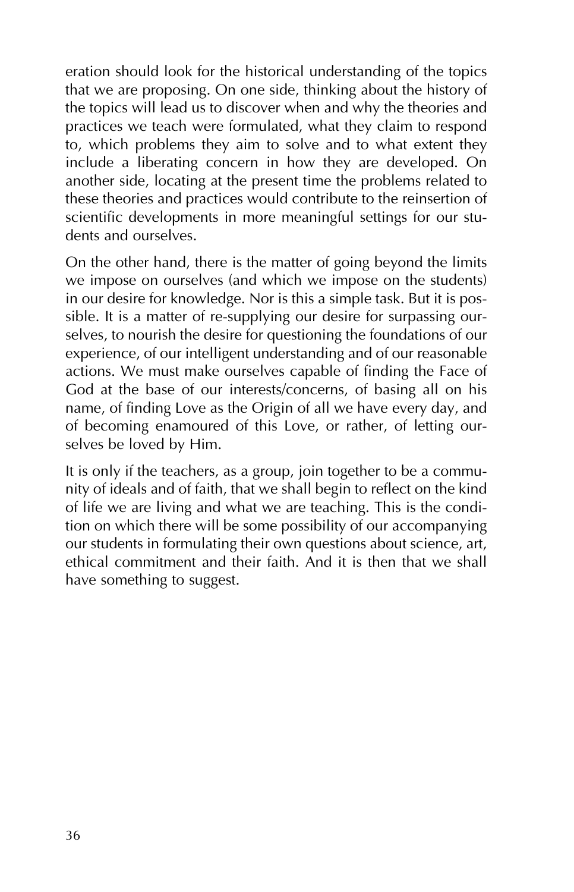eration should look for the historical understanding of the topics that we are proposing. On one side, thinking about the history of the topics will lead us to discover when and why the theories and practices we teach were formulated, what they claim to respond to, which problems they aim to solve and to what extent they include a liberating concern in how they are developed. On another side, locating at the present time the problems related to these theories and practices would contribute to the reinsertion of scientific developments in more meaningful settings for our students and ourselves.

On the other hand, there is the matter of going beyond the limits we impose on ourselves (and which we impose on the students) in our desire for knowledge. Nor is this a simple task. But it is possible. It is a matter of re-supplying our desire for surpassing ourselves, to nourish the desire for questioning the foundations of our experience, of our intelligent understanding and of our reasonable actions. We must make ourselves capable of finding the Face of God at the base of our interests/concerns, of basing all on his name, of finding Love as the Origin of all we have every day, and of becoming enamoured of this Love, or rather, of letting ourselves be loved by Him.

It is only if the teachers, as a group, join together to be a community of ideals and of faith, that we shall begin to reflect on the kind of life we are living and what we are teaching. This is the condition on which there will be some possibility of our accompanying our students in formulating their own questions about science, art, ethical commitment and their faith. And it is then that we shall have something to suggest.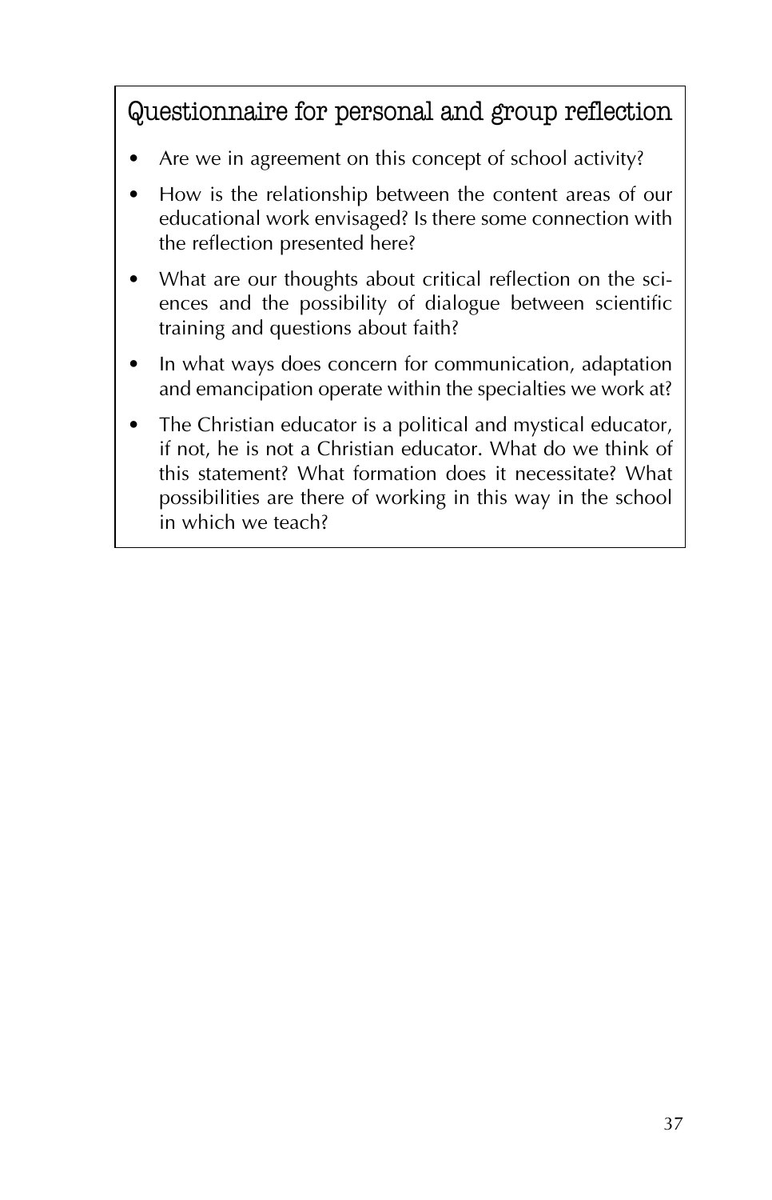## Questionnaire for personal and group reflection

- Are we in agreement on this concept of school activity?
- How is the relationship between the content areas of our educational work envisaged? Is there some connection with the reflection presented here?
- What are our thoughts about critical reflection on the sciences and the possibility of dialogue between scientific training and questions about faith?
- In what ways does concern for communication, adaptation and emancipation operate within the specialties we work at?
- The Christian educator is a political and mystical educator, if not, he is not a Christian educator. What do we think of this statement? What formation does it necessitate? What possibilities are there of working in this way in the school in which we teach?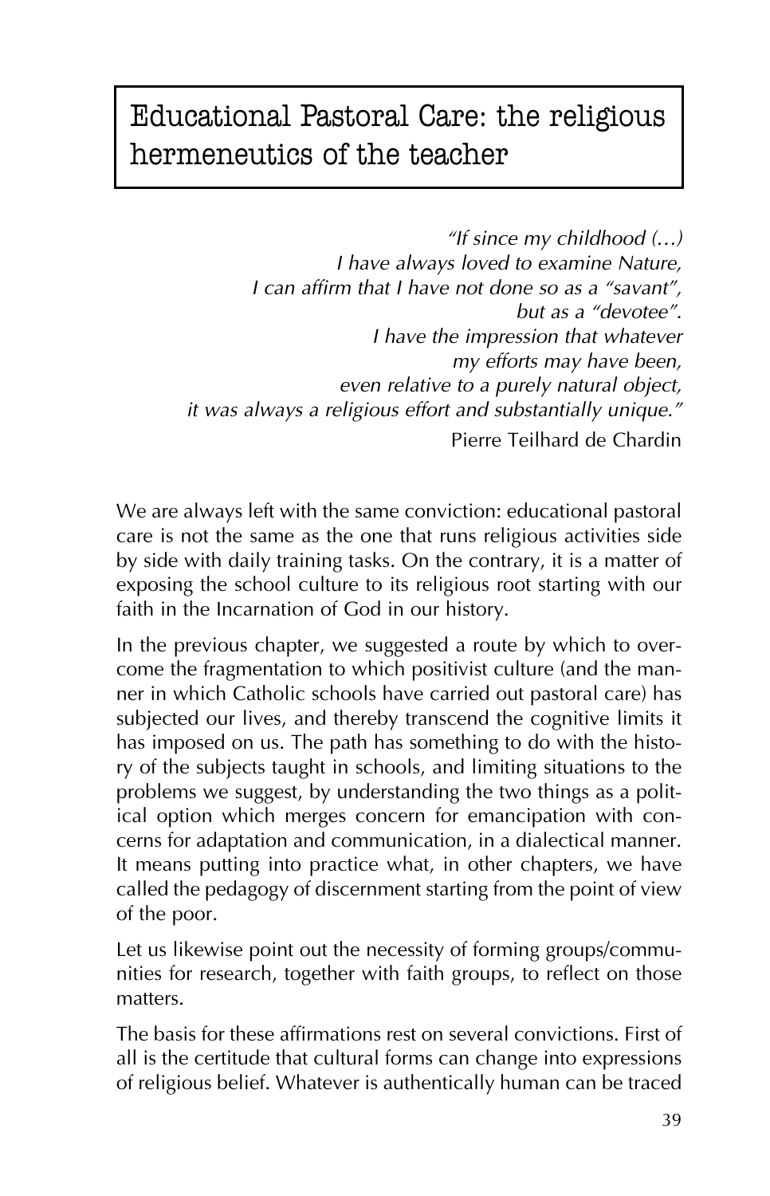# Educational Pastoral Care: the religious hermeneutics of the teacher

> *"If since my childhood (...)*
> *I have always loved to examine Nature,*
> *I can affirm that I have not done so as a "savant",*
> *but as a "devotee".*
> *I have the impression that whatever*
> *my efforts may have been,*
> *even relative to a purely natural object,*
> *it was always a religious effort and substantially unique."*
>
> Pierre Teilhard de Chardin

We are always left with the same conviction: educational pastoral care is not the same as the one that runs religious activities side by side with daily training tasks. On the contrary, it is a matter of exposing the school culture to its religious root starting with our faith in the Incarnation of God in our history.

In the previous chapter, we suggested a route by which to overcome the fragmentation to which positivist culture (and the manner in which Catholic schools have carried out pastoral care) has subjected our lives, and thereby transcend the cognitive limits it has imposed on us. The path has something to do with the history of the subjects taught in schools, and limiting situations to the problems we suggest, by understanding the two things as a political option which merges concern for emancipation with concerns for adaptation and communication, in a dialectical manner. It means putting into practice what, in other chapters, we have called the pedagogy of discernment starting from the point of view of the poor.

Let us likewise point out the necessity of forming groups/communities for research, together with faith groups, to reflect on those matters.

The basis for these affirmations rest on several convictions. First of all is the certitude that cultural forms can change into expressions of religious belief. Whatever is authentically human can be traced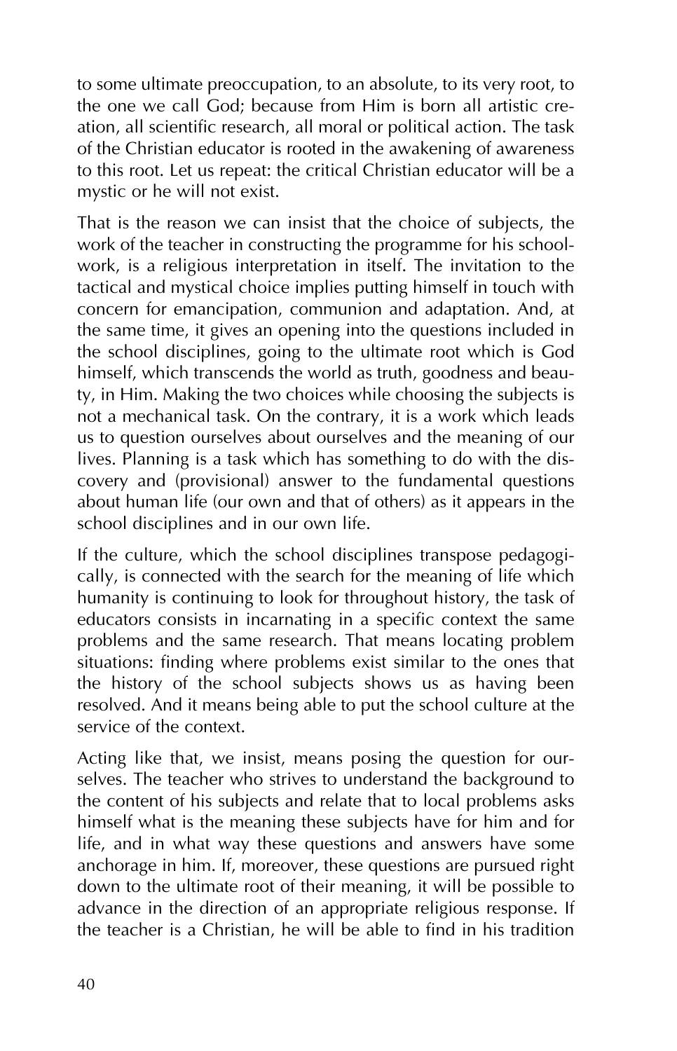to some ultimate preoccupation, to an absolute, to its very root, to the one we call God; because from Him is born all artistic creation, all scientific research, all moral or political action. The task of the Christian educator is rooted in the awakening of awareness to this root. Let us repeat: the critical Christian educator will be a mystic or he will not exist.

That is the reason we can insist that the choice of subjects, the work of the teacher in constructing the programme for his schoolwork, is a religious interpretation in itself. The invitation to the tactical and mystical choice implies putting himself in touch with concern for emancipation, communion and adaptation. And, at the same time, it gives an opening into the questions included in the school disciplines, going to the ultimate root which is God himself, which transcends the world as truth, goodness and beauty, in Him. Making the two choices while choosing the subjects is not a mechanical task. On the contrary, it is a work which leads us to question ourselves about ourselves and the meaning of our lives. Planning is a task which has something to do with the discovery and (provisional) answer to the fundamental questions about human life (our own and that of others) as it appears in the school disciplines and in our own life.

If the culture, which the school disciplines transpose pedagogically, is connected with the search for the meaning of life which humanity is continuing to look for throughout history, the task of educators consists in incarnating in a specific context the same problems and the same research. That means locating problem situations: finding where problems exist similar to the ones that the history of the school subjects shows us as having been resolved. And it means being able to put the school culture at the service of the context.

Acting like that, we insist, means posing the question for ourselves. The teacher who strives to understand the background to the content of his subjects and relate that to local problems asks himself what is the meaning these subjects have for him and for life, and in what way these questions and answers have some anchorage in him. If, moreover, these questions are pursued right down to the ultimate root of their meaning, it will be possible to advance in the direction of an appropriate religious response. If the teacher is a Christian, he will be able to find in his tradition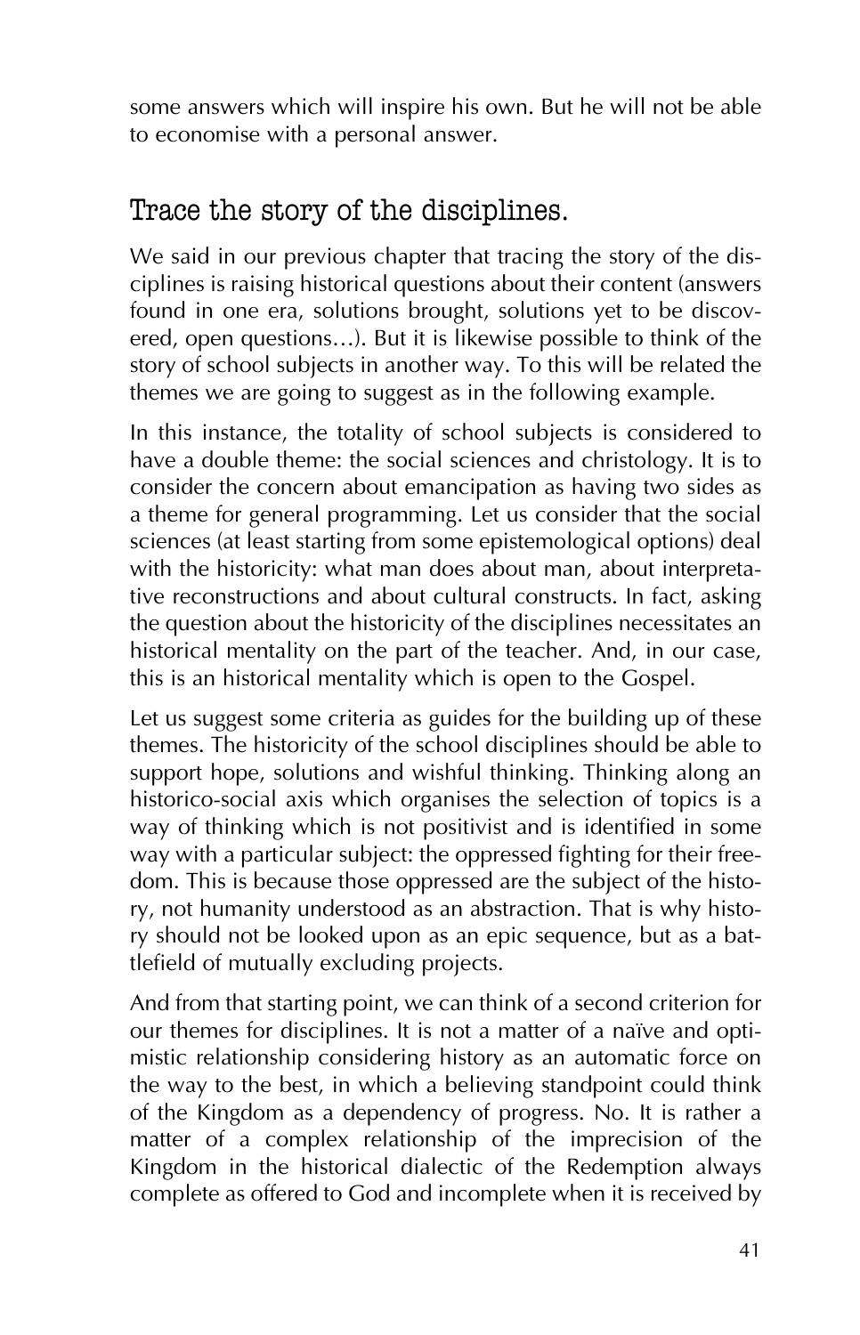some answers which will inspire his own. But he will not be able to economise with a personal answer.

## Trace the story of the disciplines.

We said in our previous chapter that tracing the story of the disciplines is raising historical questions about their content (answers found in one era, solutions brought, solutions yet to be discovered, open questions…). But it is likewise possible to think of the story of school subjects in another way. To this will be related the themes we are going to suggest as in the following example.

In this instance, the totality of school subjects is considered to have a double theme: the social sciences and christology. It is to consider the concern about emancipation as having two sides as a theme for general programming. Let us consider that the social sciences (at least starting from some epistemological options) deal with the historicity: what man does about man, about interpretative reconstructions and about cultural constructs. In fact, asking the question about the historicity of the disciplines necessitates an historical mentality on the part of the teacher. And, in our case, this is an historical mentality which is open to the Gospel.

Let us suggest some criteria as guides for the building up of these themes. The historicity of the school disciplines should be able to support hope, solutions and wishful thinking. Thinking along an historico-social axis which organises the selection of topics is a way of thinking which is not positivist and is identified in some way with a particular subject: the oppressed fighting for their freedom. This is because those oppressed are the subject of the history, not humanity understood as an abstraction. That is why history should not be looked upon as an epic sequence, but as a battlefield of mutually excluding projects.

And from that starting point, we can think of a second criterion for our themes for disciplines. It is not a matter of a naïve and optimistic relationship considering history as an automatic force on the way to the best, in which a believing standpoint could think of the Kingdom as a dependency of progress. No. It is rather a matter of a complex relationship of the imprecision of the Kingdom in the historical dialectic of the Redemption always complete as offered to God and incomplete when it is received by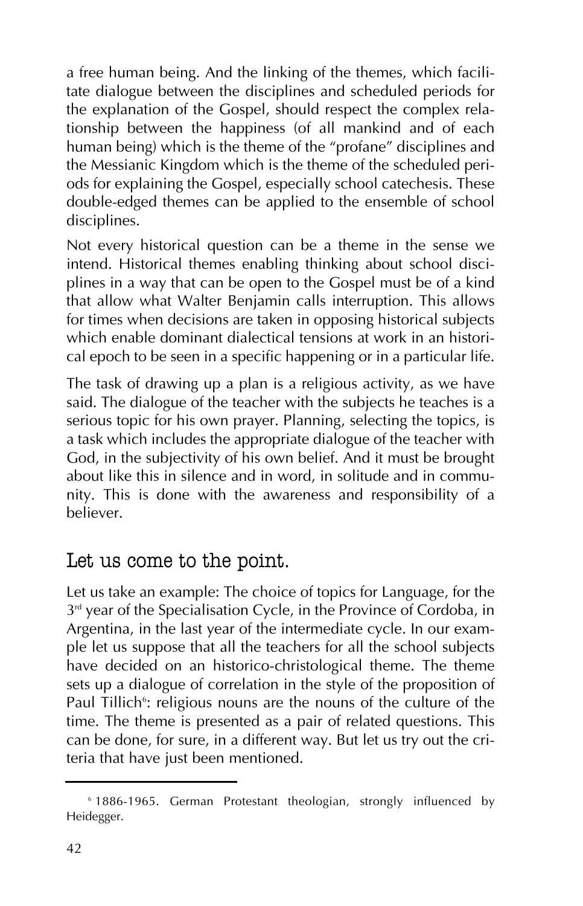a free human being. And the linking of the themes, which facilitate dialogue between the disciplines and scheduled periods for the explanation of the Gospel, should respect the complex relationship between the happiness (of all mankind and of each human being) which is the theme of the "profane" disciplines and the Messianic Kingdom which is the theme of the scheduled periods for explaining the Gospel, especially school catechesis. These double-edged themes can be applied to the ensemble of school disciplines.

Not every historical question can be a theme in the sense we intend. Historical themes enabling thinking about school disciplines in a way that can be open to the Gospel must be of a kind that allow what Walter Benjamin calls interruption. This allows for times when decisions are taken in opposing historical subjects which enable dominant dialectical tensions at work in an historical epoch to be seen in a specific happening or in a particular life.

The task of drawing up a plan is a religious activity, as we have said. The dialogue of the teacher with the subjects he teaches is a serious topic for his own prayer. Planning, selecting the topics, is a task which includes the appropriate dialogue of the teacher with God, in the subjectivity of his own belief. And it must be brought about like this in silence and in word, in solitude and in community. This is done with the awareness and responsibility of a believer.

## Let us come to the point.

Let us take an example: The choice of topics for Language, for the 3rd year of the Specialisation Cycle, in the Province of Cordoba, in Argentina, in the last year of the intermediate cycle. In our example let us suppose that all the teachers for all the school subjects have decided on an historico-christological theme. The theme sets up a dialogue of correlation in the style of the proposition of Paul Tillich[6]: religious nouns are the nouns of the culture of the time. The theme is presented as a pair of related questions. This can be done, for sure, in a different way. But let us try out the criteria that have just been mentioned.

[6] 1886-1965. German Protestant theologian, strongly influenced by Heidegger.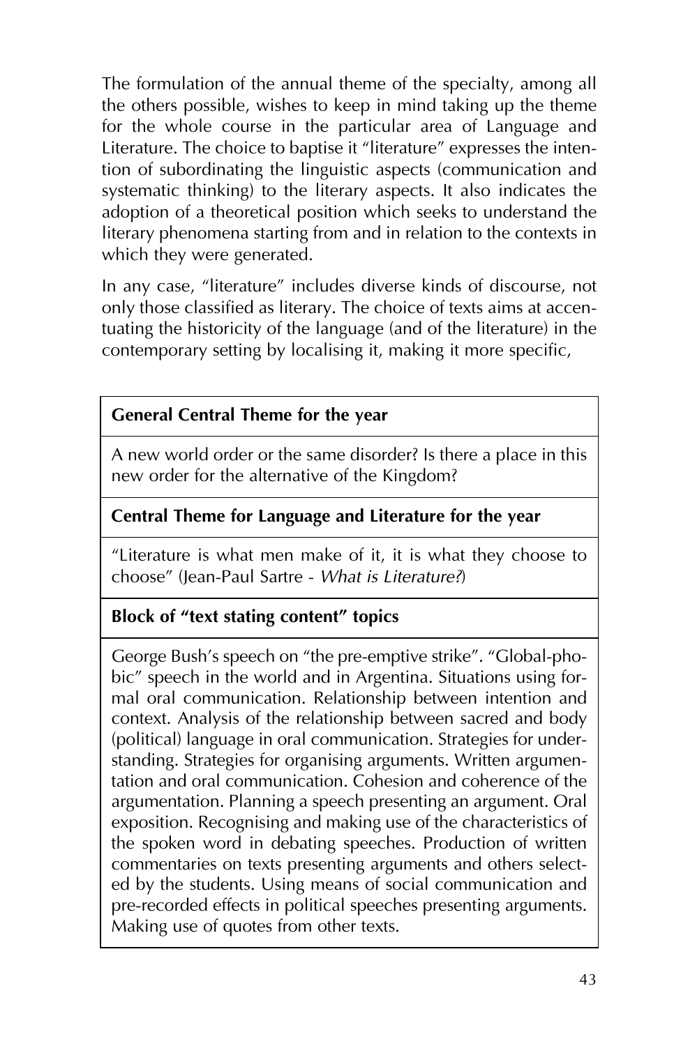The formulation of the annual theme of the specialty, among all the others possible, wishes to keep in mind taking up the theme for the whole course in the particular area of Language and Literature. The choice to baptise it "literature" expresses the intention of subordinating the linguistic aspects (communication and systematic thinking) to the literary aspects. It also indicates the adoption of a theoretical position which seeks to understand the literary phenomena starting from and in relation to the contexts in which they were generated.

In any case, "literature" includes diverse kinds of discourse, not only those classified as literary. The choice of texts aims at accentuating the historicity of the language (and of the literature) in the contemporary setting by localising it, making it more specific,

| **General Central Theme for the year** |
|---|
| A new world order or the same disorder? Is there a place in this new order for the alternative of the Kingdom? |
| **Central Theme for Language and Literature for the year** |
| "Literature is what men make of it, it is what they choose to choose" (Jean-Paul Sartre - *What is Literature?*) |
| **Block of "text stating content" topics** |
| George Bush's speech on "the pre-emptive strike". "Global-phobic" speech in the world and in Argentina. Situations using formal oral communication. Relationship between intention and context. Analysis of the relationship between sacred and body (political) language in oral communication. Strategies for understanding. Strategies for organising arguments. Written argumentation and oral communication. Cohesion and coherence of the argumentation. Planning a speech presenting an argument. Oral exposition. Recognising and making use of the characteristics of the spoken word in debating speeches. Production of written commentaries on texts presenting arguments and others selected by the students. Using means of social communication and pre-recorded effects in political speeches presenting arguments. Making use of quotes from other texts. |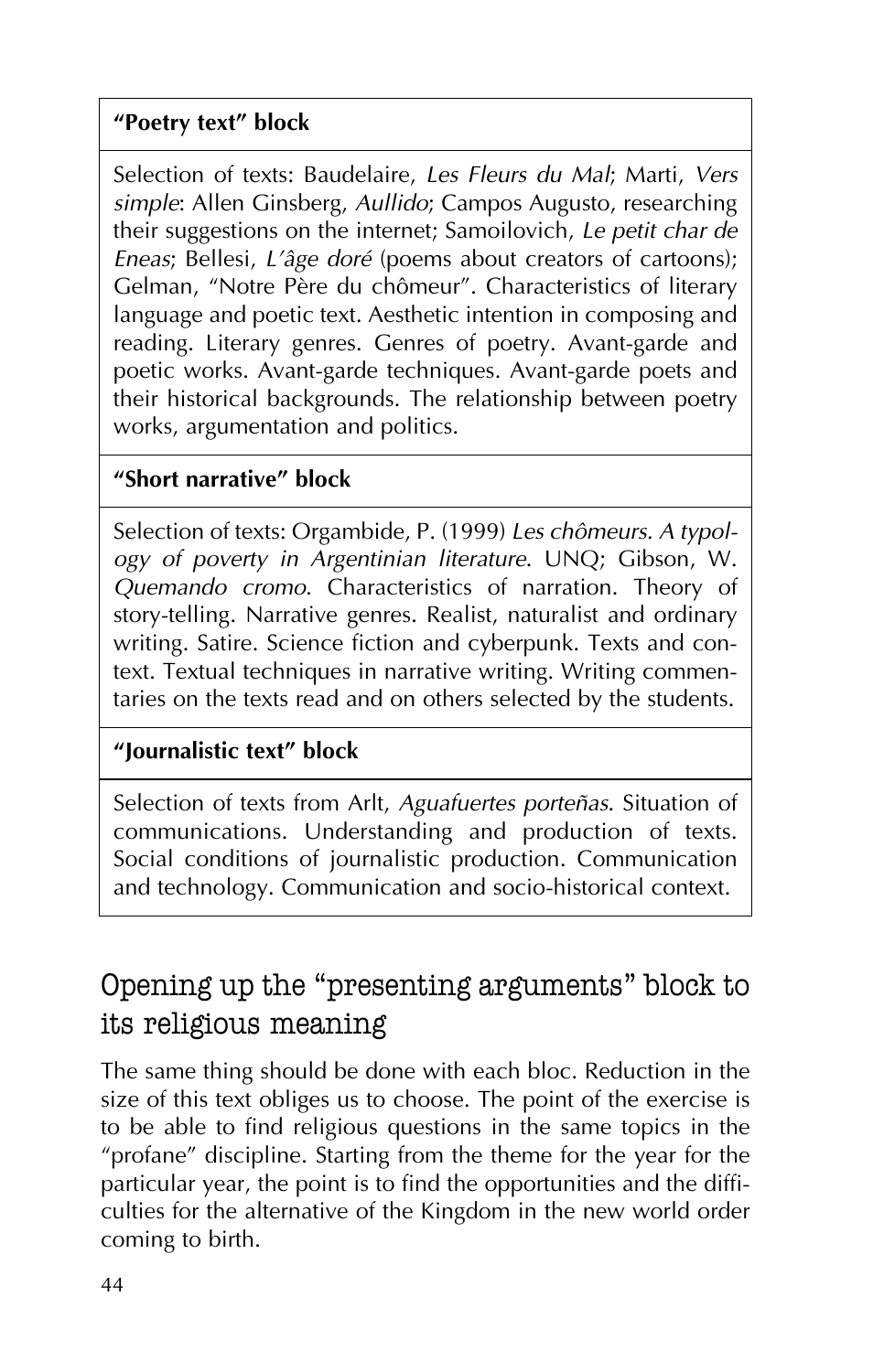| "Poetry text" block |
| --- |
| Selection of texts: Baudelaire, *Les Fleurs du Mal*; Marti, *Vers simple*: Allen Ginsberg, *Aullido*; Campos Augusto, researching their suggestions on the internet; Samoilovich, *Le petit char de Eneas*; Bellesi, *L'âge doré* (poems about creators of cartoons); Gelman, "Notre Père du chômeur". Characteristics of literary language and poetic text. Aesthetic intention in composing and reading. Literary genres. Genres of poetry. Avant-garde and poetic works. Avant-garde techniques. Avant-garde poets and their historical backgrounds. The relationship between poetry works, argumentation and politics. |
| **"Short narrative" block** |
| Selection of texts: Orgambide, P. (1999) *Les chômeurs. A typology of poverty in Argentinian literature*. UNQ; Gibson, W. *Quemando cromo*. Characteristics of narration. Theory of story-telling. Narrative genres. Realist, naturalist and ordinary writing. Satire. Science fiction and cyberpunk. Texts and context. Textual techniques in narrative writing. Writing commentaries on the texts read and on others selected by the students. |
| **"Journalistic text" block** |
| Selection of texts from Arlt, *Aguafuertes porteñas*. Situation of communications. Understanding and production of texts. Social conditions of journalistic production. Communication and technology. Communication and socio-historical context. |

## Opening up the "presenting arguments" block to its religious meaning

The same thing should be done with each bloc. Reduction in the size of this text obliges us to choose. The point of the exercise is to be able to find religious questions in the same topics in the "profane" discipline. Starting from the theme for the year for the particular year, the point is to find the opportunities and the difficulties for the alternative of the Kingdom in the new world order coming to birth.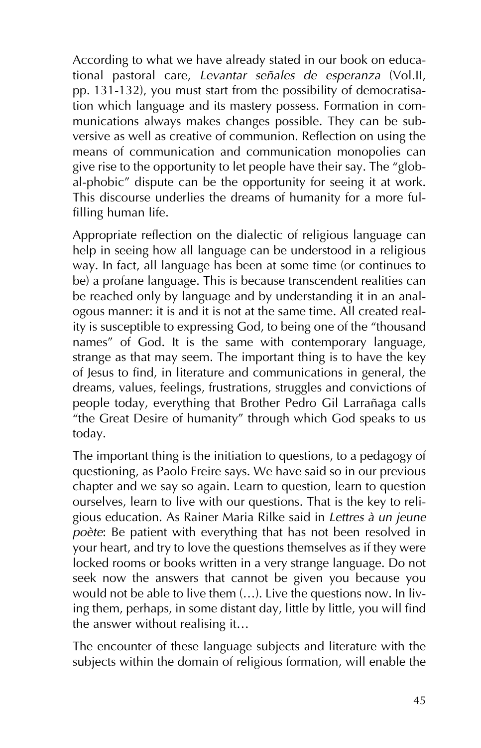According to what we have already stated in our book on educational pastoral care, *Levantar señales de esperanza* (Vol.II, pp. 131-132), you must start from the possibility of democratisation which language and its mastery possess. Formation in communications always makes changes possible. They can be subversive as well as creative of communion. Reflection on using the means of communication and communication monopolies can give rise to the opportunity to let people have their say. The "global-phobic" dispute can be the opportunity for seeing it at work. This discourse underlies the dreams of humanity for a more fulfilling human life.

Appropriate reflection on the dialectic of religious language can help in seeing how all language can be understood in a religious way. In fact, all language has been at some time (or continues to be) a profane language. This is because transcendent realities can be reached only by language and by understanding it in an analogous manner: it is and it is not at the same time. All created reality is susceptible to expressing God, to being one of the "thousand names" of God. It is the same with contemporary language, strange as that may seem. The important thing is to have the key of Jesus to find, in literature and communications in general, the dreams, values, feelings, frustrations, struggles and convictions of people today, everything that Brother Pedro Gil Larrañaga calls "the Great Desire of humanity" through which God speaks to us today.

The important thing is the initiation to questions, to a pedagogy of questioning, as Paolo Freire says. We have said so in our previous chapter and we say so again. Learn to question, learn to question ourselves, learn to live with our questions. That is the key to religious education. As Rainer Maria Rilke said in *Lettres à un jeune poète*: Be patient with everything that has not been resolved in your heart, and try to love the questions themselves as if they were locked rooms or books written in a very strange language. Do not seek now the answers that cannot be given you because you would not be able to live them (…). Live the questions now. In living them, perhaps, in some distant day, little by little, you will find the answer without realising it…

The encounter of these language subjects and literature with the subjects within the domain of religious formation, will enable the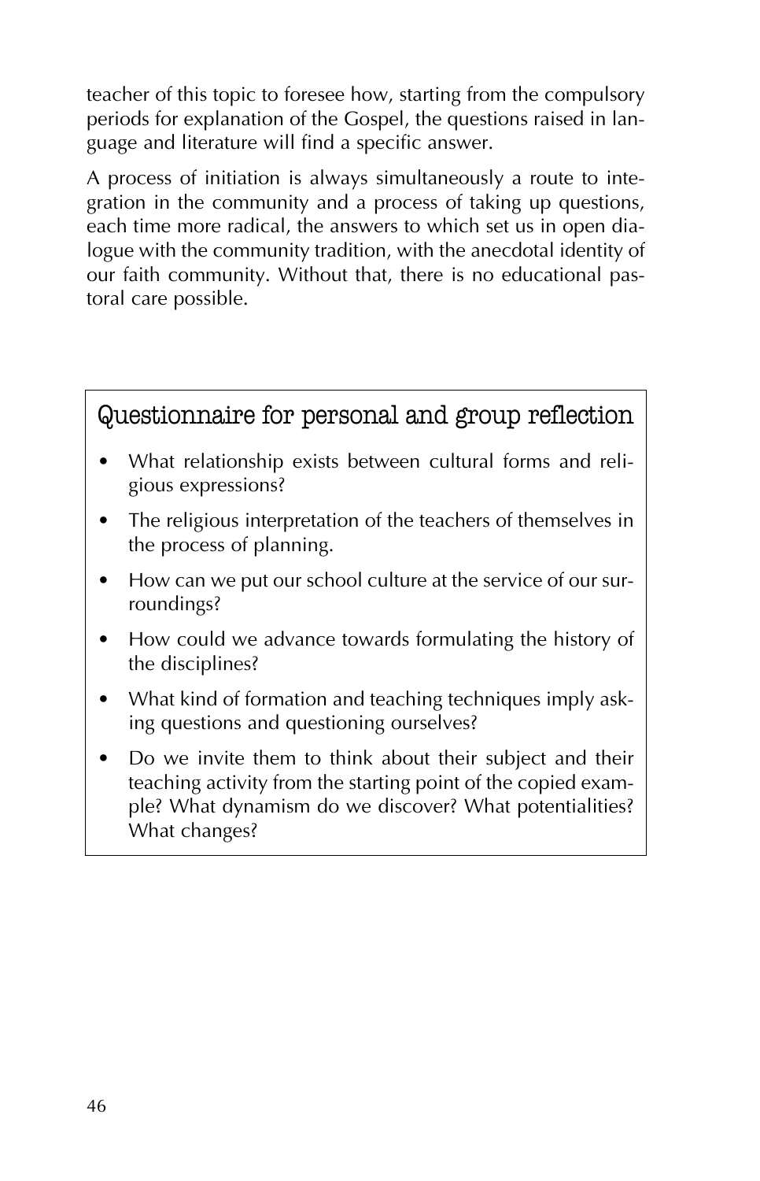teacher of this topic to foresee how, starting from the compulsory periods for explanation of the Gospel, the questions raised in language and literature will find a specific answer.

A process of initiation is always simultaneously a route to integration in the community and a process of taking up questions, each time more radical, the answers to which set us in open dialogue with the community tradition, with the anecdotal identity of our faith community. Without that, there is no educational pastoral care possible.

## Questionnaire for personal and group reflection

- What relationship exists between cultural forms and religious expressions?
- The religious interpretation of the teachers of themselves in the process of planning.
- How can we put our school culture at the service of our surroundings?
- How could we advance towards formulating the history of the disciplines?
- What kind of formation and teaching techniques imply asking questions and questioning ourselves?
- Do we invite them to think about their subject and their teaching activity from the starting point of the copied example? What dynamism do we discover? What potentialities? What changes?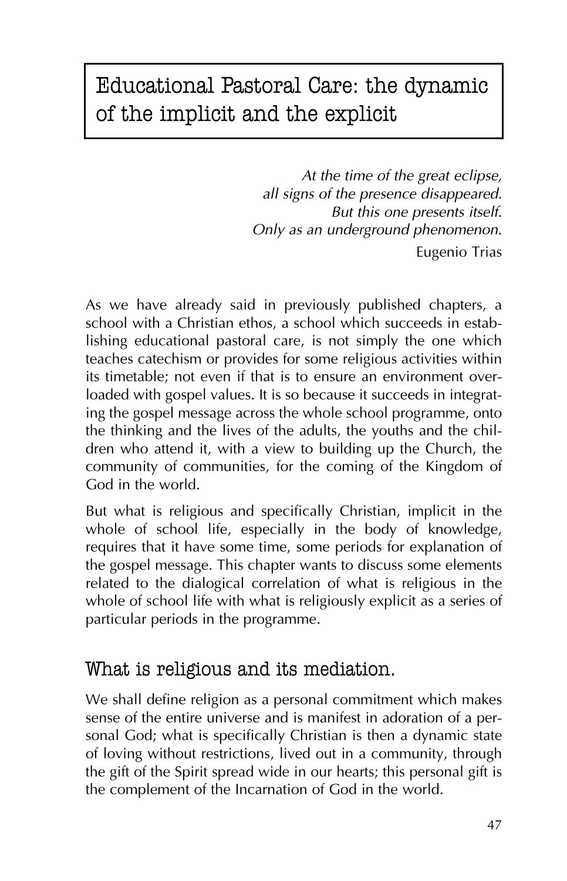# Educational Pastoral Care: the dynamic of the implicit and the explicit

*At the time of the great eclipse,*
*all signs of the presence disappeared.*
*But this one presents itself.*
*Only as an underground phenomenon.*

Eugenio Trias

As we have already said in previously published chapters, a school with a Christian ethos, a school which succeeds in establishing educational pastoral care, is not simply the one which teaches catechism or provides for some religious activities within its timetable; not even if that is to ensure an environment overloaded with gospel values. It is so because it succeeds in integrating the gospel message across the whole school programme, onto the thinking and the lives of the adults, the youths and the children who attend it, with a view to building up the Church, the community of communities, for the coming of the Kingdom of God in the world.

But what is religious and specifically Christian, implicit in the whole of school life, especially in the body of knowledge, requires that it have some time, some periods for explanation of the gospel message. This chapter wants to discuss some elements related to the dialogical correlation of what is religious in the whole of school life with what is religiously explicit as a series of particular periods in the programme.

## What is religious and its mediation.

We shall define religion as a personal commitment which makes sense of the entire universe and is manifest in adoration of a personal God; what is specifically Christian is then a dynamic state of loving without restrictions, lived out in a community, through the gift of the Spirit spread wide in our hearts; this personal gift is the complement of the Incarnation of God in the world.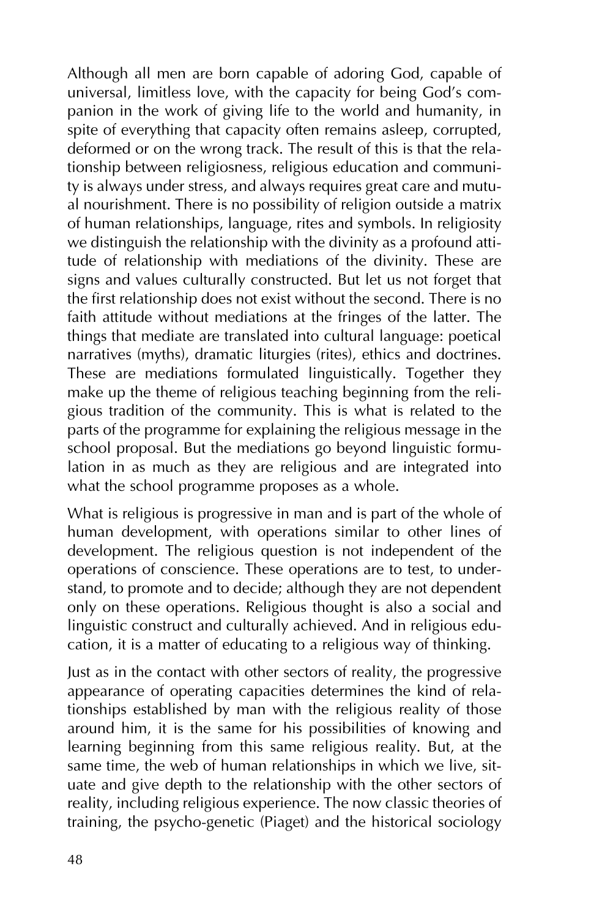Although all men are born capable of adoring God, capable of universal, limitless love, with the capacity for being God's companion in the work of giving life to the world and humanity, in spite of everything that capacity often remains asleep, corrupted, deformed or on the wrong track. The result of this is that the relationship between religiosness, religious education and community is always under stress, and always requires great care and mutual nourishment. There is no possibility of religion outside a matrix of human relationships, language, rites and symbols. In religiosity we distinguish the relationship with the divinity as a profound attitude of relationship with mediations of the divinity. These are signs and values culturally constructed. But let us not forget that the first relationship does not exist without the second. There is no faith attitude without mediations at the fringes of the latter. The things that mediate are translated into cultural language: poetical narratives (myths), dramatic liturgies (rites), ethics and doctrines. These are mediations formulated linguistically. Together they make up the theme of religious teaching beginning from the religious tradition of the community. This is what is related to the parts of the programme for explaining the religious message in the school proposal. But the mediations go beyond linguistic formulation in as much as they are religious and are integrated into what the school programme proposes as a whole.

What is religious is progressive in man and is part of the whole of human development, with operations similar to other lines of development. The religious question is not independent of the operations of conscience. These operations are to test, to understand, to promote and to decide; although they are not dependent only on these operations. Religious thought is also a social and linguistic construct and culturally achieved. And in religious education, it is a matter of educating to a religious way of thinking.

Just as in the contact with other sectors of reality, the progressive appearance of operating capacities determines the kind of relationships established by man with the religious reality of those around him, it is the same for his possibilities of knowing and learning beginning from this same religious reality. But, at the same time, the web of human relationships in which we live, situate and give depth to the relationship with the other sectors of reality, including religious experience. The now classic theories of training, the psycho-genetic (Piaget) and the historical sociology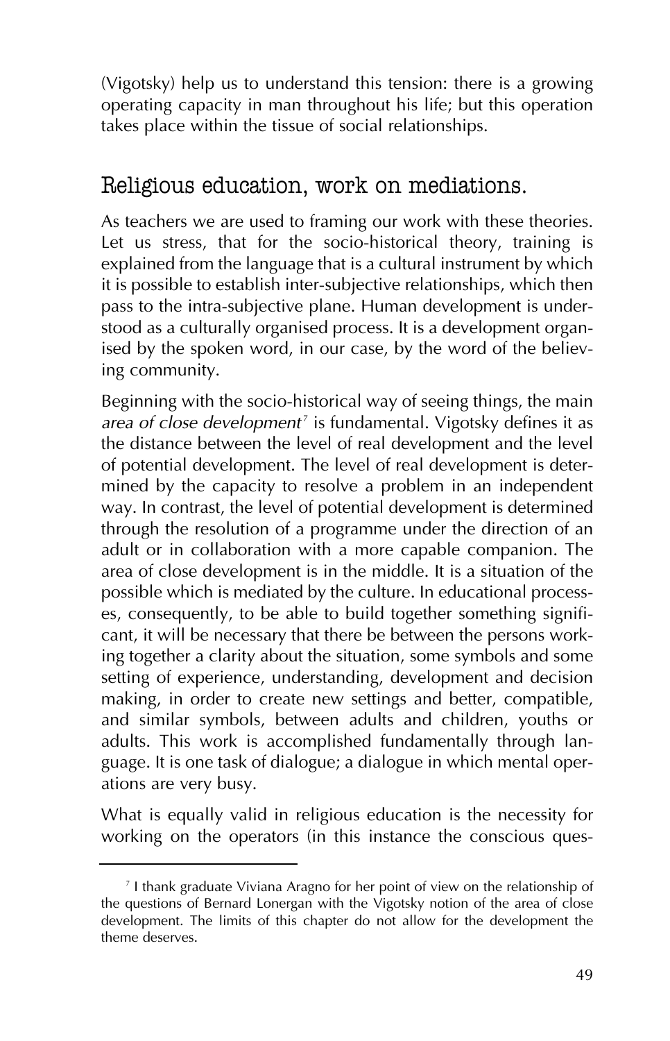(Vigotsky) help us to understand this tension: there is a growing operating capacity in man throughout his life; but this operation takes place within the tissue of social relationships.

## Religious education, work on mediations.

As teachers we are used to framing our work with these theories. Let us stress, that for the socio-historical theory, training is explained from the language that is a cultural instrument by which it is possible to establish inter-subjective relationships, which then pass to the intra-subjective plane. Human development is understood as a culturally organised process. It is a development organised by the spoken word, in our case, by the word of the believing community.

Beginning with the socio-historical way of seeing things, the main *area of close development*[7] is fundamental. Vigotsky defines it as the distance between the level of real development and the level of potential development. The level of real development is determined by the capacity to resolve a problem in an independent way. In contrast, the level of potential development is determined through the resolution of a programme under the direction of an adult or in collaboration with a more capable companion. The area of close development is in the middle. It is a situation of the possible which is mediated by the culture. In educational processes, consequently, to be able to build together something significant, it will be necessary that there be between the persons working together a clarity about the situation, some symbols and some setting of experience, understanding, development and decision making, in order to create new settings and better, compatible, and similar symbols, between adults and children, youths or adults. This work is accomplished fundamentally through language. It is one task of dialogue; a dialogue in which mental operations are very busy.

What is equally valid in religious education is the necessity for working on the operators (in this instance the conscious ques-

[7] I thank graduate Viviana Aragno for her point of view on the relationship of the questions of Bernard Lonergan with the Vigotsky notion of the area of close development. The limits of this chapter do not allow for the development the theme deserves.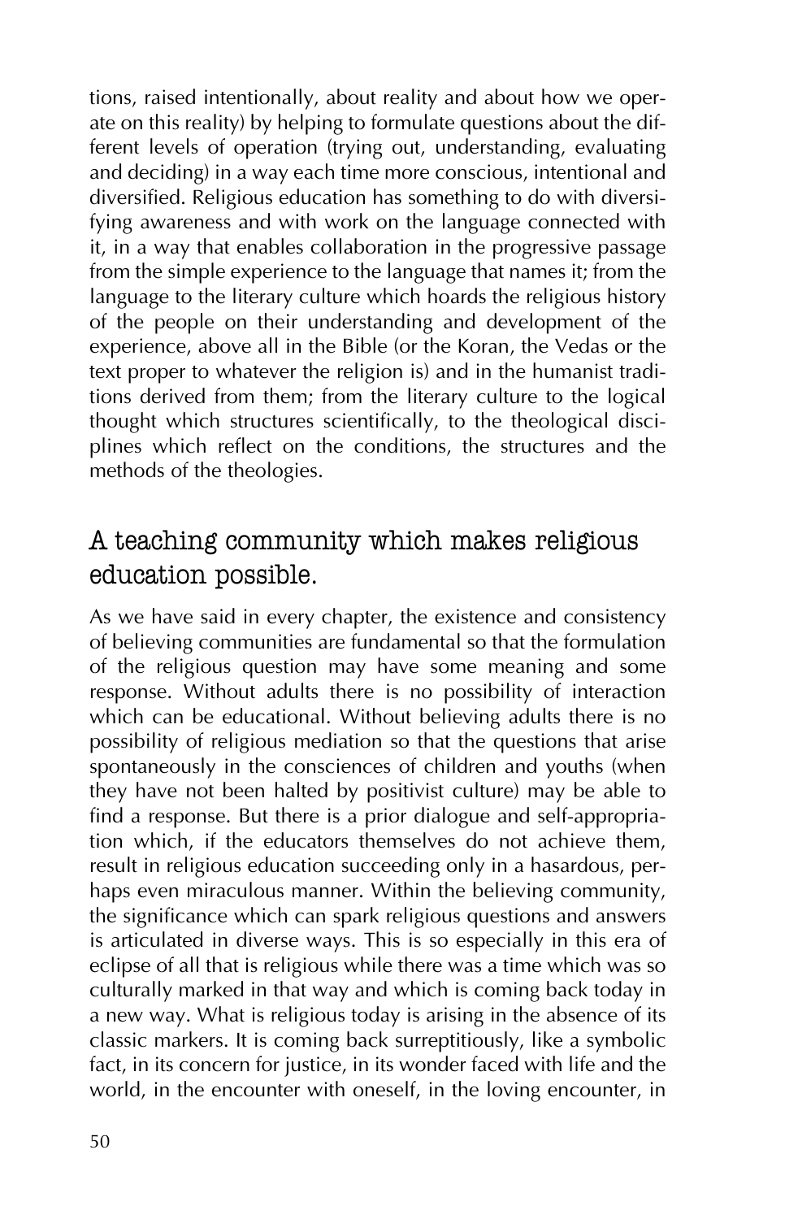tions, raised intentionally, about reality and about how we operate on this reality) by helping to formulate questions about the different levels of operation (trying out, understanding, evaluating and deciding) in a way each time more conscious, intentional and diversified. Religious education has something to do with diversifying awareness and with work on the language connected with it, in a way that enables collaboration in the progressive passage from the simple experience to the language that names it; from the language to the literary culture which hoards the religious history of the people on their understanding and development of the experience, above all in the Bible (or the Koran, the Vedas or the text proper to whatever the religion is) and in the humanist traditions derived from them; from the literary culture to the logical thought which structures scientifically, to the theological disciplines which reflect on the conditions, the structures and the methods of the theologies.

## A teaching community which makes religious education possible.

As we have said in every chapter, the existence and consistency of believing communities are fundamental so that the formulation of the religious question may have some meaning and some response. Without adults there is no possibility of interaction which can be educational. Without believing adults there is no possibility of religious mediation so that the questions that arise spontaneously in the consciences of children and youths (when they have not been halted by positivist culture) may be able to find a response. But there is a prior dialogue and self-appropriation which, if the educators themselves do not achieve them, result in religious education succeeding only in a hasardous, perhaps even miraculous manner. Within the believing community, the significance which can spark religious questions and answers is articulated in diverse ways. This is so especially in this era of eclipse of all that is religious while there was a time which was so culturally marked in that way and which is coming back today in a new way. What is religious today is arising in the absence of its classic markers. It is coming back surreptitiously, like a symbolic fact, in its concern for justice, in its wonder faced with life and the world, in the encounter with oneself, in the loving encounter, in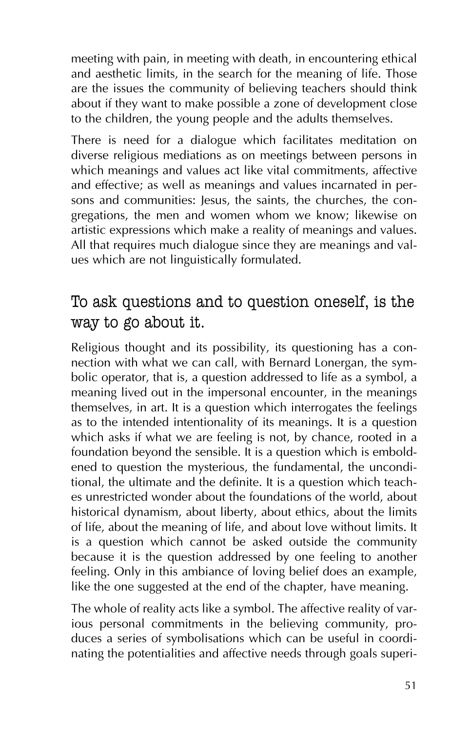meeting with pain, in meeting with death, in encountering ethical and aesthetic limits, in the search for the meaning of life. Those are the issues the community of believing teachers should think about if they want to make possible a zone of development close to the children, the young people and the adults themselves.

There is need for a dialogue which facilitates meditation on diverse religious mediations as on meetings between persons in which meanings and values act like vital commitments, affective and effective; as well as meanings and values incarnated in persons and communities: Jesus, the saints, the churches, the congregations, the men and women whom we know; likewise on artistic expressions which make a reality of meanings and values. All that requires much dialogue since they are meanings and values which are not linguistically formulated.

## To ask questions and to question oneself, is the way to go about it.

Religious thought and its possibility, its questioning has a connection with what we can call, with Bernard Lonergan, the symbolic operator, that is, a question addressed to life as a symbol, a meaning lived out in the impersonal encounter, in the meanings themselves, in art. It is a question which interrogates the feelings as to the intended intentionality of its meanings. It is a question which asks if what we are feeling is not, by chance, rooted in a foundation beyond the sensible. It is a question which is emboldened to question the mysterious, the fundamental, the unconditional, the ultimate and the definite. It is a question which teaches unrestricted wonder about the foundations of the world, about historical dynamism, about liberty, about ethics, about the limits of life, about the meaning of life, and about love without limits. It is a question which cannot be asked outside the community because it is the question addressed by one feeling to another feeling. Only in this ambiance of loving belief does an example, like the one suggested at the end of the chapter, have meaning.

The whole of reality acts like a symbol. The affective reality of various personal commitments in the believing community, produces a series of symbolisations which can be useful in coordinating the potentialities and affective needs through goals superi-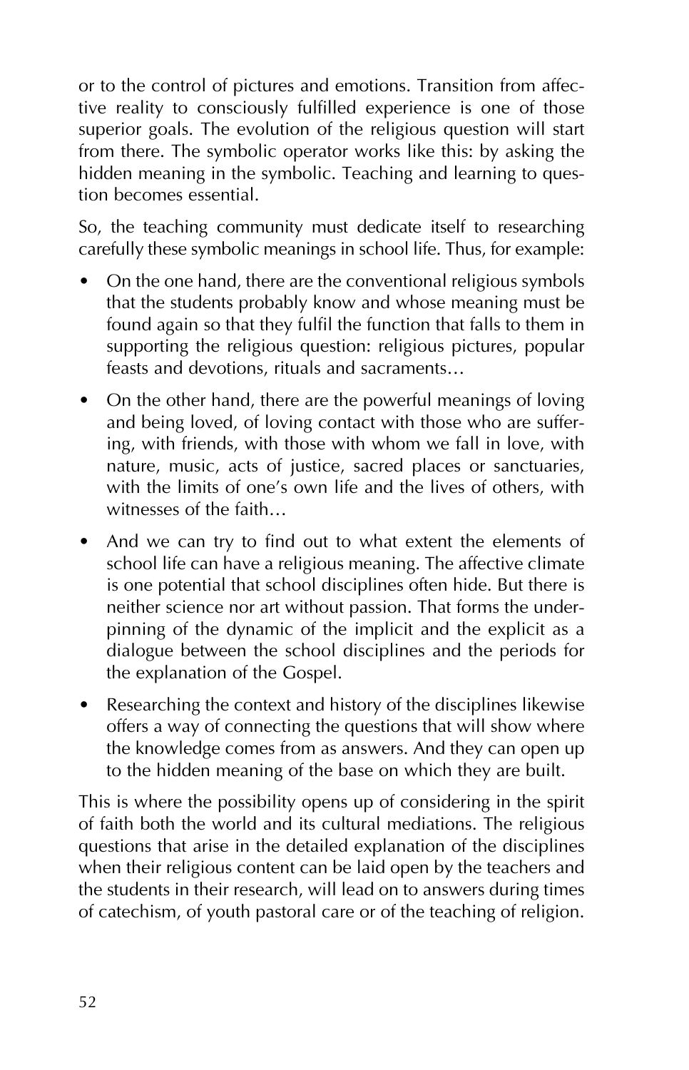or to the control of pictures and emotions. Transition from affective reality to consciously fulfilled experience is one of those superior goals. The evolution of the religious question will start from there. The symbolic operator works like this: by asking the hidden meaning in the symbolic. Teaching and learning to question becomes essential.

So, the teaching community must dedicate itself to researching carefully these symbolic meanings in school life. Thus, for example:

- On the one hand, there are the conventional religious symbols that the students probably know and whose meaning must be found again so that they fulfil the function that falls to them in supporting the religious question: religious pictures, popular feasts and devotions, rituals and sacraments…
- On the other hand, there are the powerful meanings of loving and being loved, of loving contact with those who are suffering, with friends, with those with whom we fall in love, with nature, music, acts of justice, sacred places or sanctuaries, with the limits of one's own life and the lives of others, with witnesses of the faith…
- And we can try to find out to what extent the elements of school life can have a religious meaning. The affective climate is one potential that school disciplines often hide. But there is neither science nor art without passion. That forms the underpinning of the dynamic of the implicit and the explicit as a dialogue between the school disciplines and the periods for the explanation of the Gospel.
- Researching the context and history of the disciplines likewise offers a way of connecting the questions that will show where the knowledge comes from as answers. And they can open up to the hidden meaning of the base on which they are built.

This is where the possibility opens up of considering in the spirit of faith both the world and its cultural mediations. The religious questions that arise in the detailed explanation of the disciplines when their religious content can be laid open by the teachers and the students in their research, will lead on to answers during times of catechism, of youth pastoral care or of the teaching of religion.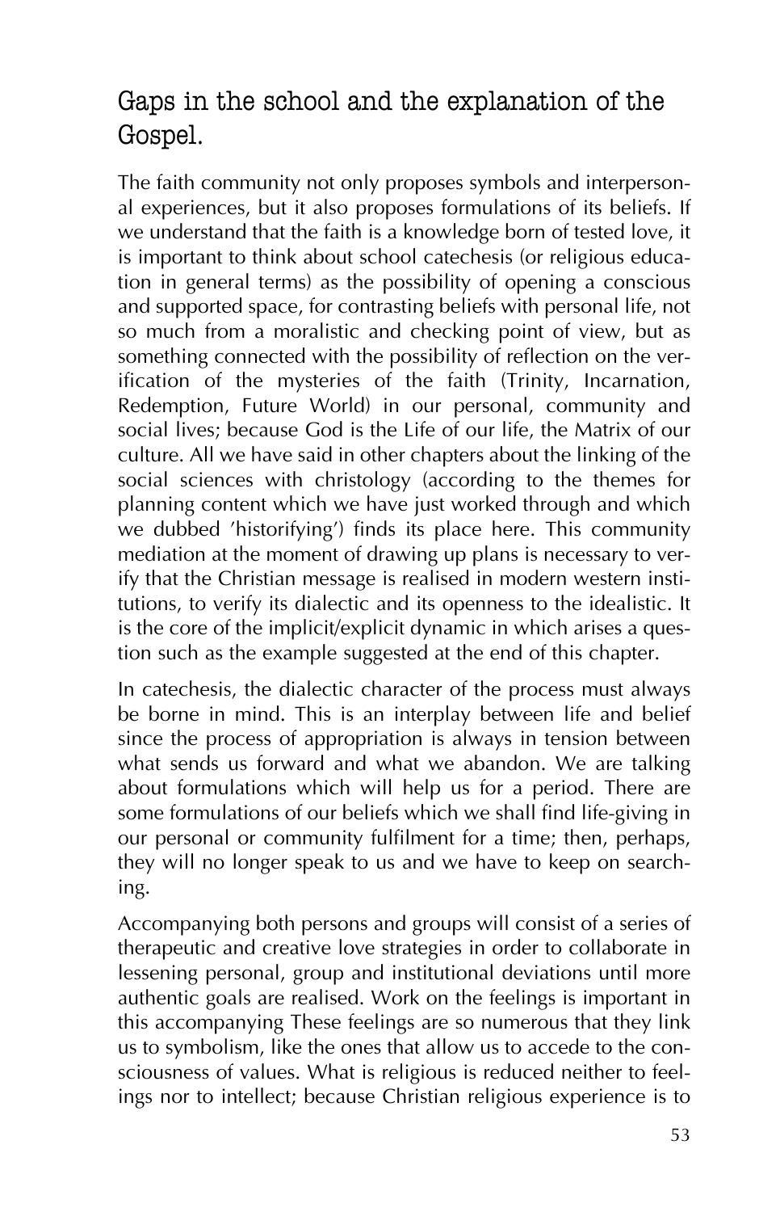## Gaps in the school and the explanation of the Gospel.

The faith community not only proposes symbols and interpersonal experiences, but it also proposes formulations of its beliefs. If we understand that the faith is a knowledge born of tested love, it is important to think about school catechesis (or religious education in general terms) as the possibility of opening a conscious and supported space, for contrasting beliefs with personal life, not so much from a moralistic and checking point of view, but as something connected with the possibility of reflection on the verification of the mysteries of the faith (Trinity, Incarnation, Redemption, Future World) in our personal, community and social lives; because God is the Life of our life, the Matrix of our culture. All we have said in other chapters about the linking of the social sciences with christology (according to the themes for planning content which we have just worked through and which we dubbed 'historifying') finds its place here. This community mediation at the moment of drawing up plans is necessary to verify that the Christian message is realised in modern western institutions, to verify its dialectic and its openness to the idealistic. It is the core of the implicit/explicit dynamic in which arises a question such as the example suggested at the end of this chapter.

In catechesis, the dialectic character of the process must always be borne in mind. This is an interplay between life and belief since the process of appropriation is always in tension between what sends us forward and what we abandon. We are talking about formulations which will help us for a period. There are some formulations of our beliefs which we shall find life-giving in our personal or community fulfilment for a time; then, perhaps, they will no longer speak to us and we have to keep on searching.

Accompanying both persons and groups will consist of a series of therapeutic and creative love strategies in order to collaborate in lessening personal, group and institutional deviations until more authentic goals are realised. Work on the feelings is important in this accompanying These feelings are so numerous that they link us to symbolism, like the ones that allow us to accede to the consciousness of values. What is religious is reduced neither to feelings nor to intellect; because Christian religious experience is to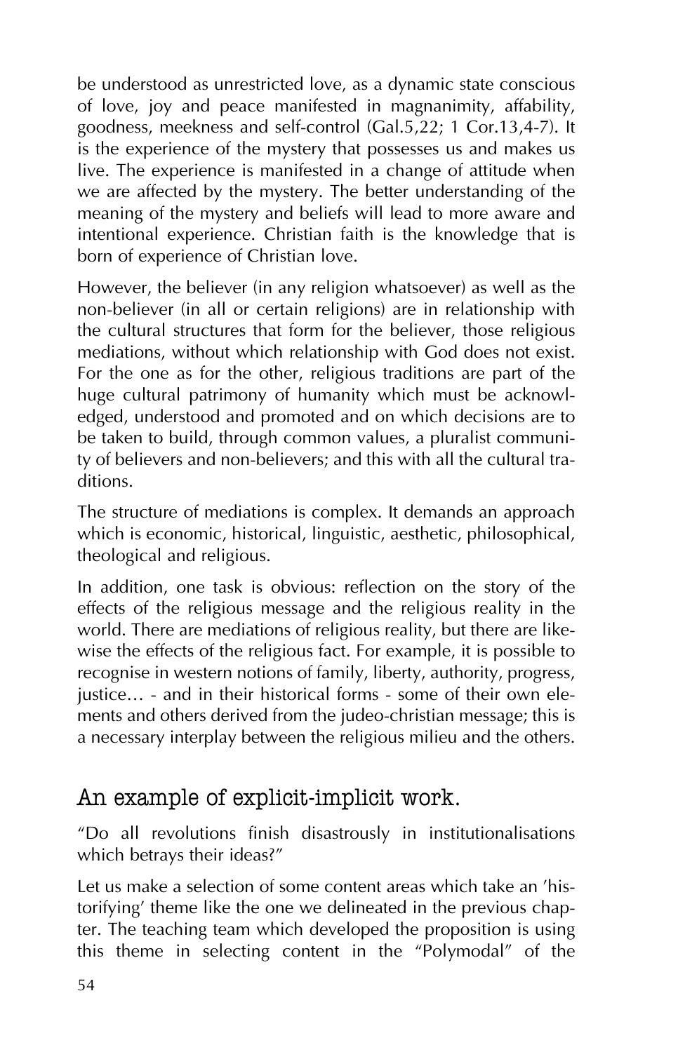be understood as unrestricted love, as a dynamic state conscious of love, joy and peace manifested in magnanimity, affability, goodness, meekness and self-control (Gal.5,22; 1 Cor.13,4-7). It is the experience of the mystery that possesses us and makes us live. The experience is manifested in a change of attitude when we are affected by the mystery. The better understanding of the meaning of the mystery and beliefs will lead to more aware and intentional experience. Christian faith is the knowledge that is born of experience of Christian love.

However, the believer (in any religion whatsoever) as well as the non-believer (in all or certain religions) are in relationship with the cultural structures that form for the believer, those religious mediations, without which relationship with God does not exist. For the one as for the other, religious traditions are part of the huge cultural patrimony of humanity which must be acknowledged, understood and promoted and on which decisions are to be taken to build, through common values, a pluralist community of believers and non-believers; and this with all the cultural traditions.

The structure of mediations is complex. It demands an approach which is economic, historical, linguistic, aesthetic, philosophical, theological and religious.

In addition, one task is obvious: reflection on the story of the effects of the religious message and the religious reality in the world. There are mediations of religious reality, but there are likewise the effects of the religious fact. For example, it is possible to recognise in western notions of family, liberty, authority, progress, justice… - and in their historical forms - some of their own elements and others derived from the judeo-christian message; this is a necessary interplay between the religious milieu and the others.

## An example of explicit-implicit work.

"Do all revolutions finish disastrously in institutionalisations which betrays their ideas?"

Let us make a selection of some content areas which take an 'historifying' theme like the one we delineated in the previous chapter. The teaching team which developed the proposition is using this theme in selecting content in the "Polymodal" of the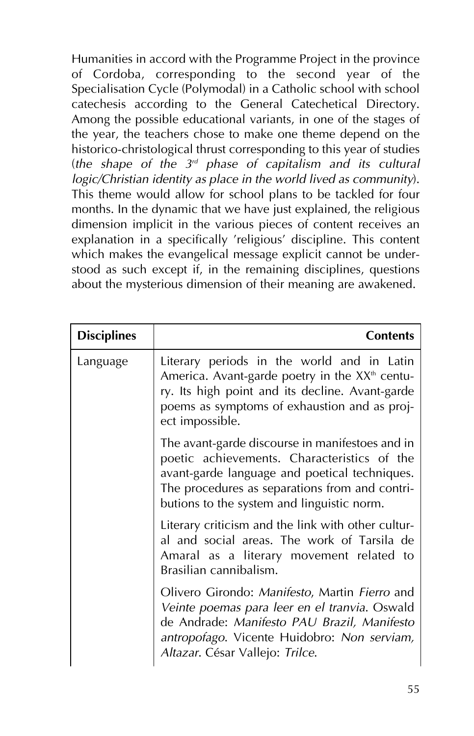Humanities in accord with the Programme Project in the province of Cordoba, corresponding to the second year of the Specialisation Cycle (Polymodal) in a Catholic school with school catechesis according to the General Catechetical Directory. Among the possible educational variants, in one of the stages of the year, the teachers chose to make one theme depend on the historico-christological thrust corresponding to this year of studies (*the shape of the 3rd phase of capitalism and its cultural logic/Christian identity as place in the world lived as community*). This theme would allow for school plans to be tackled for four months. In the dynamic that we have just explained, the religious dimension implicit in the various pieces of content receives an explanation in a specifically 'religious' discipline. This content which makes the evangelical message explicit cannot be understood as such except if, in the remaining disciplines, questions about the mysterious dimension of their meaning are awakened.

| **Disciplines** | **Contents** |
|---|---|
| Language | Literary periods in the world and in Latin America. Avant-garde poetry in the XXth century. Its high point and its decline. Avant-garde poems as symptoms of exhaustion and as project impossible. |
| | The avant-garde discourse in manifestoes and in poetic achievements. Characteristics of the avant-garde language and poetical techniques. The procedures as separations from and contributions to the system and linguistic norm. |
| | Literary criticism and the link with other cultural and social areas. The work of Tarsila de Amaral as a literary movement related to Brasilian cannibalism. |
| | Olivero Girondo: *Manifesto*, Martin *Fierro* and *Veinte poemas para leer en el tranvia*. Oswald de Andrade: *Manifesto PAU Brazil, Manifesto antropofago*. Vicente Huidobro: *Non serviam, Altazar*. César Vallejo: *Trilce*. |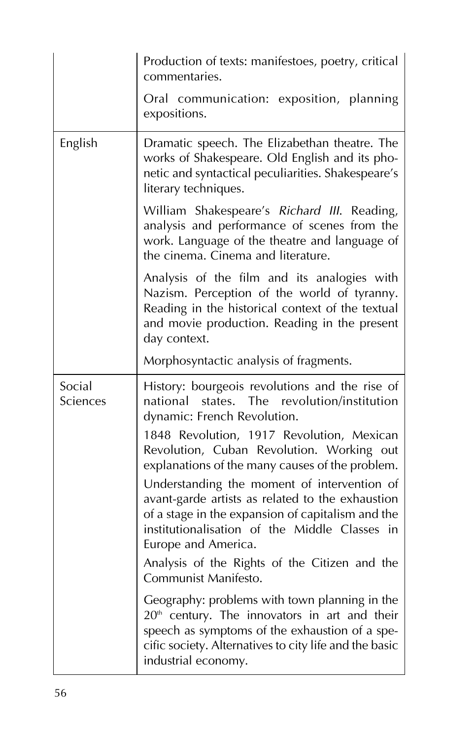| | |
|---|---|
| | Production of texts: manifestoes, poetry, critical commentaries.<br><br>Oral communication: exposition, planning expositions. |
| English | Dramatic speech. The Elizabethan theatre. The works of Shakespeare. Old English and its phonetic and syntactical peculiarities. Shakespeare's literary techniques.<br><br>William Shakespeare's *Richard III*. Reading, analysis and performance of scenes from the work. Language of the theatre and language of the cinema. Cinema and literature.<br><br>Analysis of the film and its analogies with Nazism. Perception of the world of tyranny. Reading in the historical context of the textual and movie production. Reading in the present day context.<br><br>Morphosyntactic analysis of fragments. |
| Social Sciences | History: bourgeois revolutions and the rise of national states. The revolution/institution dynamic: French Revolution.<br><br>1848 Revolution, 1917 Revolution, Mexican Revolution, Cuban Revolution. Working out explanations of the many causes of the problem.<br><br>Understanding the moment of intervention of avant-garde artists as related to the exhaustion of a stage in the expansion of capitalism and the institutionalisation of the Middle Classes in Europe and America.<br><br>Analysis of the Rights of the Citizen and the Communist Manifesto.<br><br>Geography: problems with town planning in the 20th century. The innovators in art and their speech as symptoms of the exhaustion of a specific society. Alternatives to city life and the basic industrial economy. |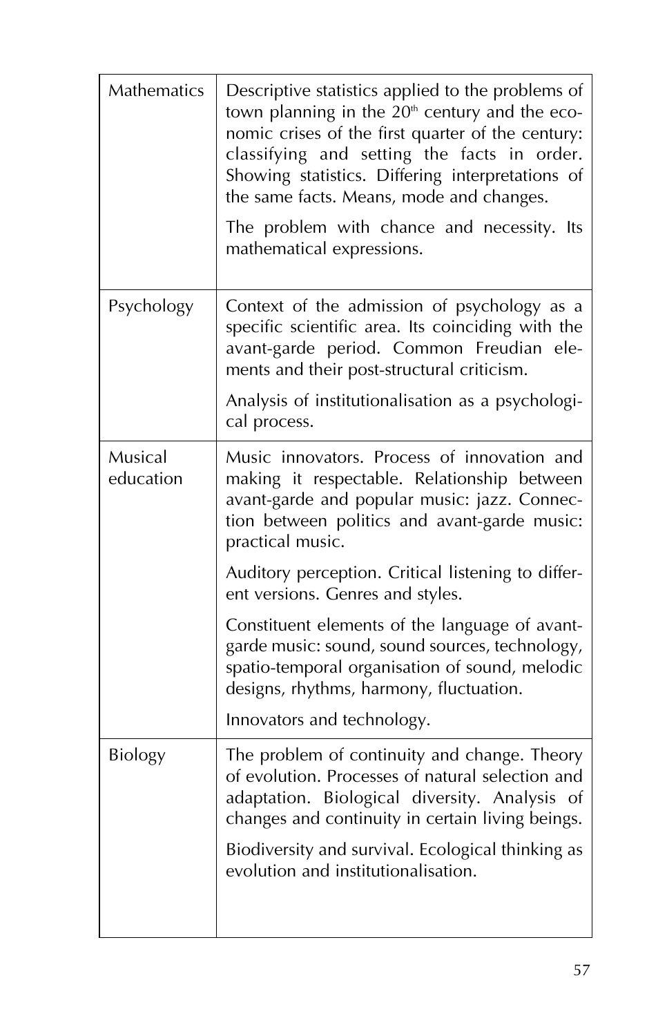| | |
|---|---|
| Mathematics | Descriptive statistics applied to the problems of town planning in the 20th century and the economic crises of the first quarter of the century: classifying and setting the facts in order. Showing statistics. Differing interpretations of the same facts. Means, mode and changes.<br><br>The problem with chance and necessity. Its mathematical expressions. |
| Psychology | Context of the admission of psychology as a specific scientific area. Its coinciding with the avant-garde period. Common Freudian elements and their post-structural criticism.<br><br>Analysis of institutionalisation as a psychological process. |
| Musical education | Music innovators. Process of innovation and making it respectable. Relationship between avant-garde and popular music: jazz. Connection between politics and avant-garde music: practical music.<br><br>Auditory perception. Critical listening to different versions. Genres and styles.<br><br>Constituent elements of the language of avant-garde music: sound, sound sources, technology, spatio-temporal organisation of sound, melodic designs, rhythms, harmony, fluctuation.<br><br>Innovators and technology. |
| Biology | The problem of continuity and change. Theory of evolution. Processes of natural selection and adaptation. Biological diversity. Analysis of changes and continuity in certain living beings.<br><br>Biodiversity and survival. Ecological thinking as evolution and institutionalisation. |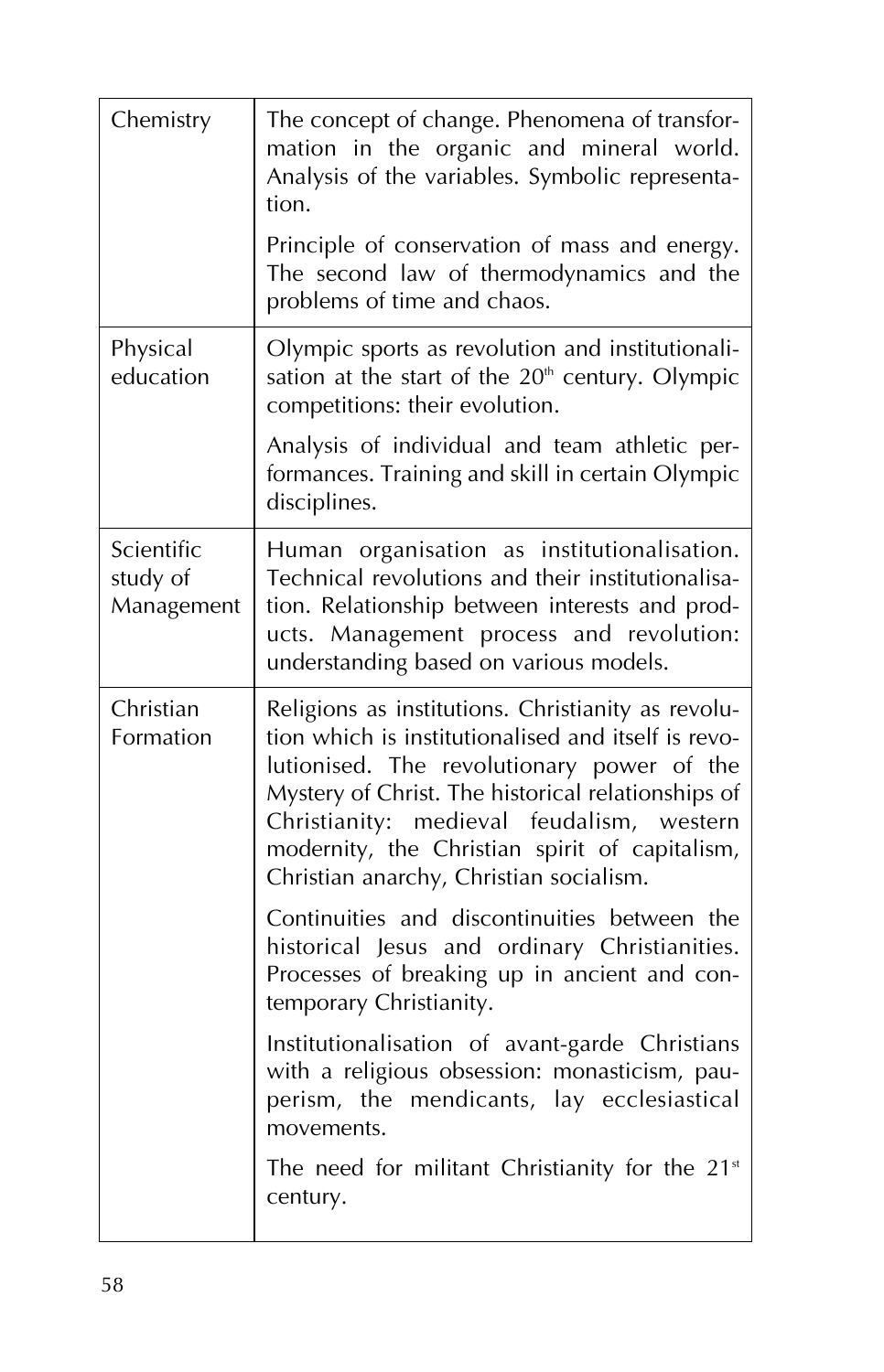| | |
|---|---|
| Chemistry | The concept of change. Phenomena of transformation in the organic and mineral world. Analysis of the variables. Symbolic representation.<br><br>Principle of conservation of mass and energy. The second law of thermodynamics and the problems of time and chaos. |
| Physical education | Olympic sports as revolution and institutionalisation at the start of the 20th century. Olympic competitions: their evolution.<br><br>Analysis of individual and team athletic performances. Training and skill in certain Olympic disciplines. |
| Scientific study of Management | Human organisation as institutionalisation. Technical revolutions and their institutionalisation. Relationship between interests and products. Management process and revolution: understanding based on various models. |
| Christian Formation | Religions as institutions. Christianity as revolution which is institutionalised and itself is revolutionised. The revolutionary power of the Mystery of Christ. The historical relationships of Christianity: medieval feudalism, western modernity, the Christian spirit of capitalism, Christian anarchy, Christian socialism.<br><br>Continuities and discontinuities between the historical Jesus and ordinary Christianities. Processes of breaking up in ancient and contemporary Christianity.<br><br>Institutionalisation of avant-garde Christians with a religious obsession: monasticism, pauperism, the mendicants, lay ecclesiastical movements.<br><br>The need for militant Christianity for the 21st century. |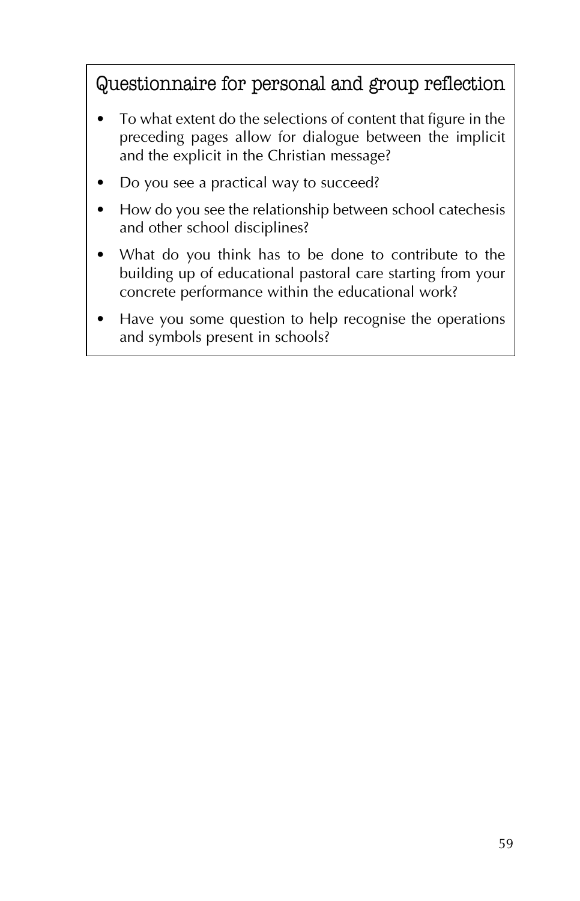## Questionnaire for personal and group reflection

- To what extent do the selections of content that figure in the preceding pages allow for dialogue between the implicit and the explicit in the Christian message?
- Do you see a practical way to succeed?
- How do you see the relationship between school catechesis and other school disciplines?
- What do you think has to be done to contribute to the building up of educational pastoral care starting from your concrete performance within the educational work?
- Have you some question to help recognise the operations and symbols present in schools?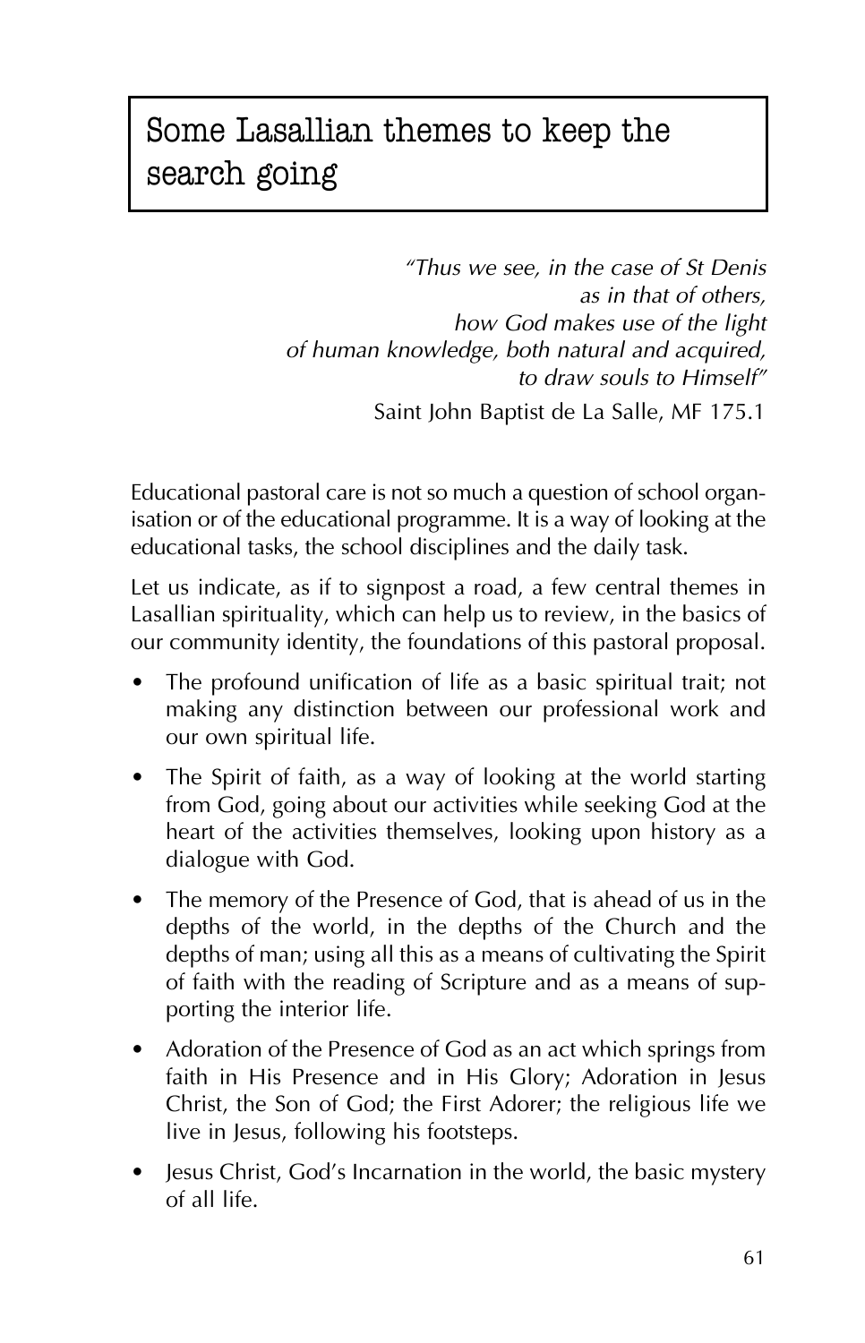## Some Lasallian themes to keep the search going

> *"Thus we see, in the case of St Denis*
> *as in that of others,*
> *how God makes use of the light*
> *of human knowledge, both natural and acquired,*
> *to draw souls to Himself"*
>
> Saint John Baptist de La Salle, MF 175.1

Educational pastoral care is not so much a question of school organisation or of the educational programme. It is a way of looking at the educational tasks, the school disciplines and the daily task.

Let us indicate, as if to signpost a road, a few central themes in Lasallian spirituality, which can help us to review, in the basics of our community identity, the foundations of this pastoral proposal.

- The profound unification of life as a basic spiritual trait; not making any distinction between our professional work and our own spiritual life.
- The Spirit of faith, as a way of looking at the world starting from God, going about our activities while seeking God at the heart of the activities themselves, looking upon history as a dialogue with God.
- The memory of the Presence of God, that is ahead of us in the depths of the world, in the depths of the Church and the depths of man; using all this as a means of cultivating the Spirit of faith with the reading of Scripture and as a means of supporting the interior life.
- Adoration of the Presence of God as an act which springs from faith in His Presence and in His Glory; Adoration in Jesus Christ, the Son of God; the First Adorer; the religious life we live in Jesus, following his footsteps.
- Jesus Christ, God's Incarnation in the world, the basic mystery of all life.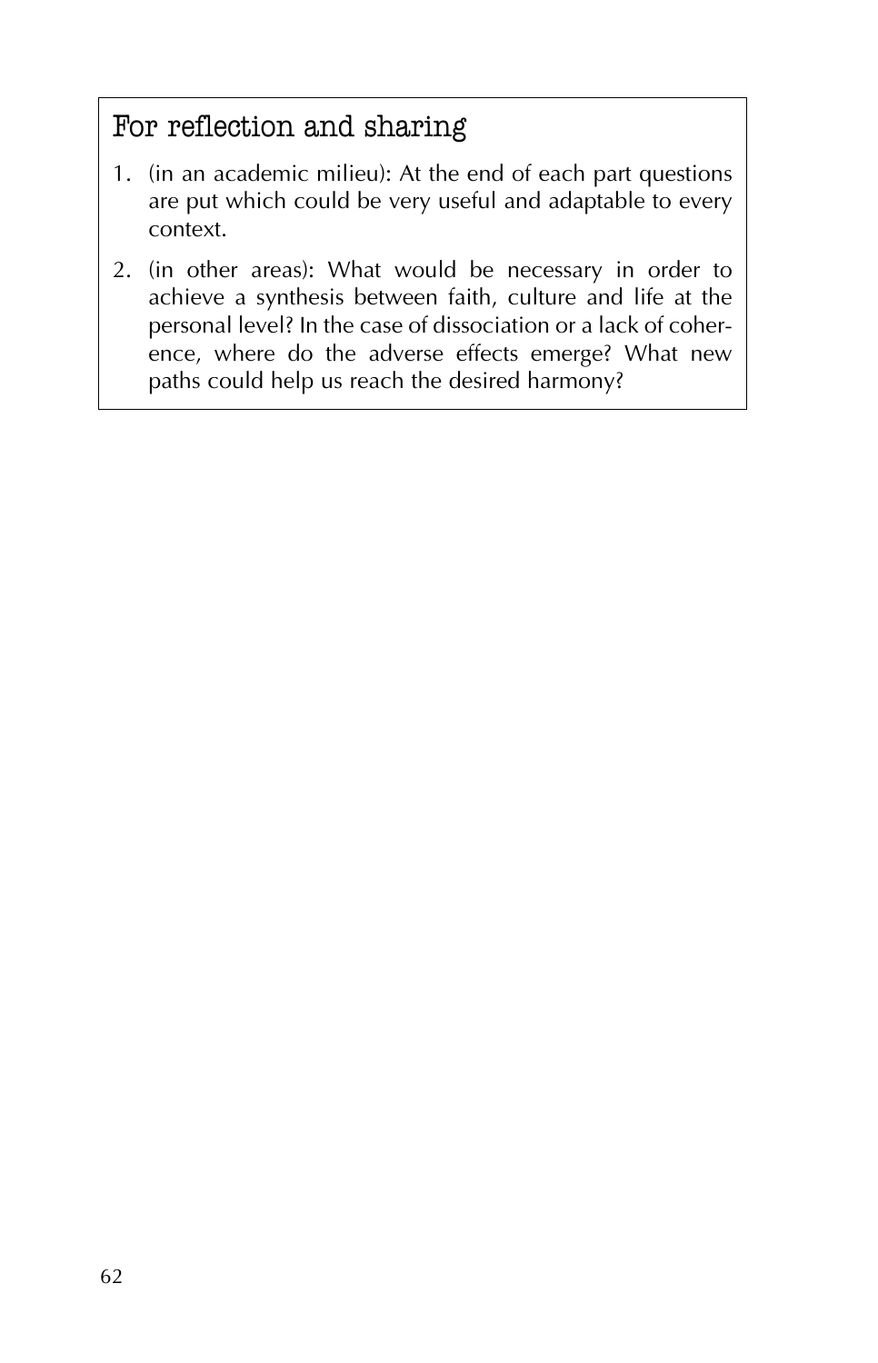## For reflection and sharing

1. (in an academic milieu): At the end of each part questions are put which could be very useful and adaptable to every context.
2. (in other areas): What would be necessary in order to achieve a synthesis between faith, culture and life at the personal level? In the case of dissociation or a lack of coherence, where do the adverse effects emerge? What new paths could help us reach the desired harmony?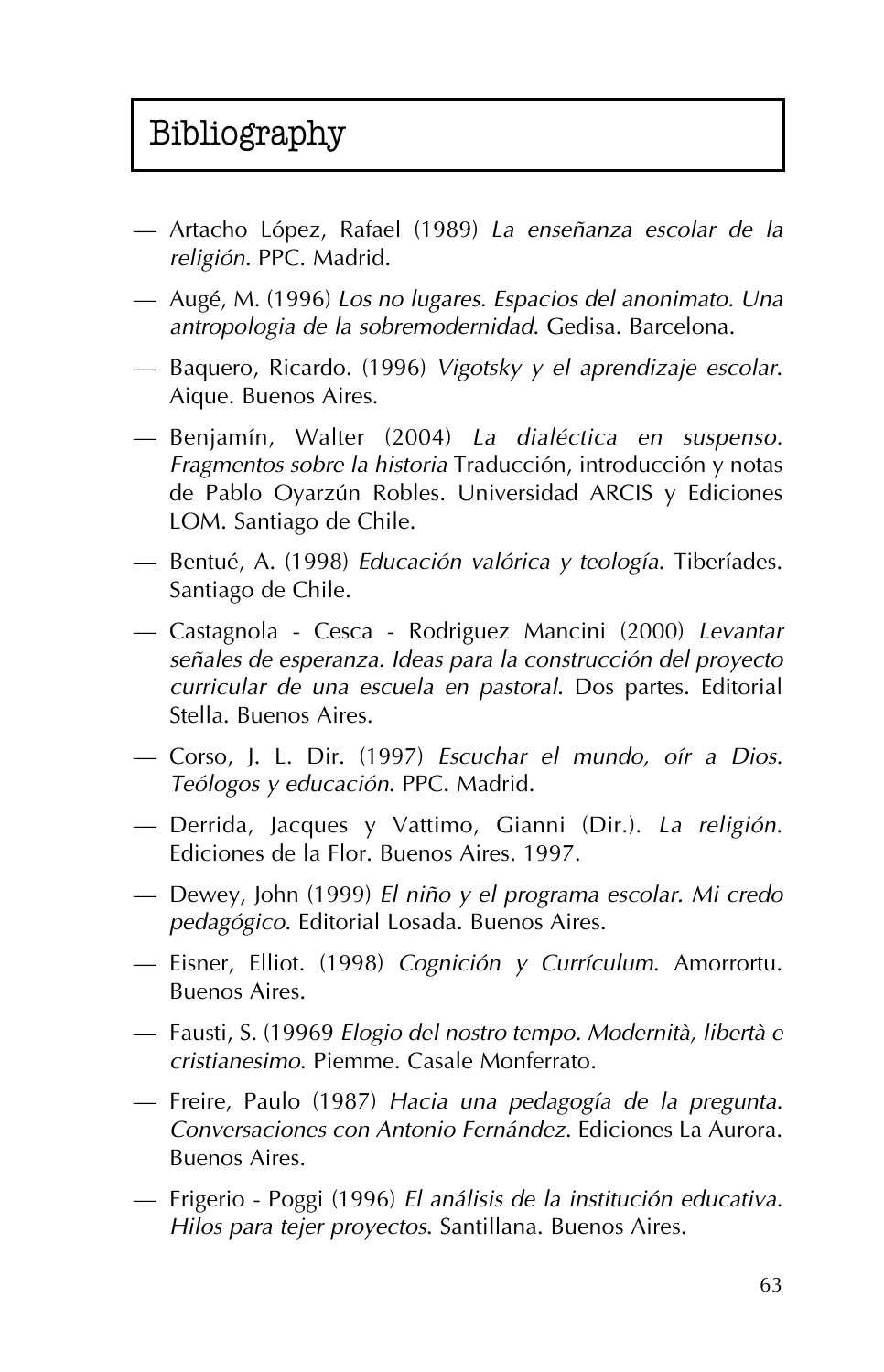# Bibliography

- Artacho López, Rafael (1989) *La enseñanza escolar de la religión*. PPC. Madrid.
- Augé, M. (1996) *Los no lugares. Espacios del anonimato. Una antropologia de la sobremodernidad*. Gedisa. Barcelona.
- Baquero, Ricardo. (1996) *Vigotsky y el aprendizaje escolar*. Aique. Buenos Aires.
- Benjamín, Walter (2004) *La dialéctica en suspenso. Fragmentos sobre la historia* Traducción, introducción y notas de Pablo Oyarzún Robles. Universidad ARCIS y Ediciones LOM. Santiago de Chile.
- Bentué, A. (1998) *Educación valórica y teología*. Tiberíades. Santiago de Chile.
- Castagnola - Cesca - Rodriguez Mancini (2000) *Levantar señales de esperanza. Ideas para la construcción del proyecto curricular de una escuela en pastoral*. Dos partes. Editorial Stella. Buenos Aires.
- Corso, J. L. Dir. (1997) *Escuchar el mundo, oír a Dios. Teólogos y educación*. PPC. Madrid.
- Derrida, Jacques y Vattimo, Gianni (Dir.). *La religión*. Ediciones de la Flor. Buenos Aires. 1997.
- Dewey, John (1999) *El niño y el programa escolar. Mi credo pedagógico*. Editorial Losada. Buenos Aires.
- Eisner, Elliot. (1998) *Cognición y Currículum*. Amorrortu. Buenos Aires.
- Fausti, S. (19969 *Elogio del nostro tempo. Modernità, libertà e cristianesimo*. Piemme. Casale Monferrato.
- Freire, Paulo (1987) *Hacia una pedagogía de la pregunta. Conversaciones con Antonio Fernández*. Ediciones La Aurora. Buenos Aires.
- Frigerio - Poggi (1996) *El análisis de la institución educativa. Hilos para tejer proyectos*. Santillana. Buenos Aires.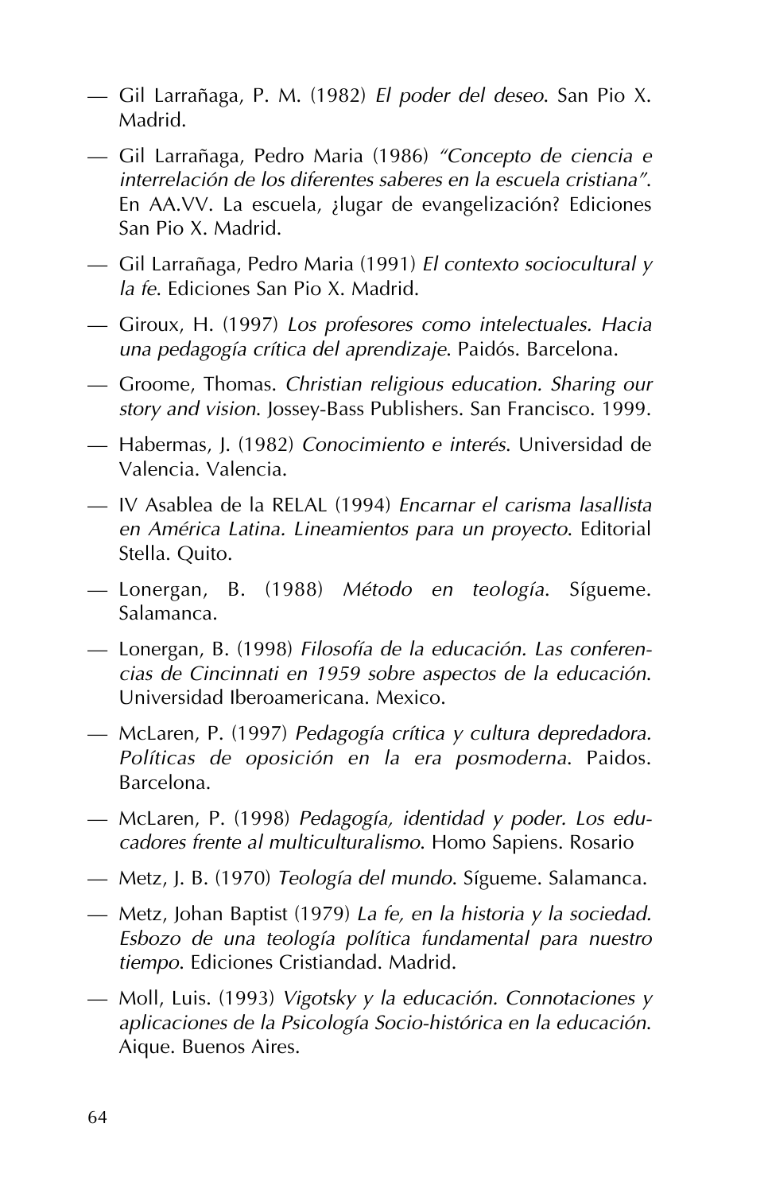— Gil Larrañaga, P. M. (1982) *El poder del deseo*. San Pio X. Madrid.

— Gil Larrañaga, Pedro Maria (1986) *"Concepto de ciencia e interrelación de los diferentes saberes en la escuela cristiana"*. En AA.VV. La escuela, ¿lugar de evangelización? Ediciones San Pio X. Madrid.

— Gil Larrañaga, Pedro Maria (1991) *El contexto sociocultural y la fe*. Ediciones San Pio X. Madrid.

— Giroux, H. (1997) *Los profesores como intelectuales. Hacia una pedagogía crítica del aprendizaje*. Paidós. Barcelona.

— Groome, Thomas. *Christian religious education. Sharing our story and vision*. Jossey-Bass Publishers. San Francisco. 1999.

— Habermas, J. (1982) *Conocimiento e interés*. Universidad de Valencia. Valencia.

— IV Asablea de la RELAL (1994) *Encarnar el carisma lasallista en América Latina. Lineamientos para un proyecto*. Editorial Stella. Quito.

— Lonergan, B. (1988) *Método en teología*. Sígueme. Salamanca.

— Lonergan, B. (1998) *Filosofía de la educación. Las conferencias de Cincinnati en 1959 sobre aspectos de la educación*. Universidad Iberoamericana. Mexico.

— McLaren, P. (1997) *Pedagogía crítica y cultura depredadora. Políticas de oposición en la era posmoderna*. Paidos. Barcelona.

— McLaren, P. (1998) *Pedagogía, identidad y poder. Los educadores frente al multiculturalismo*. Homo Sapiens. Rosario

— Metz, J. B. (1970) *Teología del mundo*. Sígueme. Salamanca.

— Metz, Johan Baptist (1979) *La fe, en la historia y la sociedad. Esbozo de una teología política fundamental para nuestro tiempo*. Ediciones Cristiandad. Madrid.

— Moll, Luis. (1993) *Vigotsky y la educación. Connotaciones y aplicaciones de la Psicología Socio-histórica en la educación*. Aique. Buenos Aires.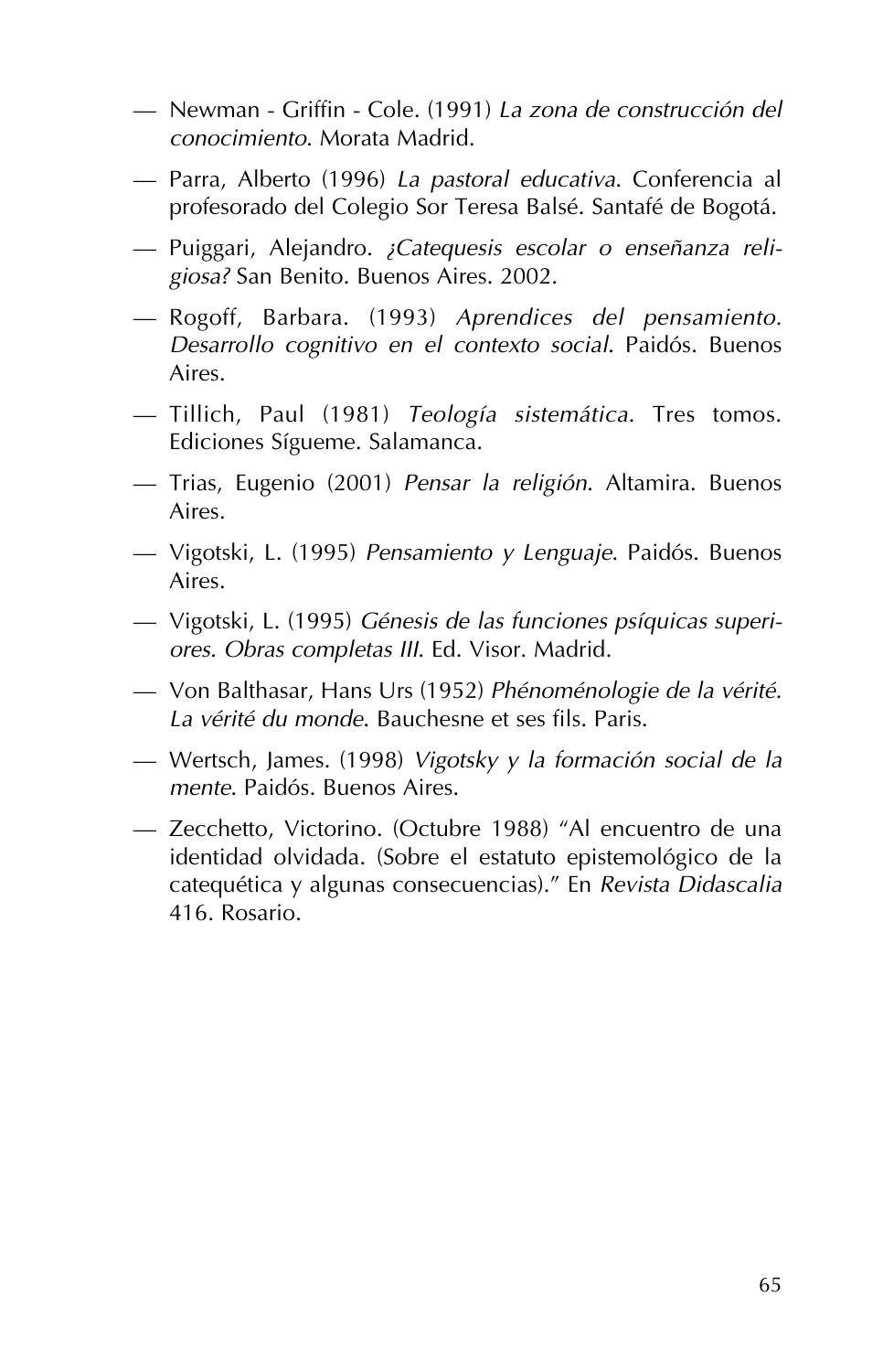- Newman - Griffin - Cole. (1991) *La zona de construcción del conocimiento*. Morata Madrid.
- Parra, Alberto (1996) *La pastoral educativa*. Conferencia al profesorado del Colegio Sor Teresa Balsé. Santafé de Bogotá.
- Puiggari, Alejandro. *¿Catequesis escolar o enseñanza religiosa?* San Benito. Buenos Aires. 2002.
- Rogoff, Barbara. (1993) *Aprendices del pensamiento. Desarrollo cognitivo en el contexto social*. Paidós. Buenos Aires.
- Tillich, Paul (1981) *Teología sistemática*. Tres tomos. Ediciones Sígueme. Salamanca.
- Trias, Eugenio (2001) *Pensar la religión*. Altamira. Buenos Aires.
- Vigotski, L. (1995) *Pensamiento y Lenguaje*. Paidós. Buenos Aires.
- Vigotski, L. (1995) *Génesis de las funciones psíquicas superiores. Obras completas III*. Ed. Visor. Madrid.
- Von Balthasar, Hans Urs (1952) *Phénoménologie de la vérité. La vérité du monde*. Bauchesne et ses fils. Paris.
- Wertsch, James. (1998) *Vigotsky y la formación social de la mente*. Paidós. Buenos Aires.
- Zecchetto, Victorino. (Octubre 1988) "Al encuentro de una identidad olvidada. (Sobre el estatuto epistemológico de la catequética y algunas consecuencias)." En *Revista Didascalia* 416. Rosario.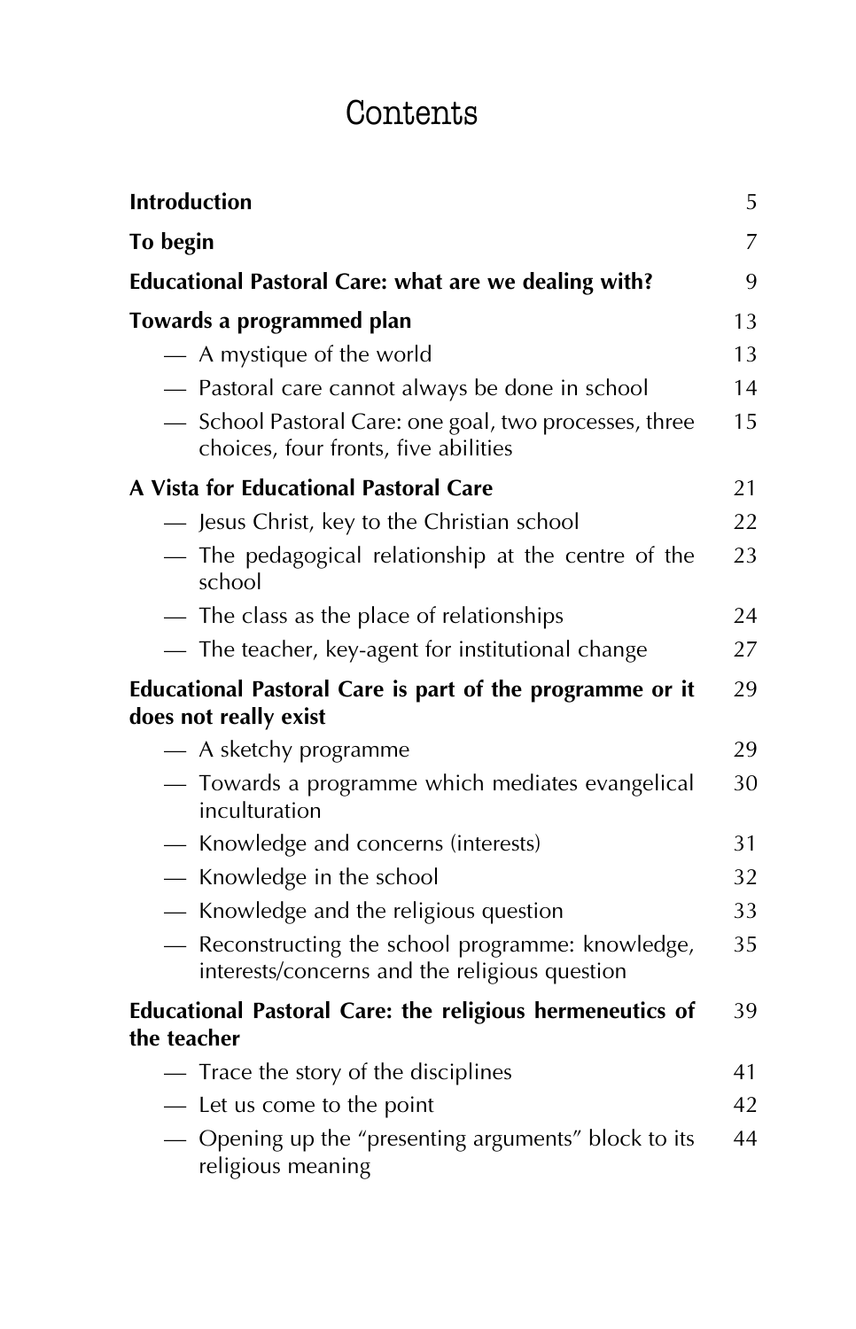# Contents

| | |
|---|---|
| **Introduction** | 5 |
| **To begin** | 7 |
| **Educational Pastoral Care: what are we dealing with?** | 9 |
| **Towards a programmed plan** | 13 |
| — A mystique of the world | 13 |
| — Pastoral care cannot always be done in school | 14 |
| — School Pastoral Care: one goal, two processes, three choices, four fronts, five abilities | 15 |
| **A Vista for Educational Pastoral Care** | 21 |
| — Jesus Christ, key to the Christian school | 22 |
| — The pedagogical relationship at the centre of the school | 23 |
| — The class as the place of relationships | 24 |
| — The teacher, key-agent for institutional change | 27 |
| **Educational Pastoral Care is part of the programme or it does not really exist** | 29 |
| — A sketchy programme | 29 |
| — Towards a programme which mediates evangelical inculturation | 30 |
| — Knowledge and concerns (interests) | 31 |
| — Knowledge in the school | 32 |
| — Knowledge and the religious question | 33 |
| — Reconstructing the school programme: knowledge, interests/concerns and the religious question | 35 |
| **Educational Pastoral Care: the religious hermeneutics of the teacher** | 39 |
| — Trace the story of the disciplines | 41 |
| — Let us come to the point | 42 |
| — Opening up the "presenting arguments" block to its religious meaning | 44 |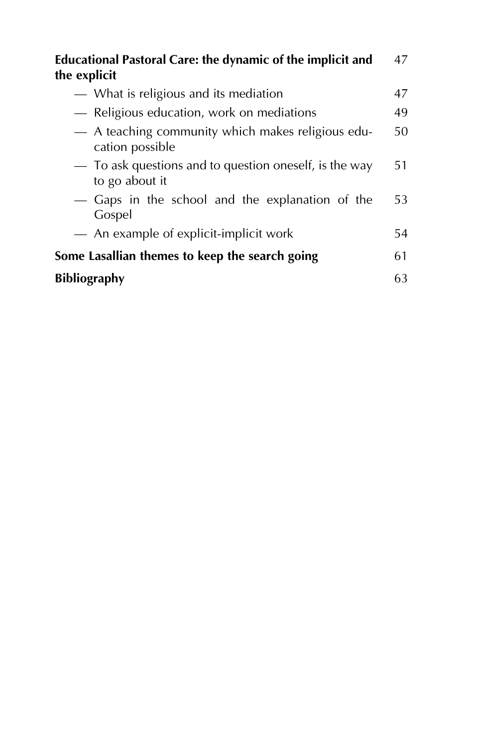**Educational Pastoral Care: the dynamic of the implicit and the explicit** 47

- What is religious and its mediation 47
- Religious education, work on mediations 49
- A teaching community which makes religious education possible 50
- To ask questions and to question oneself, is the way to go about it 51
- Gaps in the school and the explanation of the Gospel 53
- An example of explicit-implicit work 54

**Some Lasallian themes to keep the search going** 61

**Bibliography** 63